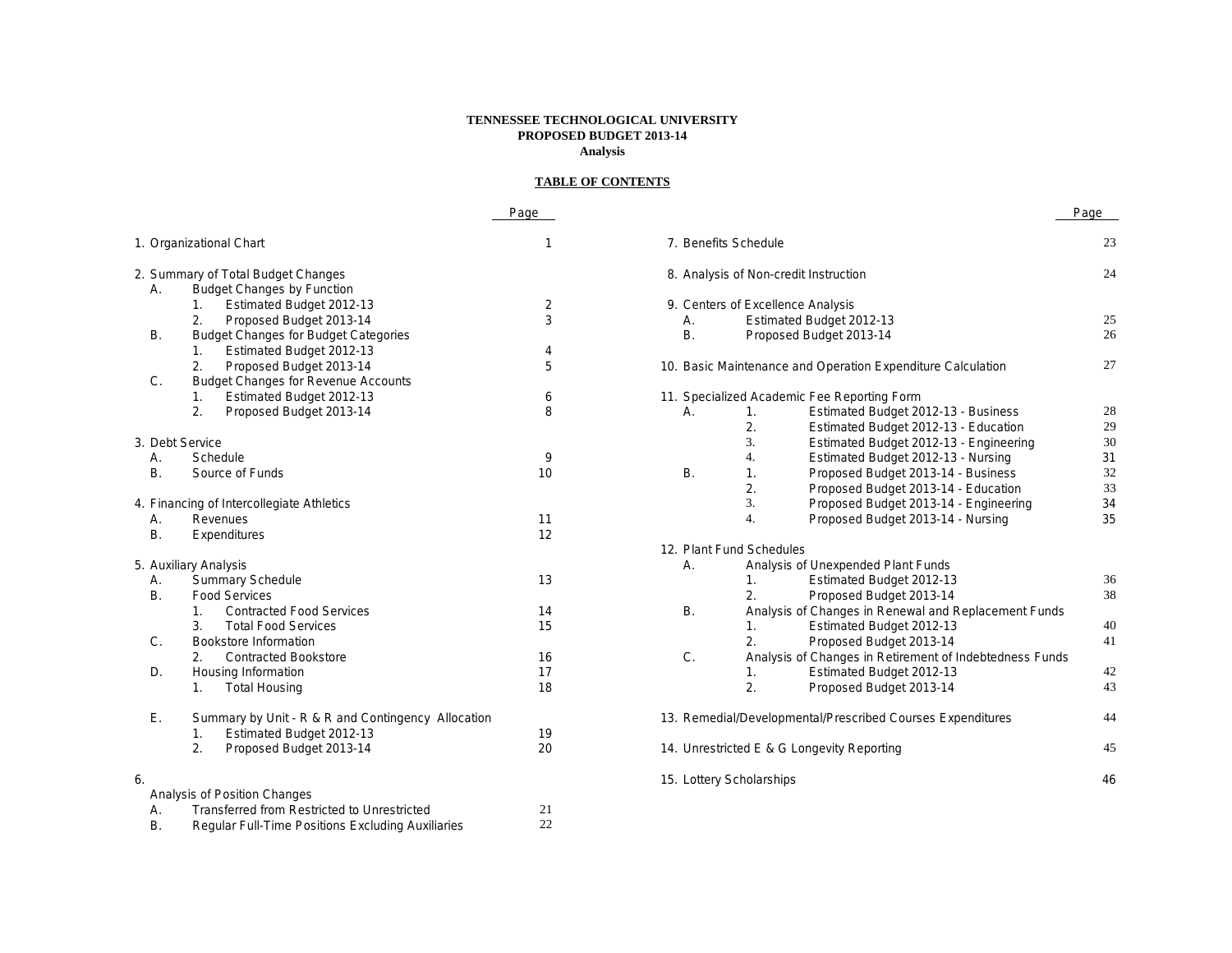# TENNESSEE TECHNOLOGICAL UNIVERSITY
## PROPOSED BUDGET 2013-14
### Analysis

**TABLE OF CONTENTS**

| | Page |
|---|---|
| 1. Organizational Chart | 1 |
| 2. Summary of Total Budget Changes | |
| A. Budget Changes by Function | |
| 1. Estimated Budget 2012-13 | 2 |
| 2. Proposed Budget 2013-14 | 3 |
| B. Budget Changes for Budget Categories | |
| 1. Estimated Budget 2012-13 | 4 |
| 2. Proposed Budget 2013-14 | 5 |
| C. Budget Changes for Revenue Accounts | |
| 1. Estimated Budget 2012-13 | 6 |
| 2. Proposed Budget 2013-14 | 8 |
| 3. Debt Service | |
| A. Schedule | 9 |
| B. Source of Funds | 10 |
| 4. Financing of Intercollegiate Athletics | |
| A. Revenues | 11 |
| B. Expenditures | 12 |
| 5. Auxiliary Analysis | |
| A. Summary Schedule | 13 |
| B. Food Services | |
| 1. Contracted Food Services | 14 |
| 3. Total Food Services | 15 |
| C. Bookstore Information | |
| 2. Contracted Bookstore | 16 |
| D. Housing Information | 17 |
| 1. Total Housing | 18 |
| E. Summary by Unit - R & R and Contingency Allocation | |
| 1. Estimated Budget 2012-13 | 19 |
| 2. Proposed Budget 2013-14 | 20 |
| 6. Analysis of Position Changes | |
| A. Transferred from Restricted to Unrestricted | 21 |
| B. Regular Full-Time Positions Excluding Auxiliaries | 22 |
| 7. Benefits Schedule | 23 |
| 8. Analysis of Non-credit Instruction | 24 |
| 9. Centers of Excellence Analysis | |
| A. Estimated Budget 2012-13 | 25 |
| B. Proposed Budget 2013-14 | 26 |
| 10. Basic Maintenance and Operation Expenditure Calculation | 27 |
| 11. Specialized Academic Fee Reporting Form | |
| A. 1. Estimated Budget 2012-13 - Business | 28 |
| 2. Estimated Budget 2012-13 - Education | 29 |
| 3. Estimated Budget 2012-13 - Engineering | 30 |
| 4. Estimated Budget 2012-13 - Nursing | 31 |
| B. 1. Proposed Budget 2013-14 - Business | 32 |
| 2. Proposed Budget 2013-14 - Education | 33 |
| 3. Proposed Budget 2013-14 - Engineering | 34 |
| 4. Proposed Budget 2013-14 - Nursing | 35 |
| 12. Plant Fund Schedules | |
| A. Analysis of Unexpended Plant Funds | |
| 1. Estimated Budget 2012-13 | 36 |
| 2. Proposed Budget 2013-14 | 38 |
| B. Analysis of Changes in Renewal and Replacement Funds | |
| 1. Estimated Budget 2012-13 | 40 |
| 2. Proposed Budget 2013-14 | 41 |
| C. Analysis of Changes in Retirement of Indebtedness Funds | |
| 1. Estimated Budget 2012-13 | 42 |
| 2. Proposed Budget 2013-14 | 43 |
| 13. Remedial/Developmental/Prescribed Courses Expenditures | 44 |
| 14. Unrestricted E & G Longevity Reporting | 45 |
| 15. Lottery Scholarships | 46 |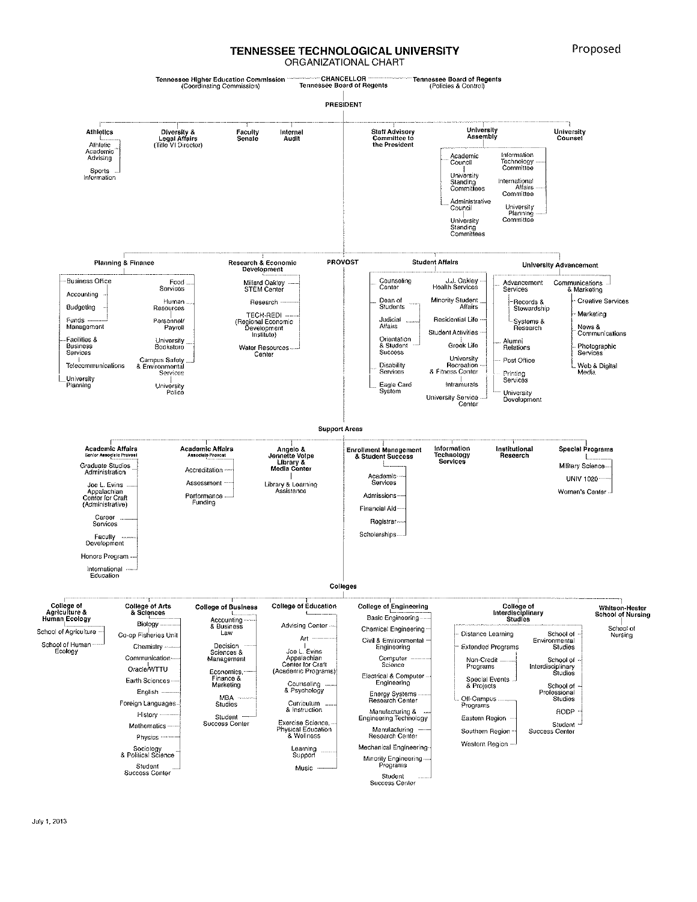Proposed

# TENNESSEE TECHNOLOGICAL UNIVERSITY
## ORGANIZATIONAL CHART

**Tennessee Higher Education Commission** (Coordinating Commission) — **CHANCELLOR** Tennessee Board of Regents — **Tennessee Board of Regents** (Policies & Control)

**PRESIDENT**

- **Athletics**
  - Athletic Academic Advising
  - Sports Information
- **Diversity & Legal Affairs** (Title VI Director)
- **Faculty Senate**
- **Internal Audit**
- **Staff Advisory Committee to the President**
- **University Assembly**
  - Academic Council
    - University Standing Committees
  - Administrative Council
    - University Standing Committees
  - Information Technology Committee
  - International Affairs Committee
  - University Planning Committee
- **University Counsel**

### Planning & Finance
- Business Office
  - Accounting
  - Budgeting
  - Funds Management
- Facilities & Business Services
  - Telecommunications
- University Planning
- Food Services
- Human Resources
  - Personnel/ Payroll
- University Bookstore
- Campus Safety & Environmental Services
  - University Police

### Research & Economic Development
- Millard Oakley STEM Center
- Research
- TECH-REDI (Regional Economic Development Institute)
- Water Resources Center

### PROVOST

### Student Affairs
- Counseling Center
- Dean of Students
  - Judicial Affairs
  - Orientation & Student Success
- Disability Services
- Eagle Card System
- J.J. Oakley Health Services
- Minority Student Affairs
- Residential Life
- Student Activities
  - Greek Life
- University Recreation & Fitness Center
  - Intramurals
- University Service Center

### University Advancement
- Advancement Services
  - Records & Stewardship
  - Systems & Research
- Alumni Relations
- Post Office
- Printing Services
- University Development
- Communications & Marketing
  - Creative Services
  - Marketing
  - News & Communications
  - Photographic Services
  - Web & Digital Media

### Support Areas
- **Academic Affairs** (Senior Associate Provost)
  - Graduate Studies Administration
  - Joe L. Evins Appalachian Center for Craft (Administrative)
  - Career Services
  - Faculty Development
  - Honors Program
  - International Education
- **Academic Affairs** (Associate Provost)
  - Accreditation
  - Assessment
  - Performance Funding
- **Angelo & Jennette Volpe Library & Media Center**
  - Library & Learning Assistance
- **Enrollment Management & Student Success**
  - Academic Services
  - Admissions
  - Financial Aid
  - Registrar
  - Scholarships
- **Information Technology Services**
- **Institutional Research**
- **Special Programs**
  - Military Science
  - UNIV 1020
  - Women's Center

### Colleges
- **College of Agriculture & Human Ecology**
  - School of Agriculture
  - School of Human Ecology
- **College of Arts & Sciences**
  - Biology
  - Co-op Fisheries Unit
  - Chemistry
  - Communication
  - Oracle/WTTU
  - Earth Sciences
  - English
  - Foreign Languages
  - History
  - Mathematics
  - Physics
  - Sociology & Political Science
  - Student Success Center
- **College of Business**
  - Accounting & Business Law
  - Decision Sciences & Management
  - Economics, Finance & Marketing
  - MBA Studies
  - Student Success Center
- **College of Education**
  - Advising Center
  - Art
    - Joe L. Evins Appalachian Center for Craft (Academic Programs)
  - Counseling & Psychology
  - Curriculum & Instruction
  - Exercise Science, Physical Education & Wellness
  - Learning Support
  - Music
- **College of Engineering**
  - Basic Engineering
  - Chemical Engineering
  - Civil & Environmental Engineering
  - Computer Science
  - Electrical & Computer Engineering
  - Energy Systems Research Center
  - Manufacturing & Engineering Technology
  - Manufacturing Research Center
  - Mechanical Engineering
  - Minority Engineering Programs
  - Student Success Center
- **College of Interdisciplinary Studies**
  - Distance Learning
  - Extended Programs
    - Non-Credit Programs
    - Special Events & Projects
  - Off-Campus Programs
    - Eastern Region
    - Southern Region
    - Western Region
  - School of Environmental Studies
  - School of Interdisciplinary Studies
  - School of Professional Studies
  - RODP
  - Student Success Center
- **Whitson-Hester School of Nursing**
  - School of Nursing

July 1, 2013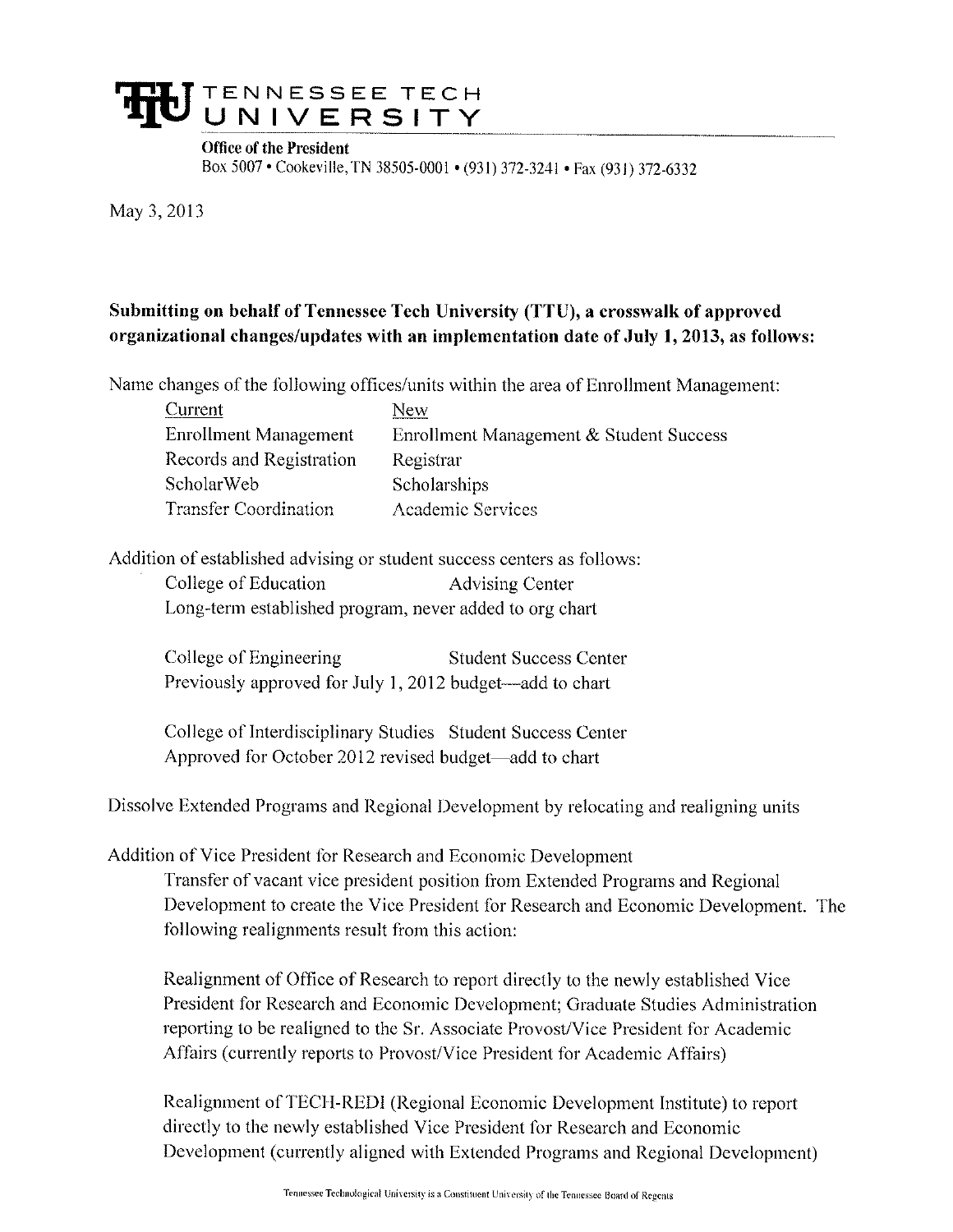# TENNESSEE TECH UNIVERSITY

**Office of the President**
Box 5007 • Cookeville, TN 38505-0001 • (931) 372-3241 • Fax (931) 372-6332

May 3, 2013

**Submitting on behalf of Tennessee Tech University (TTU), a crosswalk of approved organizational changes/updates with an implementation date of July 1, 2013, as follows:**

Name changes of the following offices/units within the area of Enrollment Management:

| Current | New |
|---|---|
| Enrollment Management | Enrollment Management & Student Success |
| Records and Registration | Registrar |
| ScholarWeb | Scholarships |
| Transfer Coordination | Academic Services |

Addition of established advising or student success centers as follows:

College of Education — Advising Center
Long-term established program, never added to org chart

College of Engineering — Student Success Center
Previously approved for July 1, 2012 budget—add to chart

College of Interdisciplinary Studies — Student Success Center
Approved for October 2012 revised budget—add to chart

Dissolve Extended Programs and Regional Development by relocating and realigning units

Addition of Vice President for Research and Economic Development

Transfer of vacant vice president position from Extended Programs and Regional Development to create the Vice President for Research and Economic Development. The following realignments result from this action:

Realignment of Office of Research to report directly to the newly established Vice President for Research and Economic Development; Graduate Studies Administration reporting to be realigned to the Sr. Associate Provost/Vice President for Academic Affairs (currently reports to Provost/Vice President for Academic Affairs)

Realignment of TECH-REDI (Regional Economic Development Institute) to report directly to the newly established Vice President for Research and Economic Development (currently aligned with Extended Programs and Regional Development)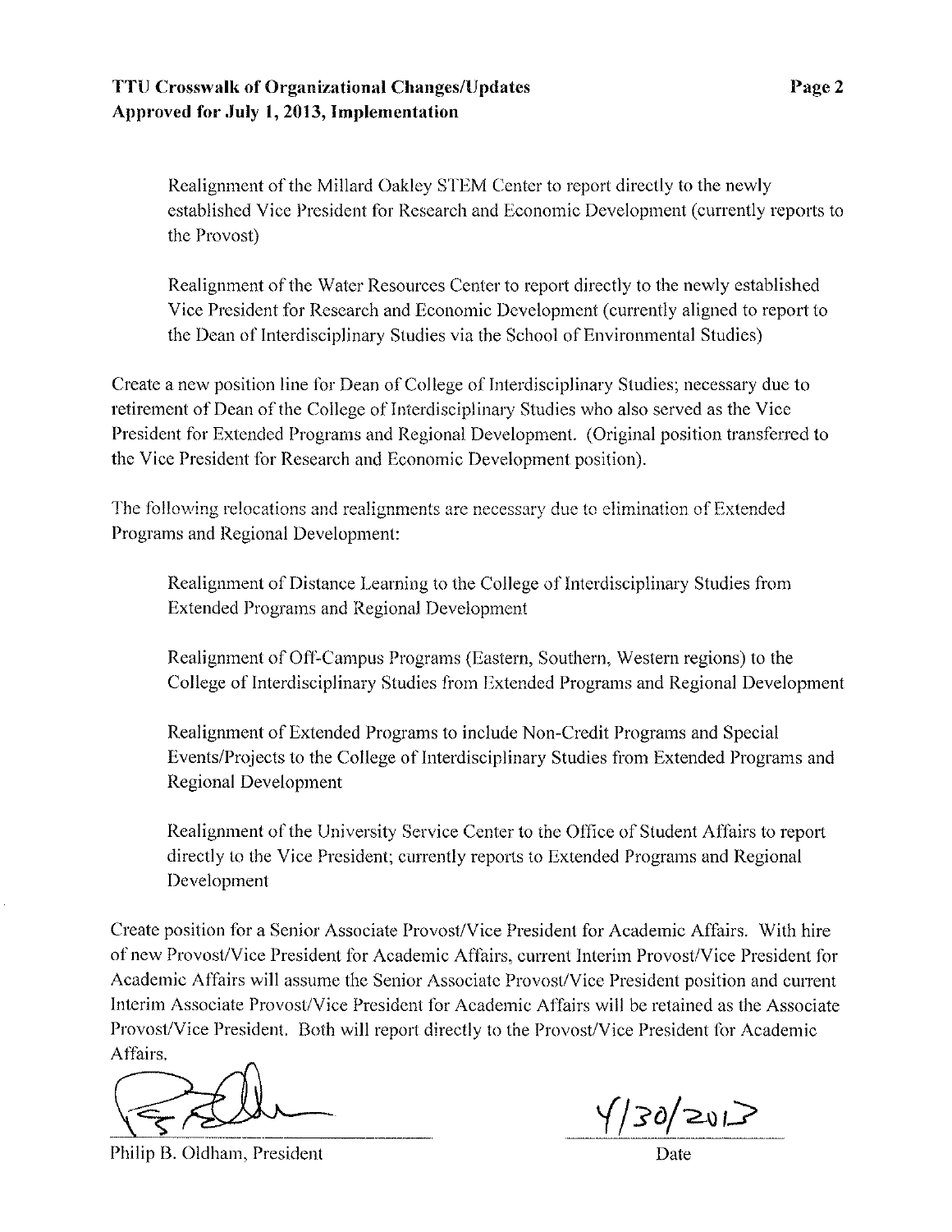**TTU Crosswalk of Organizational Changes/Updates**
**Approved for July 1, 2013, Implementation**

> Realignment of the Millard Oakley STEM Center to report directly to the newly established Vice President for Research and Economic Development (currently reports to the Provost)
>
> Realignment of the Water Resources Center to report directly to the newly established Vice President for Research and Economic Development (currently aligned to report to the Dean of Interdisciplinary Studies via the School of Environmental Studies)

Create a new position line for Dean of College of Interdisciplinary Studies; necessary due to retirement of Dean of the College of Interdisciplinary Studies who also served as the Vice President for Extended Programs and Regional Development. (Original position transferred to the Vice President for Research and Economic Development position).

The following relocations and realignments are necessary due to elimination of Extended Programs and Regional Development:

> Realignment of Distance Learning to the College of Interdisciplinary Studies from Extended Programs and Regional Development
>
> Realignment of Off-Campus Programs (Eastern, Southern, Western regions) to the College of Interdisciplinary Studies from Extended Programs and Regional Development
>
> Realignment of Extended Programs to include Non-Credit Programs and Special Events/Projects to the College of Interdisciplinary Studies from Extended Programs and Regional Development
>
> Realignment of the University Service Center to the Office of Student Affairs to report directly to the Vice President; currently reports to Extended Programs and Regional Development

Create position for a Senior Associate Provost/Vice President for Academic Affairs. With hire of new Provost/Vice President for Academic Affairs, current Interim Provost/Vice President for Academic Affairs will assume the Senior Associate Provost/Vice President position and current Interim Associate Provost/Vice President for Academic Affairs will be retained as the Associate Provost/Vice President. Both will report directly to the Provost/Vice President for Academic Affairs.

Philip B. Oldham, President — Date: 4/30/2013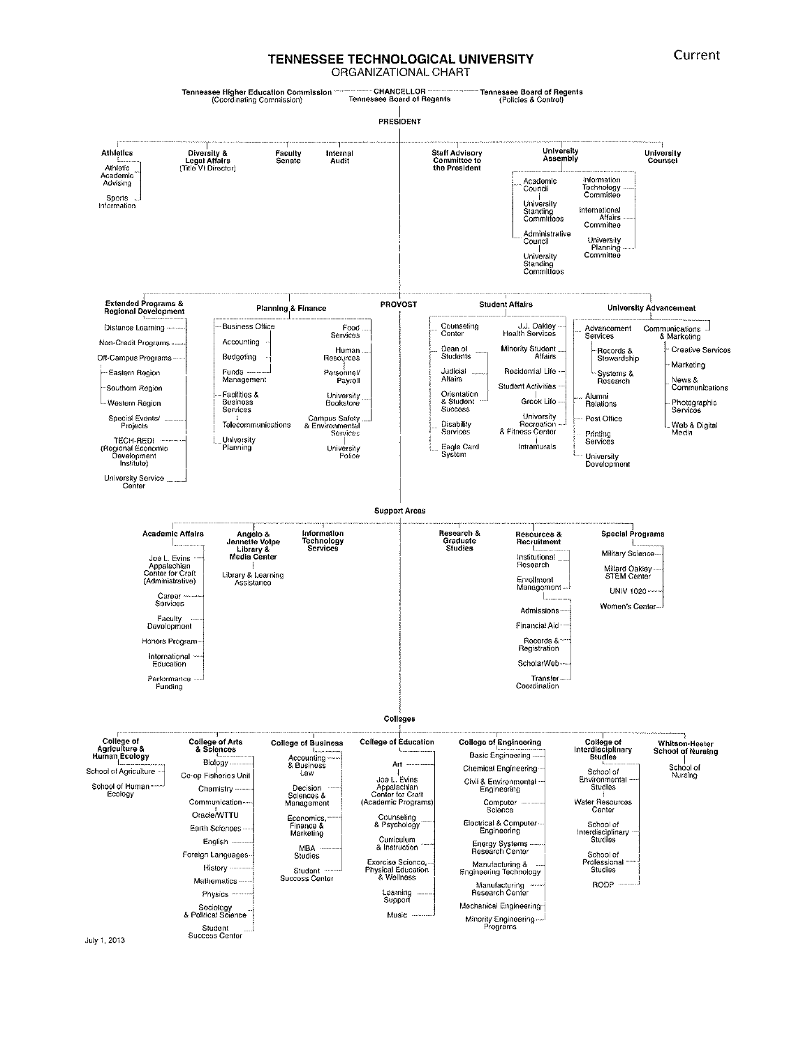Current

# TENNESSEE TECHNOLOGICAL UNIVERSITY
## ORGANIZATIONAL CHART

**Tennessee Higher Education Commission** (Coordinating Commission) — **CHANCELLOR** Tennessee Board of Regents — **Tennessee Board of Regents** (Policies & Control)

**PRESIDENT**

- **Athletics**
  - Athletic Academic Advising
  - Sports Information
- **Diversity & Legal Affairs** (Title VI Director)
- **Faculty Senate**
- **Internal Audit**
- **Staff Advisory Committee to the President**
- **University Assembly**
  - Academic Council
    - University Standing Committees
  - Administrative Council
    - University Standing Committees
  - Information Technology Committee
  - International Affairs Committee
  - University Planning Committee
- **University Counsel**

### Extended Programs & Regional Development
- Distance Learning
- Non-Credit Programs
- Off-Campus Programs
  - Eastern Region
  - Southern Region
  - Western Region
- Special Events/ Projects
- TECH-REDI (Regional Economic Development Institute)
- University Service Center

### Planning & Finance
- Business Office
  - Accounting
  - Budgeting
- Funds Management
- Facilities & Business Services
  - Telecommunications
- University Planning
- Food Services
- Human Resources
  - Personnel/ Payroll
- University Bookstore
- Campus Safety & Environmental Services
  - University Police

### PROVOST

### Student Affairs
- Counseling Center
- Dean of Students
  - Judicial Affairs
  - Orientation & Student Success
- Disability Services
- Eagle Card System
- J.J. Oakley Health Services
- Minority Student Affairs
- Residential Life
- Student Activities
  - Greek Life
- University Recreation & Fitness Center
  - Intramurals

### University Advancement
- Advancement Services
  - Records & Stewardship
  - Systems & Research
- Alumni Relations
- Post Office
- Printing Services
- University Development
- Communications & Marketing
  - Creative Services
  - Marketing
  - News & Communications
  - Photographic Services
  - Web & Digital Media

## Support Areas

### Academic Affairs
- Joe L. Evins Appalachian Center for Craft (Administrative)
- Career Services
- Faculty Development
- Honors Program
- International Education
- Performance Funding

### Angelo & Jennette Volpe Library & Media Center
- Library & Learning Assistance

### Information Technology Services

### Research & Graduate Studies

### Resources & Recruitment
- Institutional Research
- Enrollment Management
  - Admissions
  - Financial Aid
  - Records & Registration
  - ScholarWeb
  - Transfer Coordination

### Special Programs
- Military Science
- Millard Oakley STEM Center
- UNIV 1020
- Women's Center

## Colleges

### College of Agriculture & Human Ecology
- School of Agriculture
- School of Human Ecology

### College of Arts & Sciences
- Biology
- Co-op Fisheries Unit
- Chemistry
- Communication
  - Oracle/WTTU
- Earth Sciences
- English
- Foreign Languages
- History
- Mathematics
- Physics
- Sociology & Political Science
- Student Success Center

### College of Business
- Accounting & Business Law
- Decision Sciences & Management
- Economics, Finance & Marketing
- MBA Studies
- Student Success Center

### College of Education
- Art
  - Joe L. Evins Appalachian Center for Craft (Academic Programs)
- Counseling & Psychology
- Curriculum & Instruction
- Exercise Science, Physical Education & Wellness
- Learning Support
- Music

### College of Engineering
- Basic Engineering
- Chemical Engineering
- Civil & Environmental Engineering
- Computer Science
- Electrical & Computer Engineering
- Energy Systems Research Center
- Manufacturing & Engineering Technology
- Manufacturing Research Center
- Mechanical Engineering
- Minority Engineering Programs

### College of Interdisciplinary Studies
- School of Environmental Studies
  - Water Resources Center
- School of Interdisciplinary Studies
- School of Professional Studies
- RODP

### Whitson-Hester School of Nursing
- School of Nursing

July 1, 2013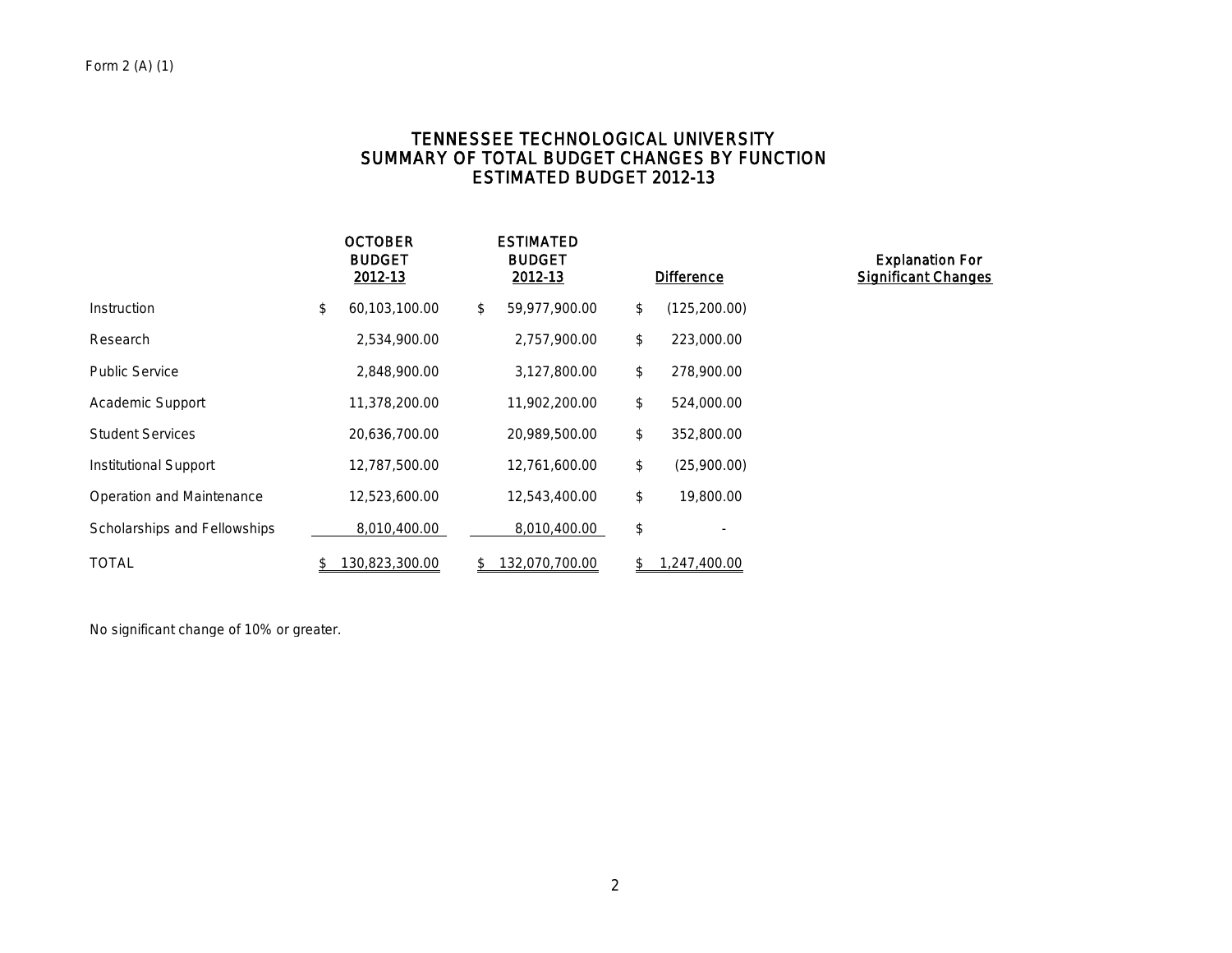Form 2 (A) (1)

# TENNESSEE TECHNOLOGICAL UNIVERSITY
## SUMMARY OF TOTAL BUDGET CHANGES BY FUNCTION
## ESTIMATED BUDGET 2012-13

| | OCTOBER BUDGET 2012-13 | ESTIMATED BUDGET 2012-13 | Difference | Explanation For Significant Changes |
|---|---|---|---|---|
| Instruction | $ 60,103,100.00 | $ 59,977,900.00 | $ (125,200.00) | |
| Research | 2,534,900.00 | 2,757,900.00 | $ 223,000.00 | |
| Public Service | 2,848,900.00 | 3,127,800.00 | $ 278,900.00 | |
| Academic Support | 11,378,200.00 | 11,902,200.00 | $ 524,000.00 | |
| Student Services | 20,636,700.00 | 20,989,500.00 | $ 352,800.00 | |
| Institutional Support | 12,787,500.00 | 12,761,600.00 | $ (25,900.00) | |
| Operation and Maintenance | 12,523,600.00 | 12,543,400.00 | $ 19,800.00 | |
| Scholarships and Fellowships | 8,010,400.00 | 8,010,400.00 | $ - | |
| TOTAL | $ 130,823,300.00 | $ 132,070,700.00 | $ 1,247,400.00 | |

No significant change of 10% or greater.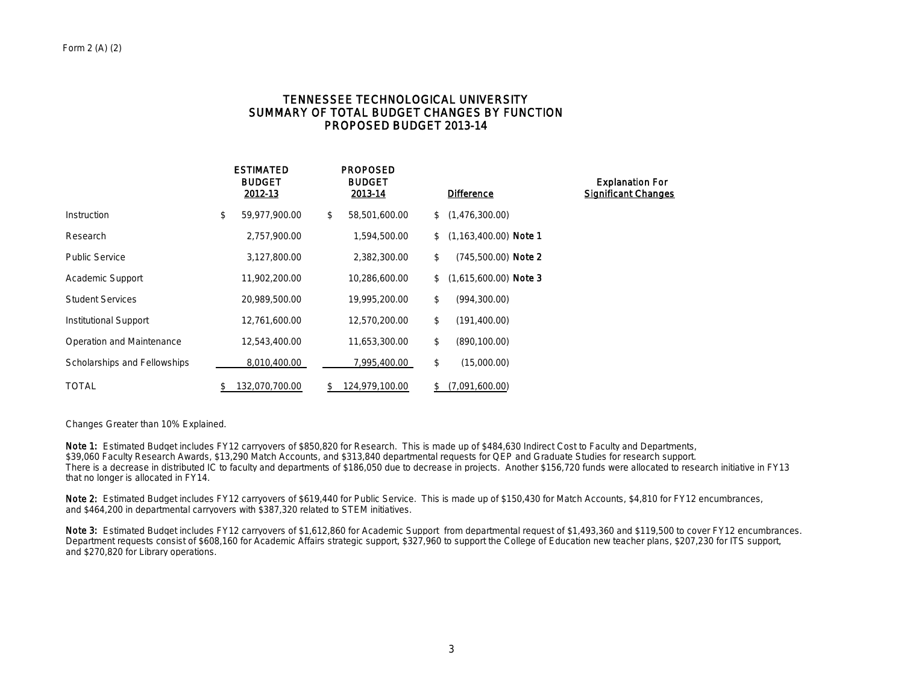Form 2 (A) (2)

# TENNESSEE TECHNOLOGICAL UNIVERSITY
## SUMMARY OF TOTAL BUDGET CHANGES BY FUNCTION
## PROPOSED BUDGET 2013-14

| | ESTIMATED BUDGET 2012-13 | PROPOSED BUDGET 2013-14 | Difference | Explanation For Significant Changes |
|---|---|---|---|---|
| Instruction | $ 59,977,900.00 | $ 58,501,600.00 | $ (1,476,300.00) | |
| Research | 2,757,900.00 | 1,594,500.00 | $ (1,163,400.00) | **Note 1** |
| Public Service | 3,127,800.00 | 2,382,300.00 | $ (745,500.00) | **Note 2** |
| Academic Support | 11,902,200.00 | 10,286,600.00 | $ (1,615,600.00) | **Note 3** |
| Student Services | 20,989,500.00 | 19,995,200.00 | $ (994,300.00) | |
| Institutional Support | 12,761,600.00 | 12,570,200.00 | $ (191,400.00) | |
| Operation and Maintenance | 12,543,400.00 | 11,653,300.00 | $ (890,100.00) | |
| Scholarships and Fellowships | 8,010,400.00 | 7,995,400.00 | $ (15,000.00) | |
| TOTAL | $ 132,070,700.00 | $ 124,979,100.00 | $ (7,091,600.00) | |

Changes Greater than 10% Explained.

**Note 1:** Estimated Budget includes FY12 carryovers of $850,820 for Research. This is made up of $484,630 Indirect Cost to Faculty and Departments, $39,060 Faculty Research Awards, $13,290 Match Accounts, and $313,840 departmental requests for QEP and Graduate Studies for research support. There is a decrease in distributed IC to faculty and departments of $186,050 due to decrease in projects. Another $156,720 funds were allocated to research initiative in FY13 that no longer is allocated in FY14.

**Note 2:** Estimated Budget includes FY12 carryovers of $619,440 for Public Service. This is made up of $150,430 for Match Accounts, $4,810 for FY12 encumbrances, and $464,200 in departmental carryovers with $387,320 related to STEM initiatives.

**Note 3:** Estimated Budget includes FY12 carryovers of $1,612,860 for Academic Support from departmental request of $1,493,360 and $119,500 to cover FY12 encumbrances. Department requests consist of $608,160 for Academic Affairs strategic support, $327,960 to support the College of Education new teacher plans, $207,230 for ITS support, and $270,820 for Library operations.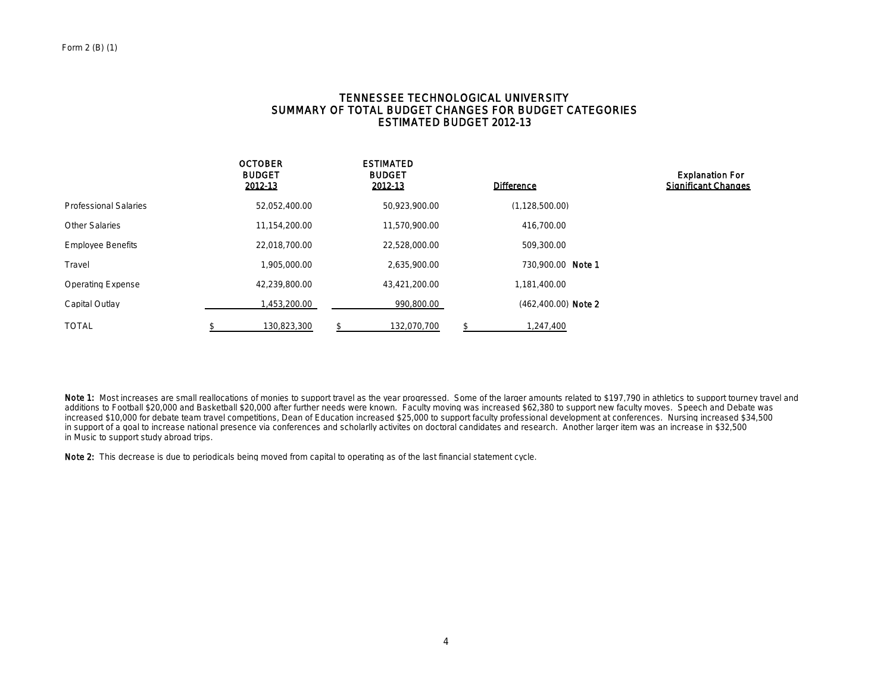Form 2 (B) (1)

# TENNESSEE TECHNOLOGICAL UNIVERSITY
## SUMMARY OF TOTAL BUDGET CHANGES FOR BUDGET CATEGORIES
## ESTIMATED BUDGET 2012-13

| | OCTOBER BUDGET 2012-13 | ESTIMATED BUDGET 2012-13 | Difference | | Explanation For Significant Changes |
|---|---|---|---|---|---|
| Professional Salaries | 52,052,400.00 | 50,923,900.00 | (1,128,500.00) | | |
| Other Salaries | 11,154,200.00 | 11,570,900.00 | 416,700.00 | | |
| Employee Benefits | 22,018,700.00 | 22,528,000.00 | 509,300.00 | | |
| Travel | 1,905,000.00 | 2,635,900.00 | 730,900.00 | **Note 1** | |
| Operating Expense | 42,239,800.00 | 43,421,200.00 | 1,181,400.00 | | |
| Capital Outlay | 1,453,200.00 | 990,800.00 | (462,400.00) | **Note 2** | |
| TOTAL | $ 130,823,300 | $ 132,070,700 | $ 1,247,400 | | |

**Note 1:** Most increases are small reallocations of monies to support travel as the year progressed. Some of the larger amounts related to $197,790 in athletics to support tourney travel and additions to Football $20,000 and Basketball $20,000 after further needs were known. Faculty moving was increased $62,380 to support new faculty moves. Speech and Debate was increased $10,000 for debate team travel competitions, Dean of Education increased $25,000 to support faculty professional development at conferences. Nursing increased $34,500 in support of a goal to increase national presence via conferences and scholarlly activites on doctoral candidates and research. Another larger item was an increase in $32,500 in Music to support study abroad trips.

**Note 2:** This decrease is due to periodicals being moved from capital to operating as of the last financial statement cycle.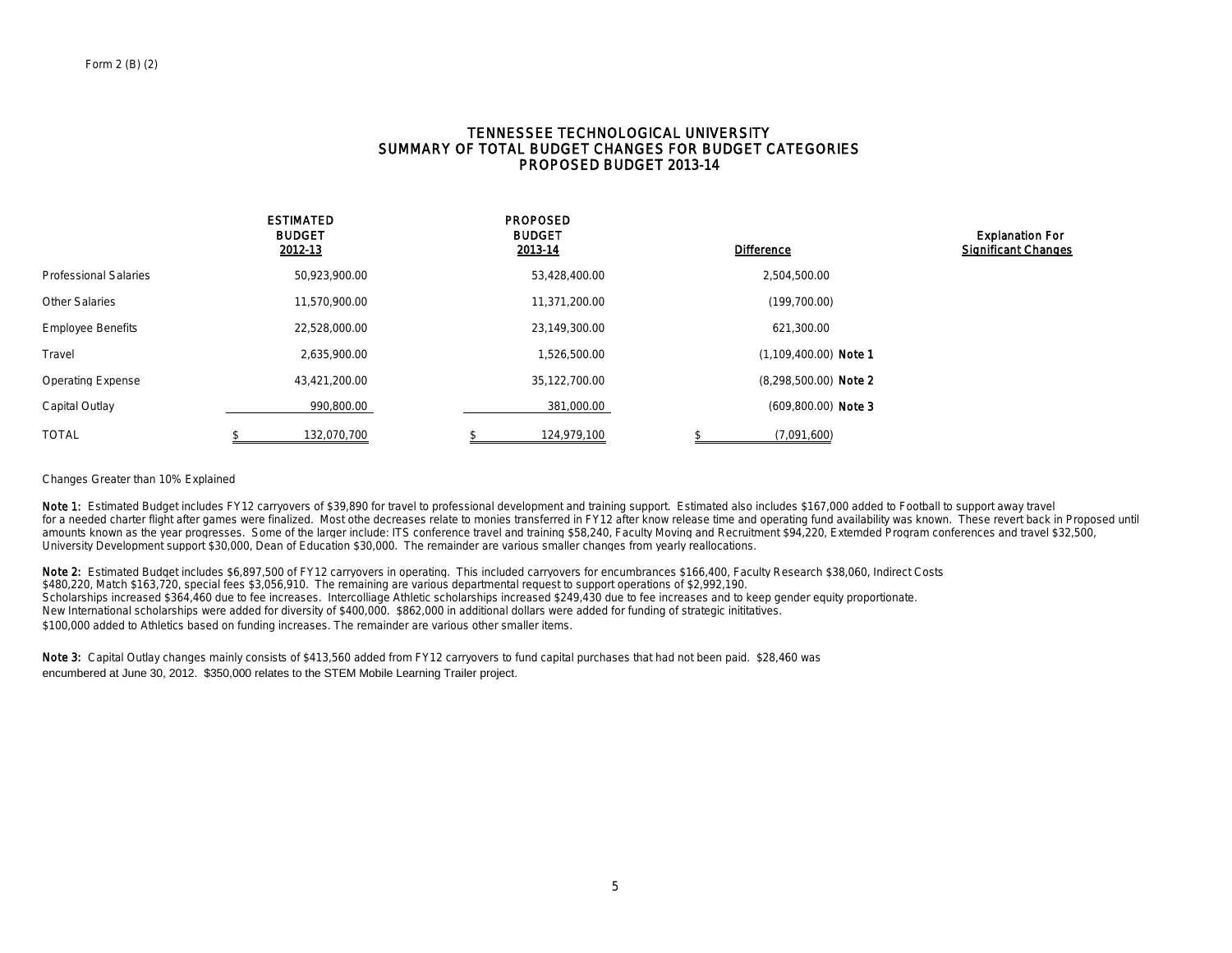Form 2 (B) (2)

# TENNESSEE TECHNOLOGICAL UNIVERSITY
## SUMMARY OF TOTAL BUDGET CHANGES FOR BUDGET CATEGORIES
## PROPOSED BUDGET 2013-14

| | ESTIMATED BUDGET 2012-13 | PROPOSED BUDGET 2013-14 | Difference | Explanation For Significant Changes |
|---|---|---|---|---|
| Professional Salaries | 50,923,900.00 | 53,428,400.00 | 2,504,500.00 | |
| Other Salaries | 11,570,900.00 | 11,371,200.00 | (199,700.00) | |
| Employee Benefits | 22,528,000.00 | 23,149,300.00 | 621,300.00 | |
| Travel | 2,635,900.00 | 1,526,500.00 | (1,109,400.00) **Note 1** | |
| Operating Expense | 43,421,200.00 | 35,122,700.00 | (8,298,500.00) **Note 2** | |
| Capital Outlay | 990,800.00 | 381,000.00 | (609,800.00) **Note 3** | |
| TOTAL | $ 132,070,700 | $ 124,979,100 | $ (7,091,600) | |

Changes Greater than 10% Explained

**Note 1:** Estimated Budget includes FY12 carryovers of $39,890 for travel to professional development and training support. Estimated also includes $167,000 added to Football to support away travel for a needed charter flight after games were finalized. Most othe decreases relate to monies transferred in FY12 after know release time and operating fund availability was known. These revert back in Proposed until amounts known as the year progresses. Some of the larger include: ITS conference travel and training $58,240, Faculty Moving and Recruitment $94,220, Extemded Program conferences and travel $32,500, University Development support $30,000, Dean of Education $30,000. The remainder are various smaller changes from yearly reallocations.

**Note 2:** Estimated Budget includes $6,897,500 of FY12 carryovers in operating. This included carryovers for encumbrances $166,400, Faculty Research $38,060, Indirect Costs $480,220, Match $163,720, special fees $3,056,910. The remaining are various departmental request to support operations of $2,992,190.
Scholarships increased $364,460 due to fee increases. Intercolliage Athletic scholarships increased $249,430 due to fee increases and to keep gender equity proportionate.
New International scholarships were added for diversity of $400,000. $862,000 in additional dollars were added for funding of strategic inititatives.
$100,000 added to Athletics based on funding increases. The remainder are various other smaller items.

**Note 3:** Capital Outlay changes mainly consists of $413,560 added from FY12 carryovers to fund capital purchases that had not been paid. $28,460 was encumbered at June 30, 2012. $350,000 relates to the STEM Mobile Learning Trailer project.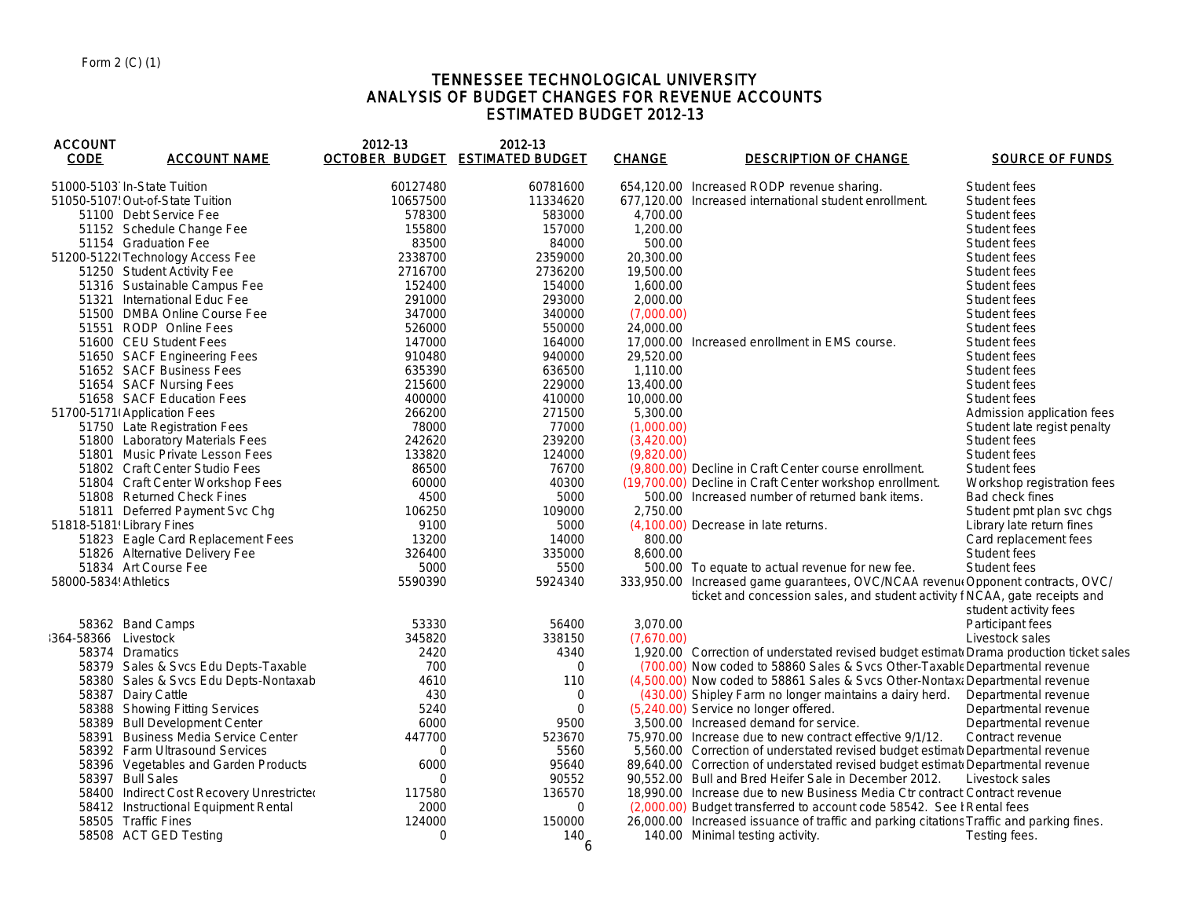Form 2 (C) (1)

# TENNESSEE TECHNOLOGICAL UNIVERSITY
## ANALYSIS OF BUDGET CHANGES FOR REVENUE ACCOUNTS
## ESTIMATED BUDGET 2012-13

| ACCOUNT CODE | ACCOUNT NAME | 2012-13 OCTOBER BUDGET | 2012-13 ESTIMATED BUDGET | CHANGE | DESCRIPTION OF CHANGE | SOURCE OF FUNDS |
|---|---|---|---|---|---|---|
| 51000-5103 | In-State Tuition | 60127480 | 60781600 | 654,120.00 | Increased RODP revenue sharing. | Student fees |
| 51050-5107 | Out-of-State Tuition | 10657500 | 11334620 | 677,120.00 | Increased international student enrollment. | Student fees |
| 51100 | Debt Service Fee | 578300 | 583000 | 4,700.00 | | Student fees |
| 51152 | Schedule Change Fee | 155800 | 157000 | 1,200.00 | | Student fees |
| 51154 | Graduation Fee | 83500 | 84000 | 500.00 | | Student fees |
| 51200-5122 | Technology Access Fee | 2338700 | 2359000 | 20,300.00 | | Student fees |
| 51250 | Student Activity Fee | 2716700 | 2736200 | 19,500.00 | | Student fees |
| 51316 | Sustainable Campus Fee | 152400 | 154000 | 1,600.00 | | Student fees |
| 51321 | International Educ Fee | 291000 | 293000 | 2,000.00 | | Student fees |
| 51500 | DMBA Online Course Fee | 347000 | 340000 | (7,000.00) | | Student fees |
| 51551 | RODP Online Fees | 526000 | 550000 | 24,000.00 | | Student fees |
| 51600 | CEU Student Fees | 147000 | 164000 | 17,000.00 | Increased enrollment in EMS course. | Student fees |
| 51650 | SACF Engineering Fees | 910480 | 940000 | 29,520.00 | | Student fees |
| 51652 | SACF Business Fees | 635390 | 636500 | 1,110.00 | | Student fees |
| 51654 | SACF Nursing Fees | 215600 | 229000 | 13,400.00 | | Student fees |
| 51658 | SACF Education Fees | 400000 | 410000 | 10,000.00 | | Student fees |
| 51700-5171 | Application Fees | 266200 | 271500 | 5,300.00 | | Admission application fees |
| 51750 | Late Registration Fees | 78000 | 77000 | (1,000.00) | | Student late regist penalty |
| 51800 | Laboratory Materials Fees | 242620 | 239200 | (3,420.00) | | Student fees |
| 51801 | Music Private Lesson Fees | 133820 | 124000 | (9,820.00) | | Student fees |
| 51802 | Craft Center Studio Fees | 86500 | 76700 | (9,800.00) | Decline in Craft Center course enrollment. | Student fees |
| 51804 | Craft Center Workshop Fees | 60000 | 40300 | (19,700.00) | Decline in Craft Center workshop enrollment. | Workshop registration fees |
| 51808 | Returned Check Fines | 4500 | 5000 | 500.00 | Increased number of returned bank items. | Bad check fines |
| 51811 | Deferred Payment Svc Chg | 106250 | 109000 | 2,750.00 | | Student pmt plan svc chgs |
| 51818-5181 | Library Fines | 9100 | 5000 | (4,100.00) | Decrease in late returns. | Library late return fines |
| 51823 | Eagle Card Replacement Fees | 13200 | 14000 | 800.00 | | Card replacement fees |
| 51826 | Alternative Delivery Fee | 326400 | 335000 | 8,600.00 | | Student fees |
| 51834 | Art Course Fee | 5000 | 5500 | 500.00 | To equate to actual revenue for new fee. | Student fees |
| 58000-5834 | Athletics | 5590390 | 5924340 | 333,950.00 | Increased game guarantees, OVC/NCAA revenue ticket and concession sales, and student activity f | Opponent contracts, OVC/NCAA, gate receipts and student activity fees |
| 58362 | Band Camps | 53330 | 56400 | 3,070.00 | | Participant fees |
| 364-58366 | Livestock | 345820 | 338150 | (7,670.00) | | Livestock sales |
| 58374 | Dramatics | 2420 | 4340 | 1,920.00 | Correction of understated revised budget estimat | Drama production ticket sales |
| 58379 | Sales & Svcs Edu Depts-Taxable | 700 | 0 | (700.00) | Now coded to 58860 Sales & Svcs Other-Taxable | Departmental revenue |
| 58380 | Sales & Svcs Edu Depts-Nontaxab | 4610 | 110 | (4,500.00) | Now coded to 58861 Sales & Svcs Other-Nontax | Departmental revenue |
| 58387 | Dairy Cattle | 430 | 0 | (430.00) | Shipley Farm no longer maintains a dairy herd. | Departmental revenue |
| 58388 | Showing Fitting Services | 5240 | 0 | (5,240.00) | Service no longer offered. | Departmental revenue |
| 58389 | Bull Development Center | 6000 | 9500 | 3,500.00 | Increased demand for service. | Departmental revenue |
| 58391 | Business Media Service Center | 447700 | 523670 | 75,970.00 | Increase due to new contract effective 9/1/12. | Contract revenue |
| 58392 | Farm Ultrasound Services | 0 | 5560 | 5,560.00 | Correction of understated revised budget estimat | Departmental revenue |
| 58396 | Vegetables and Garden Products | 6000 | 95640 | 89,640.00 | Correction of understated revised budget estimat | Departmental revenue |
| 58397 | Bull Sales | 0 | 90552 | 90,552.00 | Bull and Bred Heifer Sale in December 2012. | Livestock sales |
| 58400 | Indirect Cost Recovery Unrestricte | 117580 | 136570 | 18,990.00 | Increase due to new Business Media Ctr contract | Contract revenue |
| 58412 | Instructional Equipment Rental | 2000 | 0 | (2,000.00) | Budget transferred to account code 58542. See | Rental fees |
| 58505 | Traffic Fines | 124000 | 150000 | 26,000.00 | Increased issuance of traffic and parking citations | Traffic and parking fines. |
| 58508 | ACT GED Testing | 0 | 140 | 140.00 | Minimal testing activity. | Testing fees. |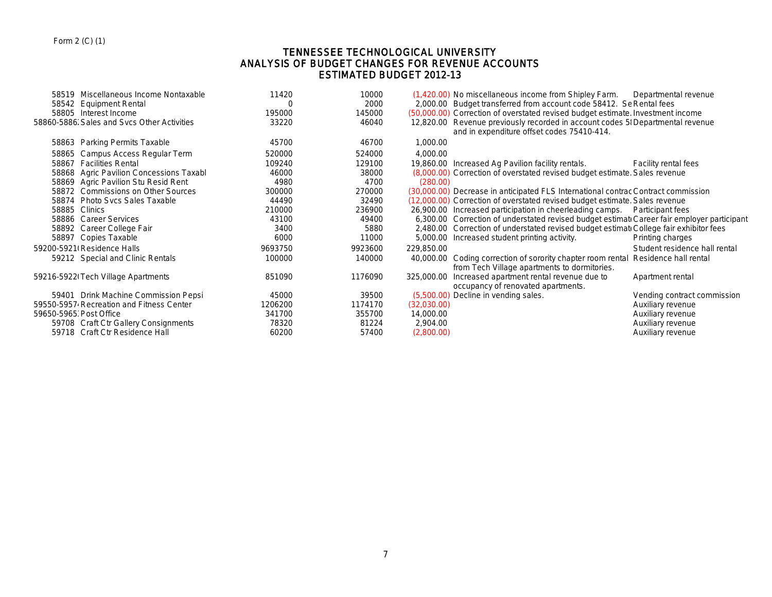Form 2 (C) (1)

# TENNESSEE TECHNOLOGICAL UNIVERSITY
## ANALYSIS OF BUDGET CHANGES FOR REVENUE ACCOUNTS
## ESTIMATED BUDGET 2012-13

| Account | Description | | | Change | Explanation | Revenue Type |
|---|---|---|---|---|---|---|
| 58519 | Miscellaneous Income Nontaxable | 11420 | 10000 | (1,420.00) | No miscellaneous income from Shipley Farm. | Departmental revenue |
| 58542 | Equipment Rental | 0 | 2000 | 2,000.00 | Budget transferred from account code 58412. Se | Rental fees |
| 58805 | Interest Income | 195000 | 145000 | (50,000.00) | Correction of overstated revised budget estimate. | Investment income |
| 58860-5886 | Sales and Svcs Other Activities | 33220 | 46040 | 12,820.00 | Revenue previously recorded in account codes 5( and in expenditure offset codes 75410-414. | Departmental revenue |
| 58863 | Parking Permits Taxable | 45700 | 46700 | 1,000.00 | | |
| 58865 | Campus Access Regular Term | 520000 | 524000 | 4,000.00 | | |
| 58867 | Facilities Rental | 109240 | 129100 | 19,860.00 | Increased Ag Pavilion facility rentals. | Facility rental fees |
| 58868 | Agric Pavilion Concessions Taxabl | 46000 | 38000 | (8,000.00) | Correction of overstated revised budget estimate. | Sales revenue |
| 58869 | Agric Pavilion Stu Resid Rent | 4980 | 4700 | (280.00) | | |
| 58872 | Commissions on Other Sources | 300000 | 270000 | (30,000.00) | Decrease in anticipated FLS International contrac | Contract commission |
| 58874 | Photo Svcs Sales Taxable | 44490 | 32490 | (12,000.00) | Correction of overstated revised budget estimate. | Sales revenue |
| 58885 | Clinics | 210000 | 236900 | 26,900.00 | Increased participation in cheerleading camps. | Participant fees |
| 58886 | Career Services | 43100 | 49400 | 6,300.00 | Correction of understated revised budget estimat | Career fair employer participant |
| 58892 | Career College Fair | 3400 | 5880 | 2,480.00 | Correction of understated revised budget estimat | College fair exhibitor fees |
| 58897 | Copies Taxable | 6000 | 11000 | 5,000.00 | Increased student printing activity. | Printing charges |
| 59200-5921 | Residence Halls | 9693750 | 9923600 | 229,850.00 | | Student residence hall rental |
| 59212 | Special and Clinic Rentals | 100000 | 140000 | 40,000.00 | Coding correction of sorority chapter room rental from Tech Village apartments to dormitories. | Residence hall rental |
| 59216-5922 | Tech Village Apartments | 851090 | 1176090 | 325,000.00 | Increased apartment rental revenue due to occupancy of renovated apartments. | Apartment rental |
| 59401 | Drink Machine Commission Pepsi | 45000 | 39500 | (5,500.00) | Decline in vending sales. | Vending contract commission |
| 59550-5957 | Recreation and Fitness Center | 1206200 | 1174170 | (32,030.00) | | Auxiliary revenue |
| 59650-5965 | Post Office | 341700 | 355700 | 14,000.00 | | Auxiliary revenue |
| 59708 | Craft Ctr Gallery Consignments | 78320 | 81224 | 2,904.00 | | Auxiliary revenue |
| 59718 | Craft Ctr Residence Hall | 60200 | 57400 | (2,800.00) | | Auxiliary revenue |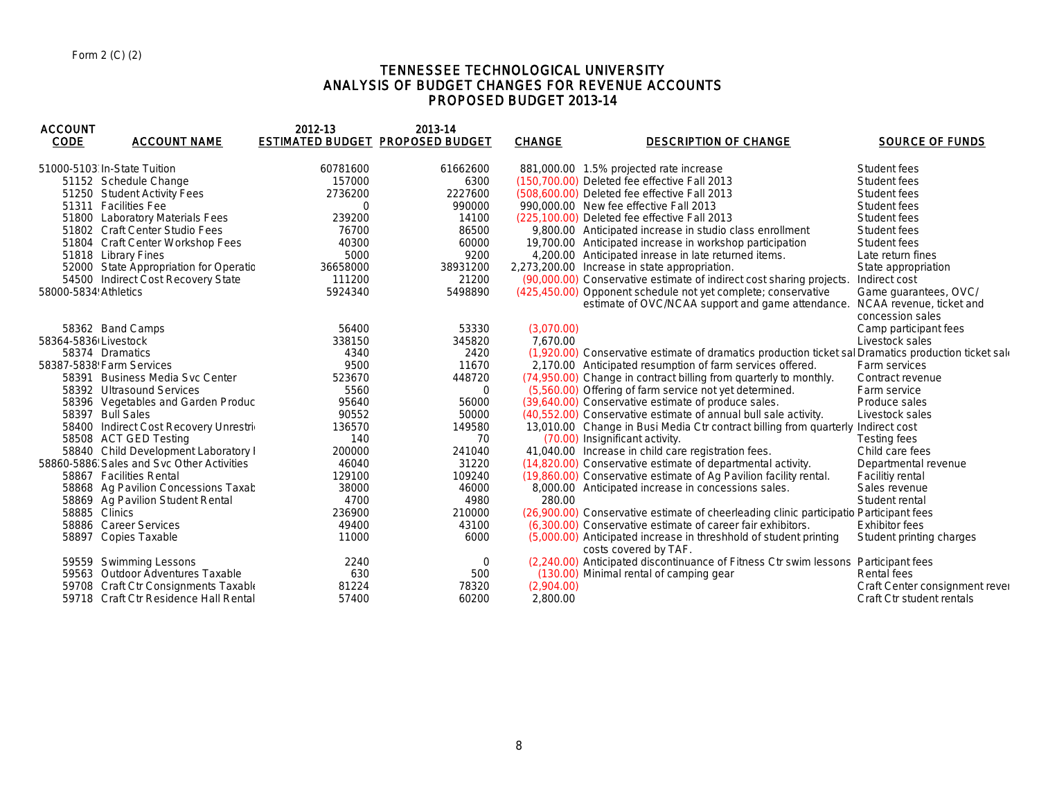Form 2 (C) (2)

# TENNESSEE TECHNOLOGICAL UNIVERSITY
## ANALYSIS OF BUDGET CHANGES FOR REVENUE ACCOUNTS
## PROPOSED BUDGET 2013-14

| ACCOUNT CODE | ACCOUNT NAME | 2012-13 ESTIMATED BUDGET | 2013-14 PROPOSED BUDGET | CHANGE | DESCRIPTION OF CHANGE | SOURCE OF FUNDS |
|---|---|---|---|---|---|---|
| 51000-5103 | In-State Tuition | 60781600 | 61662600 | 881,000.00 | 1.5% projected rate increase | Student fees |
| 51152 | Schedule Change | 157000 | 6300 | (150,700.00) | Deleted fee effective Fall 2013 | Student fees |
| 51250 | Student Activity Fees | 2736200 | 2227600 | (508,600.00) | Deleted fee effective Fall 2013 | Student fees |
| 51311 | Facilities Fee | 0 | 990000 | 990,000.00 | New fee effective Fall 2013 | Student fees |
| 51800 | Laboratory Materials Fees | 239200 | 14100 | (225,100.00) | Deleted fee effective Fall 2013 | Student fees |
| 51802 | Craft Center Studio Fees | 76700 | 86500 | 9,800.00 | Anticipated increase in studio class enrollment | Student fees |
| 51804 | Craft Center Workshop Fees | 40300 | 60000 | 19,700.00 | Anticipated increase in workshop participation | Student fees |
| 51818 | Library Fines | 5000 | 9200 | 4,200.00 | Anticipated inrease in late returned items. | Late return fines |
| 52000 | State Appropriation for Operatio | 36658000 | 38931200 | 2,273,200.00 | Increase in state appropriation. | State appropriation |
| 54500 | Indirect Cost Recovery State | 111200 | 21200 | (90,000.00) | Conservative estimate of indirect cost sharing projects. | Indirect cost |
| 58000-5834 | Athletics | 5924340 | 5498890 | (425,450.00) | Opponent schedule not yet complete; conservative estimate of OVC/NCAA support and game attendance. | Game guarantees, OVC/ NCAA revenue, ticket and concession sales |
| 58362 | Band Camps | 56400 | 53330 | (3,070.00) | | Camp participant fees |
| 58364-5836 | Livestock | 338150 | 345820 | 7,670.00 | | Livestock sales |
| 58374 | Dramatics | 4340 | 2420 | (1,920.00) | Conservative estimate of dramatics production ticket sal | Dramatics production ticket sal |
| 58387-5838 | Farm Services | 9500 | 11670 | 2,170.00 | Anticipated resumption of farm services offered. | Farm services |
| 58391 | Business Media Svc Center | 523670 | 448720 | (74,950.00) | Change in contract billing from quarterly to monthly. | Contract revenue |
| 58392 | Ultrasound Services | 5560 | 0 | (5,560.00) | Offering of farm service not yet determined. | Farm service |
| 58396 | Vegetables and Garden Produc | 95640 | 56000 | (39,640.00) | Conservative estimate of produce sales. | Produce sales |
| 58397 | Bull Sales | 90552 | 50000 | (40,552.00) | Conservative estimate of annual bull sale activity. | Livestock sales |
| 58400 | Indirect Cost Recovery Unrestri | 136570 | 149580 | 13,010.00 | Change in Busi Media Ctr contract billing from quarterly | Indirect cost |
| 58508 | ACT GED Testing | 140 | 70 | (70.00) | Insignificant activity. | Testing fees |
| 58840 | Child Development Laboratory I | 200000 | 241040 | 41,040.00 | Increase in child care registration fees. | Child care fees |
| 58860-5886 | Sales and Svc Other Activities | 46040 | 31220 | (14,820.00) | Conservative estimate of departmental activity. | Departmental revenue |
| 58867 | Facilities Rental | 129100 | 109240 | (19,860.00) | Conservative estimate of Ag Pavilion facility rental. | Facilitiy rental |
| 58868 | Ag Pavilion Concessions Taxab | 38000 | 46000 | 8,000.00 | Anticipated increase in concessions sales. | Sales revenue |
| 58869 | Ag Pavilion Student Rental | 4700 | 4980 | 280.00 | | Student rental |
| 58885 | Clinics | 236900 | 210000 | (26,900.00) | Conservative estimate of cheerleading clinic participatio | Participant fees |
| 58886 | Career Services | 49400 | 43100 | (6,300.00) | Conservative estimate of career fair exhibitors. | Exhibitor fees |
| 58897 | Copies Taxable | 11000 | 6000 | (5,000.00) | Anticipated increase in threshhold of student printing costs covered by TAF. | Student printing charges |
| 59559 | Swimming Lessons | 2240 | 0 | (2,240.00) | Anticipated discontinuance of Fitness Ctr swim lessons | Participant fees |
| 59563 | Outdoor Adventures Taxable | 630 | 500 | (130.00) | Minimal rental of camping gear | Rental fees |
| 59708 | Craft Ctr Consignments Taxable | 81224 | 78320 | (2,904.00) | | Craft Center consignment rever |
| 59718 | Craft Ctr Residence Hall Rental | 57400 | 60200 | 2,800.00 | | Craft Ctr student rentals |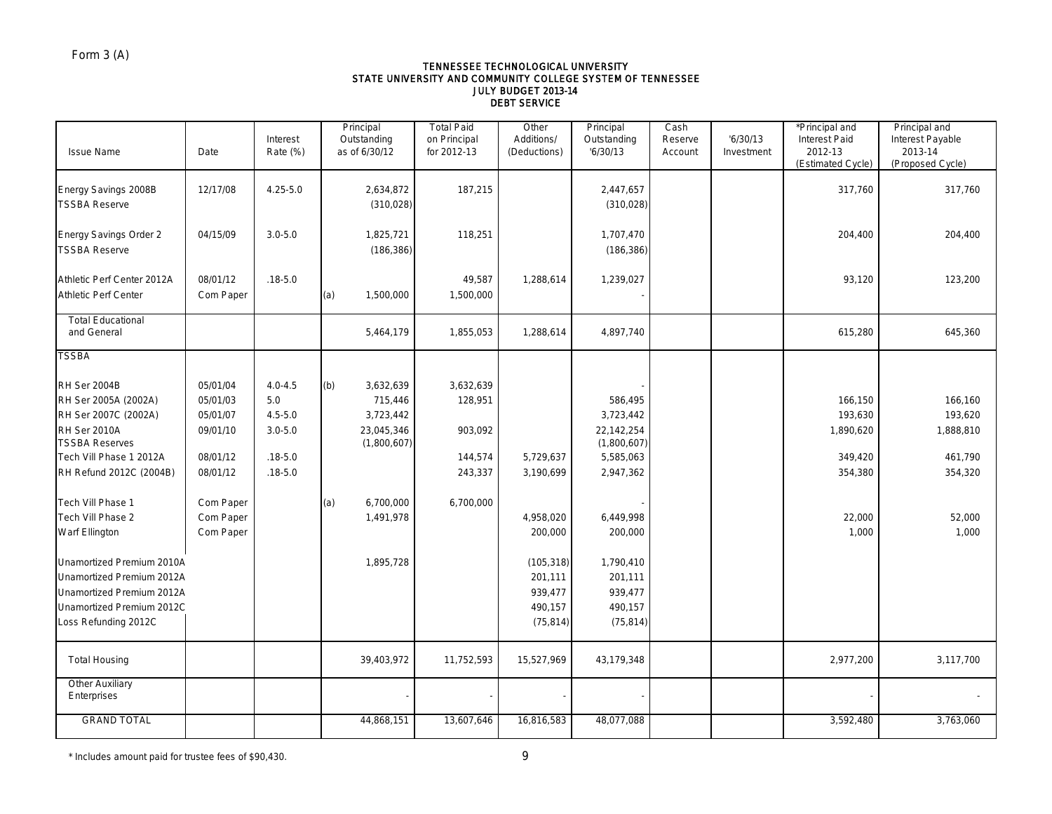Form 3 (A)

**TENNESSEE TECHNOLOGICAL UNIVERSITY**
**STATE UNIVERSITY AND COMMUNITY COLLEGE SYSTEM OF TENNESSEE**
**JULY BUDGET 2013-14**
**DEBT SERVICE**

| Issue Name | Date | Interest Rate (%) | Principal Outstanding as of 6/30/12 | Total Paid on Principal for 2012-13 | Other Additions/ (Deductions) | Principal Outstanding '6/30/13 | Cash Reserve Account | '6/30/13 Investment | *Principal and Interest Paid 2012-13 (Estimated Cycle) | Principal and Interest Payable 2013-14 (Proposed Cycle) |
|---|---|---|---|---|---|---|---|---|---|---|
| Energy Savings 2008B | 12/17/08 | 4.25-5.0 | 2,634,872 | 187,215 | | 2,447,657 | | | 317,760 | 317,760 |
| TSSBA Reserve | | | (310,028) | | | (310,028) | | | | |
| Energy Savings Order 2 | 04/15/09 | 3.0-5.0 | 1,825,721 | 118,251 | | 1,707,470 | | | 204,400 | 204,400 |
| TSSBA Reserve | | | (186,386) | | | (186,386) | | | | |
| Athletic Perf Center 2012A | 08/01/12 | .18-5.0 | | 49,587 | 1,288,614 | 1,239,027 | | | 93,120 | 123,200 |
| Athletic Perf Center | Com Paper | | (a) 1,500,000 | 1,500,000 | | - | | | | |
| Total Educational and General | | | 5,464,179 | 1,855,053 | 1,288,614 | 4,897,740 | | | 615,280 | 645,360 |
| TSSBA | | | | | | | | | | |
| RH Ser 2004B | 05/01/04 | 4.0-4.5 | (b) 3,632,639 | 3,632,639 | | - | | | | |
| RH Ser 2005A (2002A) | 05/01/03 | 5.0 | 715,446 | 128,951 | | 586,495 | | | 166,150 | 166,160 |
| RH Ser 2007C (2002A) | 05/01/07 | 4.5-5.0 | 3,723,442 | | | 3,723,442 | | | 193,630 | 193,620 |
| RH Ser 2010A | 09/01/10 | 3.0-5.0 | 23,045,346 | 903,092 | | 22,142,254 | | | 1,890,620 | 1,888,810 |
| TSSBA Reserves | | | (1,800,607) | | | (1,800,607) | | | | |
| Tech Vill Phase 1 2012A | 08/01/12 | .18-5.0 | | 144,574 | 5,729,637 | 5,585,063 | | | 349,420 | 461,790 |
| RH Refund 2012C (2004B) | 08/01/12 | .18-5.0 | | 243,337 | 3,190,699 | 2,947,362 | | | 354,380 | 354,320 |
| Tech Vill Phase 1 | Com Paper | | (a) 6,700,000 | 6,700,000 | | - | | | | |
| Tech Vill Phase 2 | Com Paper | | 1,491,978 | | 4,958,020 | 6,449,998 | | | 22,000 | 52,000 |
| Warf Ellington | Com Paper | | | | 200,000 | 200,000 | | | 1,000 | 1,000 |
| Unamortized Premium 2010A | | | 1,895,728 | | (105,318) | 1,790,410 | | | | |
| Unamortized Premium 2012A | | | | | 201,111 | 201,111 | | | | |
| Unamortized Premium 2012A | | | | | 939,477 | 939,477 | | | | |
| Unamortized Premium 2012C | | | | | 490,157 | 490,157 | | | | |
| Loss Refunding 2012C | | | | | (75,814) | (75,814) | | | | |
| Total Housing | | | 39,403,972 | 11,752,593 | 15,527,969 | 43,179,348 | | | 2,977,200 | 3,117,700 |
| Other Auxiliary Enterprises | | | - | - | - | - | | | - | - |
| GRAND TOTAL | | | 44,868,151 | 13,607,646 | 16,816,583 | 48,077,088 | | | 3,592,480 | 3,763,060 |

* Includes amount paid for trustee fees of $90,430.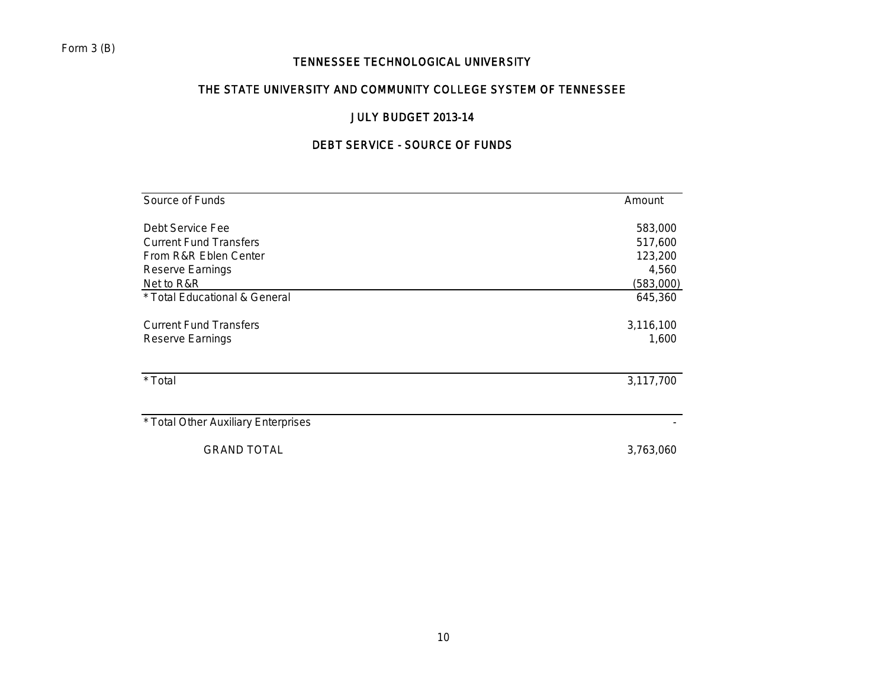Form 3 (B)

# TENNESSEE TECHNOLOGICAL UNIVERSITY

## THE STATE UNIVERSITY AND COMMUNITY COLLEGE SYSTEM OF TENNESSEE

## JULY BUDGET 2013-14

## DEBT SERVICE - SOURCE OF FUNDS

| Source of Funds | Amount |
|---|---|
| Debt Service Fee | 583,000 |
| Current Fund Transfers | 517,600 |
| From R&R Eblen Center | 123,200 |
| Reserve Earnings | 4,560 |
| Net to R&R | (583,000) |
| * Total Educational & General | 645,360 |
| | |
| Current Fund Transfers | 3,116,100 |
| Reserve Earnings | 1,600 |
| | |
| * Total | 3,117,700 |
| | |
| * Total Other Auxiliary Enterprises | - |
| | |
| GRAND TOTAL | 3,763,060 |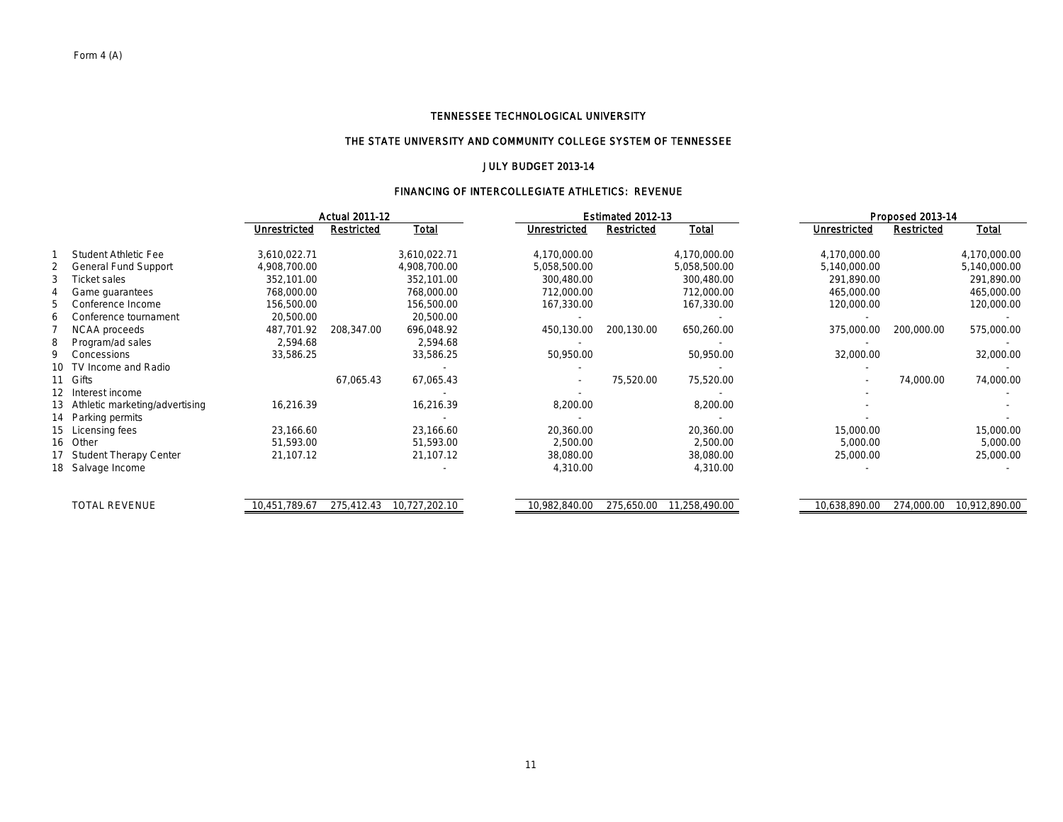Form 4 (A)

# TENNESSEE TECHNOLOGICAL UNIVERSITY

## THE STATE UNIVERSITY AND COMMUNITY COLLEGE SYSTEM OF TENNESSEE

### JULY BUDGET 2013-14

### FINANCING OF INTERCOLLEGIATE ATHLETICS: REVENUE

| | | Actual 2011-12 | | | Estimated 2012-13 | | | Proposed 2013-14 | | |
|---|---|---|---|---|---|---|---|---|---|---|
| | | Unrestricted | Restricted | Total | Unrestricted | Restricted | Total | Unrestricted | Restricted | Total |
| 1 | Student Athletic Fee | 3,610,022.71 | | 3,610,022.71 | 4,170,000.00 | | 4,170,000.00 | 4,170,000.00 | | 4,170,000.00 |
| 2 | General Fund Support | 4,908,700.00 | | 4,908,700.00 | 5,058,500.00 | | 5,058,500.00 | 5,140,000.00 | | 5,140,000.00 |
| 3 | Ticket sales | 352,101.00 | | 352,101.00 | 300,480.00 | | 300,480.00 | 291,890.00 | | 291,890.00 |
| 4 | Game guarantees | 768,000.00 | | 768,000.00 | 712,000.00 | | 712,000.00 | 465,000.00 | | 465,000.00 |
| 5 | Conference Income | 156,500.00 | | 156,500.00 | 167,330.00 | | 167,330.00 | 120,000.00 | | 120,000.00 |
| 6 | Conference tournament | 20,500.00 | | 20,500.00 | - | | - | - | | - |
| 7 | NCAA proceeds | 487,701.92 | 208,347.00 | 696,048.92 | 450,130.00 | 200,130.00 | 650,260.00 | 375,000.00 | 200,000.00 | 575,000.00 |
| 8 | Program/ad sales | 2,594.68 | | 2,594.68 | - | | - | - | | - |
| 9 | Concessions | 33,586.25 | | 33,586.25 | 50,950.00 | | 50,950.00 | 32,000.00 | | 32,000.00 |
| 10 | TV Income and Radio | | | - | - | | - | - | | - |
| 11 | Gifts | | 67,065.43 | 67,065.43 | - | 75,520.00 | 75,520.00 | - | 74,000.00 | 74,000.00 |
| 12 | Interest income | | | - | - | | - | - | | - |
| 13 | Athletic marketing/advertising | 16,216.39 | | 16,216.39 | 8,200.00 | | 8,200.00 | - | | - |
| 14 | Parking permits | | | - | - | | - | - | | - |
| 15 | Licensing fees | 23,166.60 | | 23,166.60 | 20,360.00 | | 20,360.00 | 15,000.00 | | 15,000.00 |
| 16 | Other | 51,593.00 | | 51,593.00 | 2,500.00 | | 2,500.00 | 5,000.00 | | 5,000.00 |
| 17 | Student Therapy Center | 21,107.12 | | 21,107.12 | 38,080.00 | | 38,080.00 | 25,000.00 | | 25,000.00 |
| 18 | Salvage Income | | | - | 4,310.00 | | 4,310.00 | - | | - |
| | TOTAL REVENUE | 10,451,789.67 | 275,412.43 | 10,727,202.10 | 10,982,840.00 | 275,650.00 | 11,258,490.00 | 10,638,890.00 | 274,000.00 | 10,912,890.00 |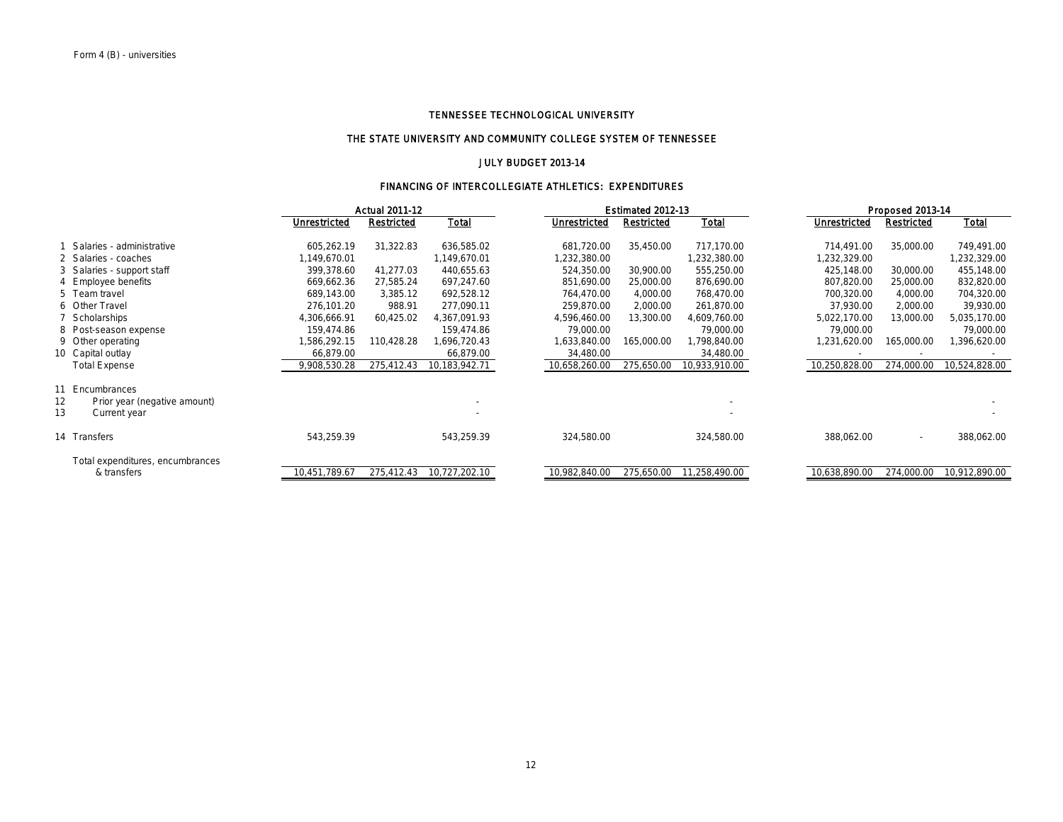Form 4 (B) - universities

# TENNESSEE TECHNOLOGICAL UNIVERSITY

## THE STATE UNIVERSITY AND COMMUNITY COLLEGE SYSTEM OF TENNESSEE

### JULY BUDGET 2013-14

### FINANCING OF INTERCOLLEGIATE ATHLETICS: EXPENDITURES

| | | Actual 2011-12 | | | Estimated 2012-13 | | | Proposed 2013-14 | | |
|---|---|---|---|---|---|---|---|---|---|---|
| | | Unrestricted | Restricted | Total | Unrestricted | Restricted | Total | Unrestricted | Restricted | Total |
| 1 | Salaries - administrative | 605,262.19 | 31,322.83 | 636,585.02 | 681,720.00 | 35,450.00 | 717,170.00 | 714,491.00 | 35,000.00 | 749,491.00 |
| 2 | Salaries - coaches | 1,149,670.01 | | 1,149,670.01 | 1,232,380.00 | | 1,232,380.00 | 1,232,329.00 | | 1,232,329.00 |
| 3 | Salaries - support staff | 399,378.60 | 41,277.03 | 440,655.63 | 524,350.00 | 30,900.00 | 555,250.00 | 425,148.00 | 30,000.00 | 455,148.00 |
| 4 | Employee benefits | 669,662.36 | 27,585.24 | 697,247.60 | 851,690.00 | 25,000.00 | 876,690.00 | 807,820.00 | 25,000.00 | 832,820.00 |
| 5 | Team travel | 689,143.00 | 3,385.12 | 692,528.12 | 764,470.00 | 4,000.00 | 768,470.00 | 700,320.00 | 4,000.00 | 704,320.00 |
| 6 | Other Travel | 276,101.20 | 988.91 | 277,090.11 | 259,870.00 | 2,000.00 | 261,870.00 | 37,930.00 | 2,000.00 | 39,930.00 |
| 7 | Scholarships | 4,306,666.91 | 60,425.02 | 4,367,091.93 | 4,596,460.00 | 13,300.00 | 4,609,760.00 | 5,022,170.00 | 13,000.00 | 5,035,170.00 |
| 8 | Post-season expense | 159,474.86 | | 159,474.86 | 79,000.00 | | 79,000.00 | 79,000.00 | | 79,000.00 |
| 9 | Other operating | 1,586,292.15 | 110,428.28 | 1,696,720.43 | 1,633,840.00 | 165,000.00 | 1,798,840.00 | 1,231,620.00 | 165,000.00 | 1,396,620.00 |
| 10 | Capital outlay | 66,879.00 | | 66,879.00 | 34,480.00 | | 34,480.00 | - | - | - |
| | Total Expense | 9,908,530.28 | 275,412.43 | 10,183,942.71 | 10,658,260.00 | 275,650.00 | 10,933,910.00 | 10,250,828.00 | 274,000.00 | 10,524,828.00 |
| 11 | Encumbrances | | | | | | | | | |
| 12 | Prior year (negative amount) | | | - | | | - | | | - |
| 13 | Current year | | | - | | | - | | | - |
| 14 | Transfers | 543,259.39 | | 543,259.39 | 324,580.00 | | 324,580.00 | 388,062.00 | - | 388,062.00 |
| | Total expenditures, encumbrances & transfers | 10,451,789.67 | 275,412.43 | 10,727,202.10 | 10,982,840.00 | 275,650.00 | 11,258,490.00 | 10,638,890.00 | 274,000.00 | 10,912,890.00 |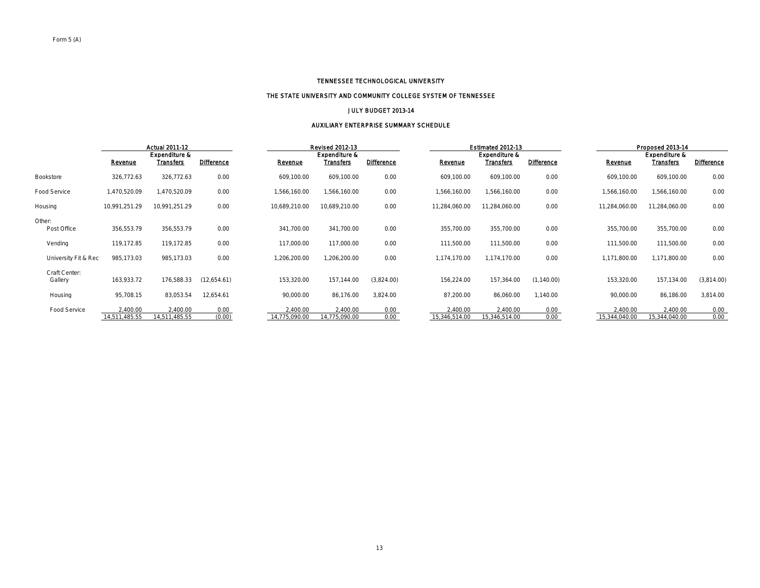Form 5 (A)

TENNESSEE TECHNOLOGICAL UNIVERSITY

THE STATE UNIVERSITY AND COMMUNITY COLLEGE SYSTEM OF TENNESSEE

JULY BUDGET 2013-14

AUXILIARY ENTERPRISE SUMMARY SCHEDULE

| | Actual 2011-12 | | | Revised 2012-13 | | | Estimated 2012-13 | | | Proposed 2013-14 | | |
|---|---|---|---|---|---|---|---|---|---|---|---|---|
| | Revenue | Expenditure & Transfers | Difference | Revenue | Expenditure & Transfers | Difference | Revenue | Expenditure & Transfers | Difference | Revenue | Expenditure & Transfers | Difference |
| Bookstore | 326,772.63 | 326,772.63 | 0.00 | 609,100.00 | 609,100.00 | 0.00 | 609,100.00 | 609,100.00 | 0.00 | 609,100.00 | 609,100.00 | 0.00 |
| Food Service | 1,470,520.09 | 1,470,520.09 | 0.00 | 1,566,160.00 | 1,566,160.00 | 0.00 | 1,566,160.00 | 1,566,160.00 | 0.00 | 1,566,160.00 | 1,566,160.00 | 0.00 |
| Housing | 10,991,251.29 | 10,991,251.29 | 0.00 | 10,689,210.00 | 10,689,210.00 | 0.00 | 11,284,060.00 | 11,284,060.00 | 0.00 | 11,284,060.00 | 11,284,060.00 | 0.00 |
| Other: | | | | | | | | | | | | |
| Post Office | 356,553.79 | 356,553.79 | 0.00 | 341,700.00 | 341,700.00 | 0.00 | 355,700.00 | 355,700.00 | 0.00 | 355,700.00 | 355,700.00 | 0.00 |
| Vending | 119,172.85 | 119,172.85 | 0.00 | 117,000.00 | 117,000.00 | 0.00 | 111,500.00 | 111,500.00 | 0.00 | 111,500.00 | 111,500.00 | 0.00 |
| University Fit & Rec | 985,173.03 | 985,173.03 | 0.00 | 1,206,200.00 | 1,206,200.00 | 0.00 | 1,174,170.00 | 1,174,170.00 | 0.00 | 1,171,800.00 | 1,171,800.00 | 0.00 |
| Craft Center: Gallery | 163,933.72 | 176,588.33 | (12,654.61) | 153,320.00 | 157,144.00 | (3,824.00) | 156,224.00 | 157,364.00 | (1,140.00) | 153,320.00 | 157,134.00 | (3,814.00) |
| Housing | 95,708.15 | 83,053.54 | 12,654.61 | 90,000.00 | 86,176.00 | 3,824.00 | 87,200.00 | 86,060.00 | 1,140.00 | 90,000.00 | 86,186.00 | 3,814.00 |
| Food Service | 2,400.00 | 2,400.00 | 0.00 | 2,400.00 | 2,400.00 | 0.00 | 2,400.00 | 2,400.00 | 0.00 | 2,400.00 | 2,400.00 | 0.00 |
| | 14,511,485.55 | 14,511,485.55 | (0.00) | 14,775,090.00 | 14,775,090.00 | 0.00 | 15,346,514.00 | 15,346,514.00 | 0.00 | 15,344,040.00 | 15,344,040.00 | 0.00 |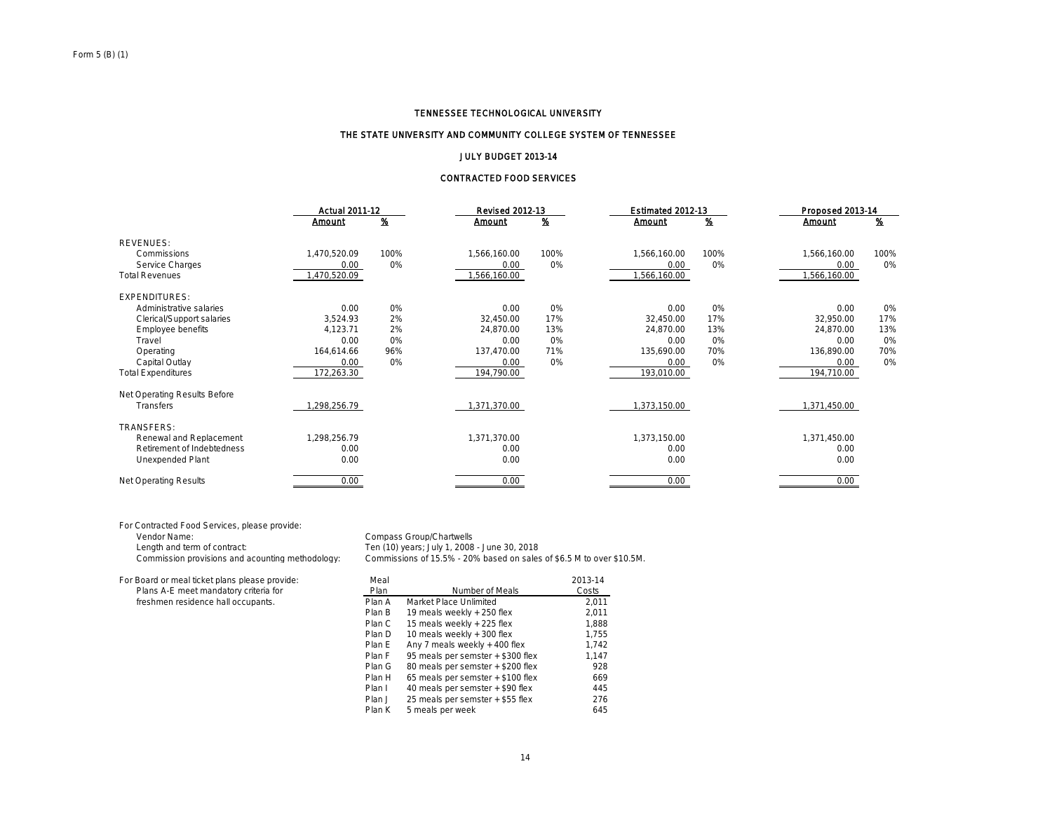Form 5 (B) (1)

# TENNESSEE TECHNOLOGICAL UNIVERSITY

## THE STATE UNIVERSITY AND COMMUNITY COLLEGE SYSTEM OF TENNESSEE

### JULY BUDGET 2013-14

### CONTRACTED FOOD SERVICES

| | Actual 2011-12 | | Revised 2012-13 | | Estimated 2012-13 | | Proposed 2013-14 | |
|---|---|---|---|---|---|---|---|---|
| | Amount | % | Amount | % | Amount | % | Amount | % |
| REVENUES: | | | | | | | | |
| Commissions | 1,470,520.09 | 100% | 1,566,160.00 | 100% | 1,566,160.00 | 100% | 1,566,160.00 | 100% |
| Service Charges | 0.00 | 0% | 0.00 | 0% | 0.00 | 0% | 0.00 | 0% |
| Total Revenues | 1,470,520.09 | | 1,566,160.00 | | 1,566,160.00 | | 1,566,160.00 | |
| EXPENDITURES: | | | | | | | | |
| Administrative salaries | 0.00 | 0% | 0.00 | 0% | 0.00 | 0% | 0.00 | 0% |
| Clerical/Support salaries | 3,524.93 | 2% | 32,450.00 | 17% | 32,450.00 | 17% | 32,950.00 | 17% |
| Employee benefits | 4,123.71 | 2% | 24,870.00 | 13% | 24,870.00 | 13% | 24,870.00 | 13% |
| Travel | 0.00 | 0% | 0.00 | 0% | 0.00 | 0% | 0.00 | 0% |
| Operating | 164,614.66 | 96% | 137,470.00 | 71% | 135,690.00 | 70% | 136,890.00 | 70% |
| Capital Outlay | 0.00 | 0% | 0.00 | 0% | 0.00 | 0% | 0.00 | 0% |
| Total Expenditures | 172,263.30 | | 194,790.00 | | 193,010.00 | | 194,710.00 | |
| Net Operating Results Before Transfers | 1,298,256.79 | | 1,371,370.00 | | 1,373,150.00 | | 1,371,450.00 | |
| TRANSFERS: | | | | | | | | |
| Renewal and Replacement | 1,298,256.79 | | 1,371,370.00 | | 1,373,150.00 | | 1,371,450.00 | |
| Retirement of Indebtedness | 0.00 | | 0.00 | | 0.00 | | 0.00 | |
| Unexpended Plant | 0.00 | | 0.00 | | 0.00 | | 0.00 | |
| Net Operating Results | 0.00 | | 0.00 | | 0.00 | | 0.00 | |

For Contracted Food Services, please provide:

- Vendor Name: Compass Group/Chartwells
- Length and term of contract: Ten (10) years; July 1, 2008 - June 30, 2018
- Commission provisions and acounting methodology: Commissions of 15.5% - 20% based on sales of $6.5 M to over $10.5M.

For Board or meal ticket plans please provide:
Plans A-E meet mandatory criteria for freshmen residence hall occupants.

| Meal Plan | Number of Meals | 2013-14 Costs |
|---|---|---|
| Plan A | Market Place Unlimited | 2,011 |
| Plan B | 19 meals weekly + 250 flex | 2,011 |
| Plan C | 15 meals weekly + 225 flex | 1,888 |
| Plan D | 10 meals weekly + 300 flex | 1,755 |
| Plan E | Any 7 meals weekly + 400 flex | 1,742 |
| Plan F | 95 meals per semster + $300 flex | 1,147 |
| Plan G | 80 meals per semster + $200 flex | 928 |
| Plan H | 65 meals per semster + $100 flex | 669 |
| Plan I | 40 meals per semster + $90 flex | 445 |
| Plan J | 25 meals per semster + $55 flex | 276 |
| Plan K | 5 meals per week | 645 |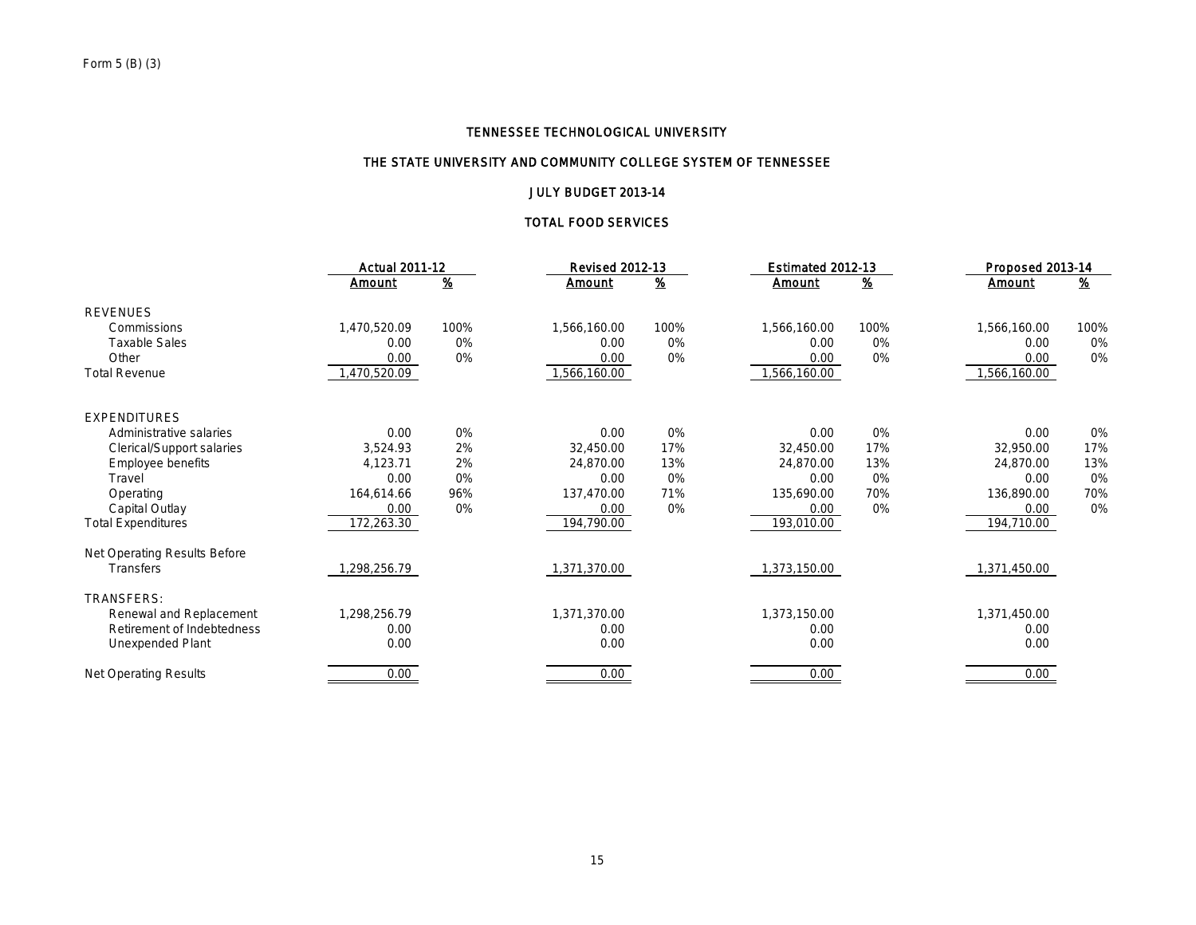Form 5 (B) (3)

# TENNESSEE TECHNOLOGICAL UNIVERSITY

## THE STATE UNIVERSITY AND COMMUNITY COLLEGE SYSTEM OF TENNESSEE

### JULY BUDGET 2013-14

### TOTAL FOOD SERVICES

| | Actual 2011-12 | | Revised 2012-13 | | Estimated 2012-13 | | Proposed 2013-14 | |
|---|---|---|---|---|---|---|---|---|
| | Amount | % | Amount | % | Amount | % | Amount | % |
| REVENUES | | | | | | | | |
| Commissions | 1,470,520.09 | 100% | 1,566,160.00 | 100% | 1,566,160.00 | 100% | 1,566,160.00 | 100% |
| Taxable Sales | 0.00 | 0% | 0.00 | 0% | 0.00 | 0% | 0.00 | 0% |
| Other | 0.00 | 0% | 0.00 | 0% | 0.00 | 0% | 0.00 | 0% |
| Total Revenue | 1,470,520.09 | | 1,566,160.00 | | 1,566,160.00 | | 1,566,160.00 | |
| EXPENDITURES | | | | | | | | |
| Administrative salaries | 0.00 | 0% | 0.00 | 0% | 0.00 | 0% | 0.00 | 0% |
| Clerical/Support salaries | 3,524.93 | 2% | 32,450.00 | 17% | 32,450.00 | 17% | 32,950.00 | 17% |
| Employee benefits | 4,123.71 | 2% | 24,870.00 | 13% | 24,870.00 | 13% | 24,870.00 | 13% |
| Travel | 0.00 | 0% | 0.00 | 0% | 0.00 | 0% | 0.00 | 0% |
| Operating | 164,614.66 | 96% | 137,470.00 | 71% | 135,690.00 | 70% | 136,890.00 | 70% |
| Capital Outlay | 0.00 | 0% | 0.00 | 0% | 0.00 | 0% | 0.00 | 0% |
| Total Expenditures | 172,263.30 | | 194,790.00 | | 193,010.00 | | 194,710.00 | |
| Net Operating Results Before Transfers | 1,298,256.79 | | 1,371,370.00 | | 1,373,150.00 | | 1,371,450.00 | |
| TRANSFERS: | | | | | | | | |
| Renewal and Replacement | 1,298,256.79 | | 1,371,370.00 | | 1,373,150.00 | | 1,371,450.00 | |
| Retirement of Indebtedness | 0.00 | | 0.00 | | 0.00 | | 0.00 | |
| Unexpended Plant | 0.00 | | 0.00 | | 0.00 | | 0.00 | |
| Net Operating Results | 0.00 | | 0.00 | | 0.00 | | 0.00 | |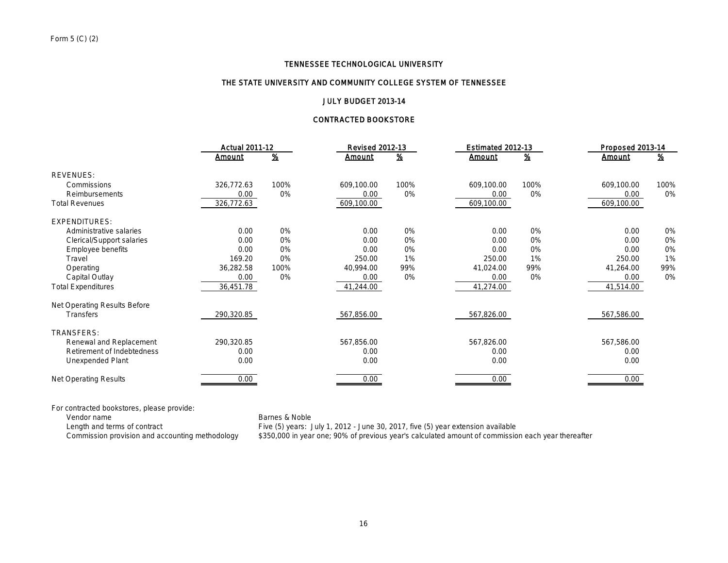Form 5 (C) (2)

# TENNESSEE TECHNOLOGICAL UNIVERSITY

## THE STATE UNIVERSITY AND COMMUNITY COLLEGE SYSTEM OF TENNESSEE

### JULY BUDGET 2013-14

### CONTRACTED BOOKSTORE

| | Actual 2011-12 | | Revised 2012-13 | | Estimated 2012-13 | | Proposed 2013-14 | |
|---|---|---|---|---|---|---|---|---|
| | Amount | % | Amount | % | Amount | % | Amount | % |
| REVENUES: | | | | | | | | |
| Commissions | 326,772.63 | 100% | 609,100.00 | 100% | 609,100.00 | 100% | 609,100.00 | 100% |
| Reimbursements | 0.00 | 0% | 0.00 | 0% | 0.00 | 0% | 0.00 | 0% |
| Total Revenues | 326,772.63 | | 609,100.00 | | 609,100.00 | | 609,100.00 | |
| EXPENDITURES: | | | | | | | | |
| Administrative salaries | 0.00 | 0% | 0.00 | 0% | 0.00 | 0% | 0.00 | 0% |
| Clerical/Support salaries | 0.00 | 0% | 0.00 | 0% | 0.00 | 0% | 0.00 | 0% |
| Employee benefits | 0.00 | 0% | 0.00 | 0% | 0.00 | 0% | 0.00 | 0% |
| Travel | 169.20 | 0% | 250.00 | 1% | 250.00 | 1% | 250.00 | 1% |
| Operating | 36,282.58 | 100% | 40,994.00 | 99% | 41,024.00 | 99% | 41,264.00 | 99% |
| Capital Outlay | 0.00 | 0% | 0.00 | 0% | 0.00 | 0% | 0.00 | 0% |
| Total Expenditures | 36,451.78 | | 41,244.00 | | 41,274.00 | | 41,514.00 | |
| Net Operating Results Before Transfers | 290,320.85 | | 567,856.00 | | 567,826.00 | | 567,586.00 | |
| TRANSFERS: | | | | | | | | |
| Renewal and Replacement | 290,320.85 | | 567,856.00 | | 567,826.00 | | 567,586.00 | |
| Retirement of Indebtedness | 0.00 | | 0.00 | | 0.00 | | 0.00 | |
| Unexpended Plant | 0.00 | | 0.00 | | 0.00 | | 0.00 | |
| Net Operating Results | 0.00 | | 0.00 | | 0.00 | | 0.00 | |

For contracted bookstores, please provide:

| | |
|---|---|
| Vendor name | Barnes & Noble |
| Length and terms of contract | Five (5) years: July 1, 2012 - June 30, 2017, five (5) year extension available |
| Commission provision and accounting methodology | $350,000 in year one; 90% of previous year's calculated amount of commission each year thereafter |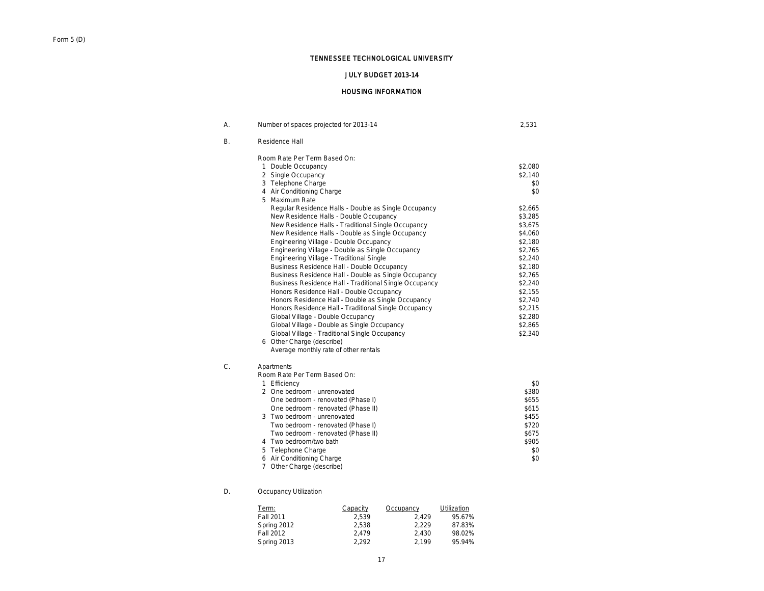Form 5 (D)

# TENNESSEE TECHNOLOGICAL UNIVERSITY

## JULY BUDGET 2013-14

## HOUSING INFORMATION

| | | |
|---|---|---|
| A. | Number of spaces projected for 2013-14 | 2,531 |
| B. | Residence Hall | |
| | Room Rate Per Term Based On: | |
| | 1 Double Occupancy | $2,080 |
| | 2 Single Occupancy | $2,140 |
| | 3 Telephone Charge | $0 |
| | 4 Air Conditioning Charge | $0 |
| | 5 Maximum Rate | |
| | Regular Residence Halls - Double as Single Occupancy | $2,665 |
| | New Residence Halls - Double Occupancy | $3,285 |
| | New Residence Halls - Traditional Single Occupancy | $3,675 |
| | New Residence Halls - Double as Single Occupancy | $4,060 |
| | Engineering Village - Double Occupancy | $2,180 |
| | Engineering Village - Double as Single Occupancy | $2,765 |
| | Engineering Village - Traditional Single | $2,240 |
| | Business Residence Hall - Double Occupancy | $2,180 |
| | Business Residence Hall - Double as Single Occupancy | $2,765 |
| | Business Residence Hall - Traditional Single Occupancy | $2,240 |
| | Honors Residence Hall - Double Occupancy | $2,155 |
| | Honors Residence Hall - Double as Single Occupancy | $2,740 |
| | Honors Residence Hall - Traditional Single Occupancy | $2,215 |
| | Global Village - Double Occupancy | $2,280 |
| | Global Village - Double as Single Occupancy | $2,865 |
| | Global Village - Traditional Single Occupancy | $2,340 |
| | 6 Other Charge (describe) | |
| | Average monthly rate of other rentals | |
| C. | Apartments | |
| | Room Rate Per Term Based On: | |
| | 1 Efficiency | $0 |
| | 2 One bedroom - unrenovated | $380 |
| | One bedroom - renovated (Phase I) | $655 |
| | One bedroom - renovated (Phase II) | $615 |
| | 3 Two bedroom - unrenovated | $455 |
| | Two bedroom - renovated (Phase I) | $720 |
| | Two bedroom - renovated (Phase II) | $675 |
| | 4 Two bedroom/two bath | $905 |
| | 5 Telephone Charge | $0 |
| | 6 Air Conditioning Charge | $0 |
| | 7 Other Charge (describe) | |

D. Occupancy Utilization

| Term: | Capacity | Occupancy | Utilization |
|---|---|---|---|
| Fall 2011 | 2,539 | 2,429 | 95.67% |
| Spring 2012 | 2,538 | 2,229 | 87.83% |
| Fall 2012 | 2,479 | 2,430 | 98.02% |
| Spring 2013 | 2,292 | 2,199 | 95.94% |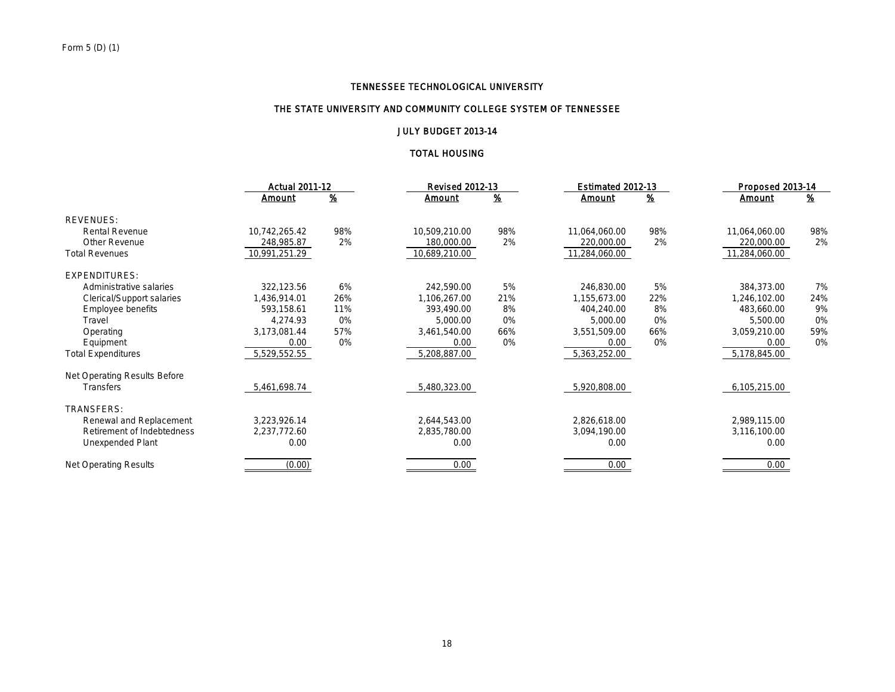Form 5 (D) (1)

# TENNESSEE TECHNOLOGICAL UNIVERSITY

## THE STATE UNIVERSITY AND COMMUNITY COLLEGE SYSTEM OF TENNESSEE

## JULY BUDGET 2013-14

## TOTAL HOUSING

| | Actual 2011-12 | | Revised 2012-13 | | Estimated 2012-13 | | Proposed 2013-14 | |
|---|---|---|---|---|---|---|---|---|
| | Amount | % | Amount | % | Amount | % | Amount | % |
| REVENUES: | | | | | | | | |
| Rental Revenue | 10,742,265.42 | 98% | 10,509,210.00 | 98% | 11,064,060.00 | 98% | 11,064,060.00 | 98% |
| Other Revenue | 248,985.87 | 2% | 180,000.00 | 2% | 220,000.00 | 2% | 220,000.00 | 2% |
| Total Revenues | 10,991,251.29 | | 10,689,210.00 | | 11,284,060.00 | | 11,284,060.00 | |
| EXPENDITURES: | | | | | | | | |
| Administrative salaries | 322,123.56 | 6% | 242,590.00 | 5% | 246,830.00 | 5% | 384,373.00 | 7% |
| Clerical/Support salaries | 1,436,914.01 | 26% | 1,106,267.00 | 21% | 1,155,673.00 | 22% | 1,246,102.00 | 24% |
| Employee benefits | 593,158.61 | 11% | 393,490.00 | 8% | 404,240.00 | 8% | 483,660.00 | 9% |
| Travel | 4,274.93 | 0% | 5,000.00 | 0% | 5,000.00 | 0% | 5,500.00 | 0% |
| Operating | 3,173,081.44 | 57% | 3,461,540.00 | 66% | 3,551,509.00 | 66% | 3,059,210.00 | 59% |
| Equipment | 0.00 | 0% | 0.00 | 0% | 0.00 | 0% | 0.00 | 0% |
| Total Expenditures | 5,529,552.55 | | 5,208,887.00 | | 5,363,252.00 | | 5,178,845.00 | |
| Net Operating Results Before Transfers | 5,461,698.74 | | 5,480,323.00 | | 5,920,808.00 | | 6,105,215.00 | |
| TRANSFERS: | | | | | | | | |
| Renewal and Replacement | 3,223,926.14 | | 2,644,543.00 | | 2,826,618.00 | | 2,989,115.00 | |
| Retirement of Indebtedness | 2,237,772.60 | | 2,835,780.00 | | 3,094,190.00 | | 3,116,100.00 | |
| Unexpended Plant | 0.00 | | 0.00 | | 0.00 | | 0.00 | |
| Net Operating Results | (0.00) | | 0.00 | | 0.00 | | 0.00 | |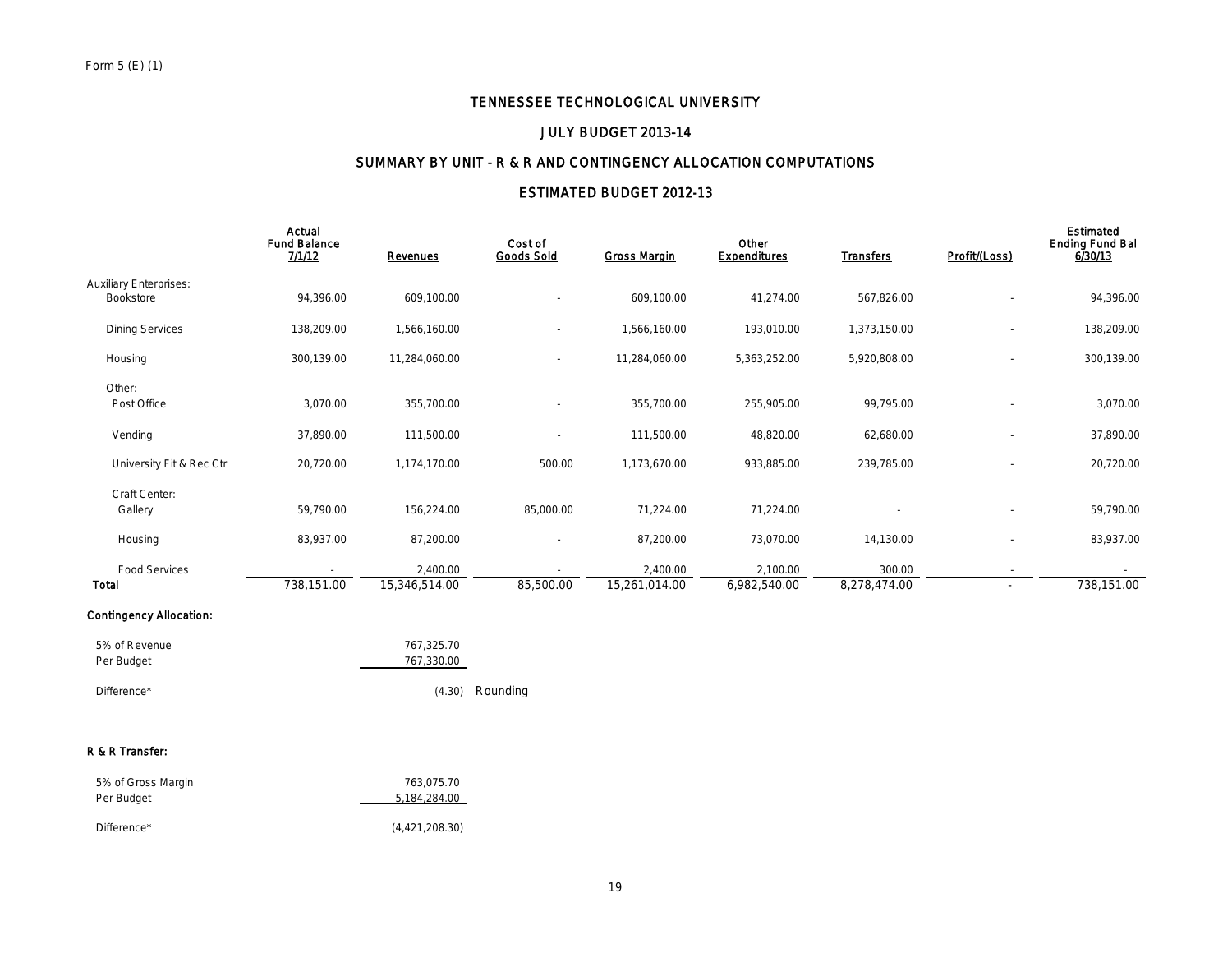Form 5 (E) (1)

# TENNESSEE TECHNOLOGICAL UNIVERSITY

## JULY BUDGET 2013-14

## SUMMARY BY UNIT - R & R AND CONTINGENCY ALLOCATION COMPUTATIONS

## ESTIMATED BUDGET 2012-13

| | Actual Fund Balance 7/1/12 | Revenues | Cost of Goods Sold | Gross Margin | Other Expenditures | Transfers | Profit/(Loss) | Estimated Ending Fund Bal 6/30/13 |
|---|---|---|---|---|---|---|---|---|
| Auxiliary Enterprises: | | | | | | | | |
| Bookstore | 94,396.00 | 609,100.00 | - | 609,100.00 | 41,274.00 | 567,826.00 | - | 94,396.00 |
| Dining Services | 138,209.00 | 1,566,160.00 | - | 1,566,160.00 | 193,010.00 | 1,373,150.00 | - | 138,209.00 |
| Housing | 300,139.00 | 11,284,060.00 | - | 11,284,060.00 | 5,363,252.00 | 5,920,808.00 | - | 300,139.00 |
| Other: | | | | | | | | |
| Post Office | 3,070.00 | 355,700.00 | - | 355,700.00 | 255,905.00 | 99,795.00 | - | 3,070.00 |
| Vending | 37,890.00 | 111,500.00 | - | 111,500.00 | 48,820.00 | 62,680.00 | - | 37,890.00 |
| University Fit & Rec Ctr | 20,720.00 | 1,174,170.00 | 500.00 | 1,173,670.00 | 933,885.00 | 239,785.00 | - | 20,720.00 |
| Craft Center: | | | | | | | | |
| Gallery | 59,790.00 | 156,224.00 | 85,000.00 | 71,224.00 | 71,224.00 | - | - | 59,790.00 |
| Housing | 83,937.00 | 87,200.00 | - | 87,200.00 | 73,070.00 | 14,130.00 | - | 83,937.00 |
| Food Services | - | 2,400.00 | - | 2,400.00 | 2,100.00 | 300.00 | - | - |
| **Total** | 738,151.00 | 15,346,514.00 | 85,500.00 | 15,261,014.00 | 6,982,540.00 | 8,278,474.00 | - | 738,151.00 |

**Contingency Allocation:**

| | |
|---|---|
| 5% of Revenue | 767,325.70 |
| Per Budget | 767,330.00 |
| Difference* | (4.30) Rounding |

**R & R Transfer:**

| | |
|---|---|
| 5% of Gross Margin | 763,075.70 |
| Per Budget | 5,184,284.00 |
| Difference* | (4,421,208.30) |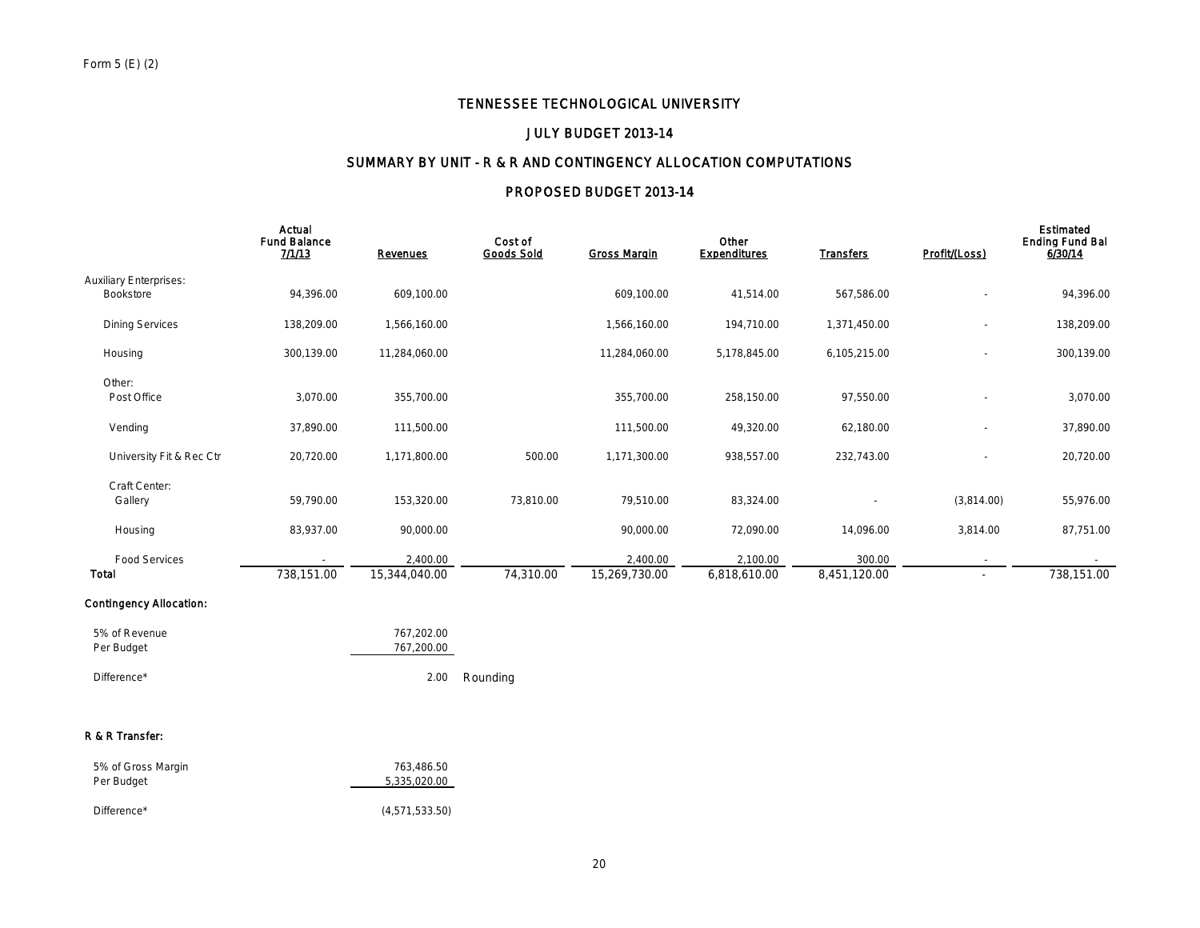Form 5 (E) (2)

# TENNESSEE TECHNOLOGICAL UNIVERSITY

## JULY BUDGET 2013-14

## SUMMARY BY UNIT - R & R AND CONTINGENCY ALLOCATION COMPUTATIONS

## PROPOSED BUDGET 2013-14

| | Actual Fund Balance 7/1/13 | Revenues | Cost of Goods Sold | Gross Margin | Other Expenditures | Transfers | Profit/(Loss) | Estimated Ending Fund Bal 6/30/14 |
|---|---|---|---|---|---|---|---|---|
| Auxiliary Enterprises: | | | | | | | | |
| Bookstore | 94,396.00 | 609,100.00 | | 609,100.00 | 41,514.00 | 567,586.00 | - | 94,396.00 |
| Dining Services | 138,209.00 | 1,566,160.00 | | 1,566,160.00 | 194,710.00 | 1,371,450.00 | - | 138,209.00 |
| Housing | 300,139.00 | 11,284,060.00 | | 11,284,060.00 | 5,178,845.00 | 6,105,215.00 | - | 300,139.00 |
| Other: | | | | | | | | |
| Post Office | 3,070.00 | 355,700.00 | | 355,700.00 | 258,150.00 | 97,550.00 | - | 3,070.00 |
| Vending | 37,890.00 | 111,500.00 | | 111,500.00 | 49,320.00 | 62,180.00 | - | 37,890.00 |
| University Fit & Rec Ctr | 20,720.00 | 1,171,800.00 | 500.00 | 1,171,300.00 | 938,557.00 | 232,743.00 | - | 20,720.00 |
| Craft Center: | | | | | | | | |
| Gallery | 59,790.00 | 153,320.00 | 73,810.00 | 79,510.00 | 83,324.00 | - | (3,814.00) | 55,976.00 |
| Housing | 83,937.00 | 90,000.00 | | 90,000.00 | 72,090.00 | 14,096.00 | 3,814.00 | 87,751.00 |
| Food Services | - | 2,400.00 | | 2,400.00 | 2,100.00 | 300.00 | - | - |
| Total | 738,151.00 | 15,344,040.00 | 74,310.00 | 15,269,730.00 | 6,818,610.00 | 8,451,120.00 | - | 738,151.00 |

**Contingency Allocation:**

| | | |
|---|---|---|
| 5% of Revenue | 767,202.00 | |
| Per Budget | 767,200.00 | |
| Difference* | 2.00 | Rounding |

**R & R Transfer:**

| | |
|---|---|
| 5% of Gross Margin | 763,486.50 |
| Per Budget | 5,335,020.00 |
| Difference* | (4,571,533.50) |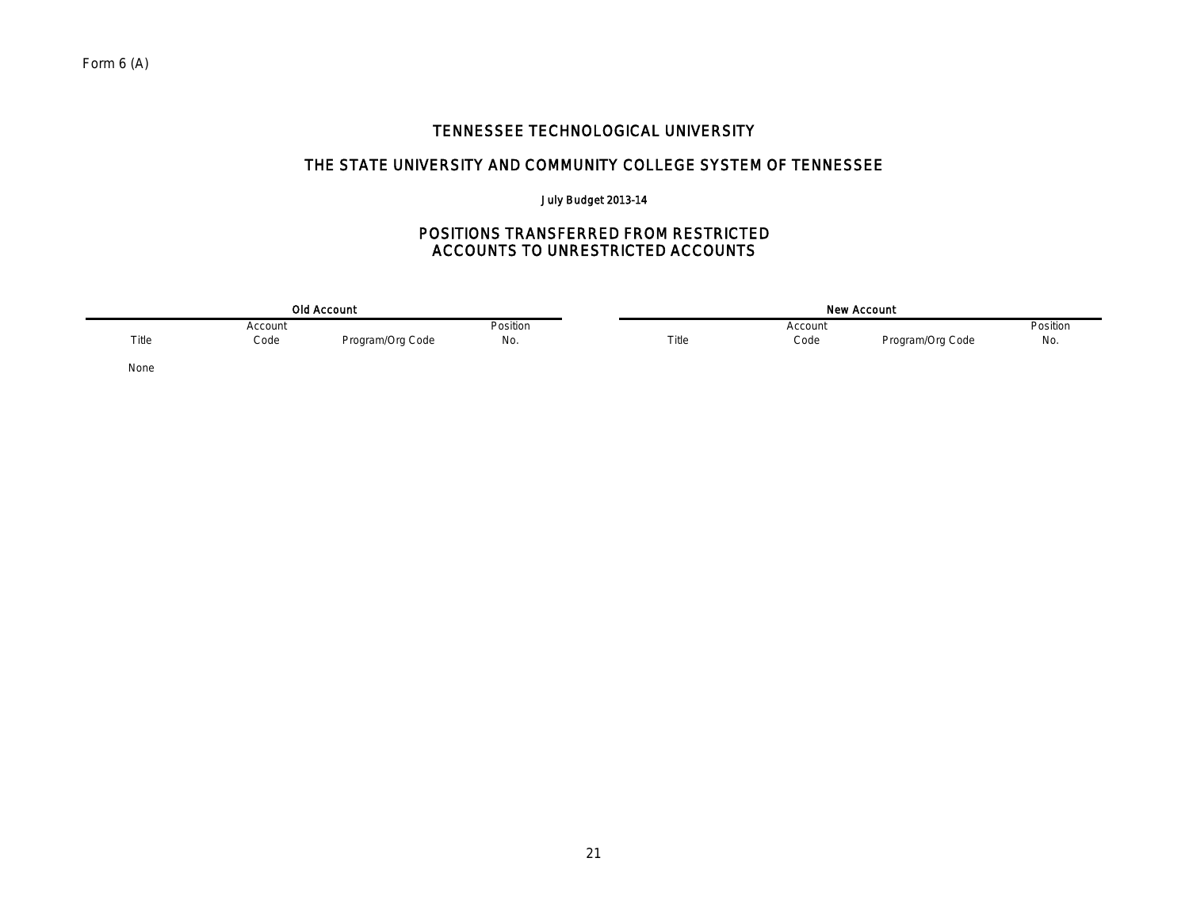Form 6 (A)

# TENNESSEE TECHNOLOGICAL UNIVERSITY

## THE STATE UNIVERSITY AND COMMUNITY COLLEGE SYSTEM OF TENNESSEE

July Budget 2013-14

## POSITIONS TRANSFERRED FROM RESTRICTED ACCOUNTS TO UNRESTRICTED ACCOUNTS

| Old Account | | | | New Account | | | |
|---|---|---|---|---|---|---|---|
| Title | Account Code | Program/Org Code | Position No. | Title | Account Code | Program/Org Code | Position No. |
| None | | | | | | | |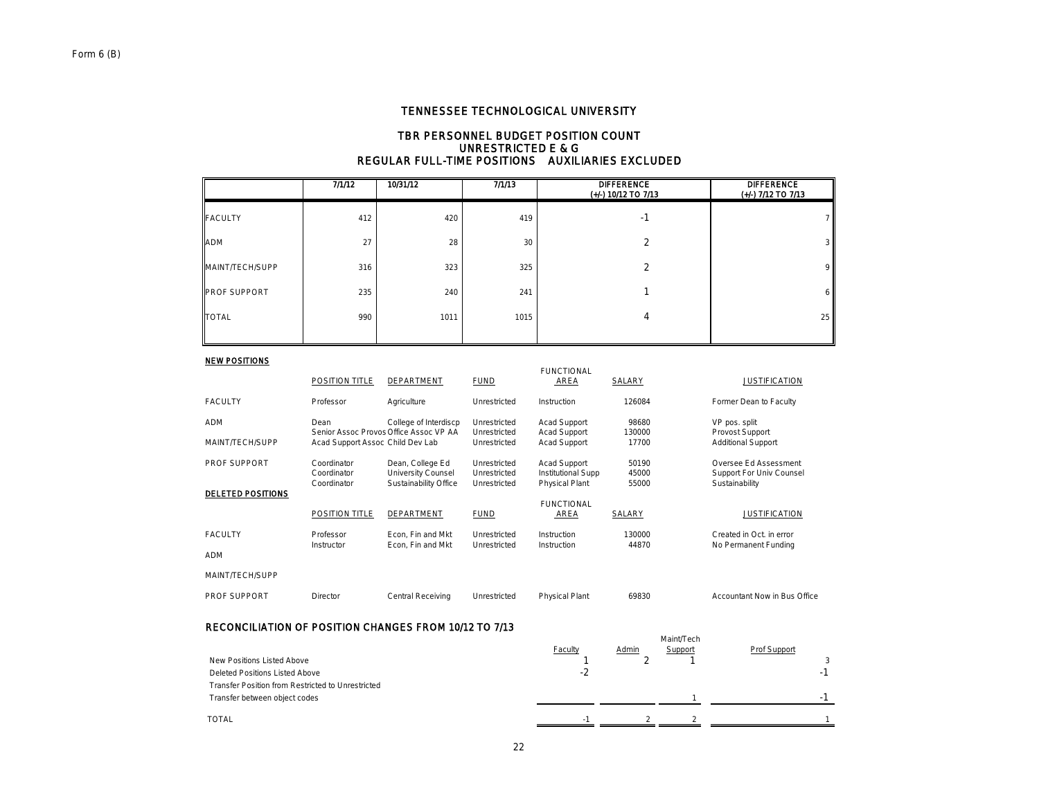Form 6 (B)

# TENNESSEE TECHNOLOGICAL UNIVERSITY

## TBR PERSONNEL BUDGET POSITION COUNT
## UNRESTRICTED E & G
## REGULAR FULL-TIME POSITIONS AUXILIARIES EXCLUDED

| | 7/1/12 | 10/31/12 | 7/1/13 | DIFFERENCE (+/-) 10/12 TO 7/13 | DIFFERENCE (+/-) 7/12 TO 7/13 |
|---|---|---|---|---|---|
| FACULTY | 412 | 420 | 419 | -1 | 7 |
| ADM | 27 | 28 | 30 | 2 | 3 |
| MAINT/TECH/SUPP | 316 | 323 | 325 | 2 | 9 |
| PROF SUPPORT | 235 | 240 | 241 | 1 | 6 |
| TOTAL | 990 | 1011 | 1015 | 4 | 25 |

**NEW POSITIONS**

| | POSITION TITLE | DEPARTMENT | FUND | FUNCTIONAL AREA | SALARY | JUSTIFICATION |
|---|---|---|---|---|---|---|
| FACULTY | Professor | Agriculture | Unrestricted | Instruction | 126084 | Former Dean to Faculty |
| ADM | Dean | College of Interdiscp | Unrestricted | Acad Support | 98680 | VP pos. split |
| | Senior Assoc Provos | Office Assoc VP AA | Unrestricted | Acad Support | 130000 | Provost Support |
| MAINT/TECH/SUPP | Acad Support Assoc | Child Dev Lab | Unrestricted | Acad Support | 17700 | Additional Support |
| PROF SUPPORT | Coordinator | Dean, College Ed | Unrestricted | Acad Support | 50190 | Oversee Ed Assessment |
| | Coordinator | University Counsel | Unrestricted | Institutional Supp | 45000 | Support For Univ Counsel |
| | Coordinator | Sustainability Office | Unrestricted | Physical Plant | 55000 | Sustainability |

**DELETED POSITIONS**

| | POSITION TITLE | DEPARTMENT | FUND | FUNCTIONAL AREA | SALARY | JUSTIFICATION |
|---|---|---|---|---|---|---|
| FACULTY | Professor | Econ, Fin and Mkt | Unrestricted | Instruction | 130000 | Created in Oct. in error |
| | Instructor | Econ, Fin and Mkt | Unrestricted | Instruction | 44870 | No Permanent Funding |
| ADM | | | | | | |
| MAINT/TECH/SUPP | | | | | | |
| PROF SUPPORT | Director | Central Receiving | Unrestricted | Physical Plant | 69830 | Accountant Now in Bus Office |

## RECONCILIATION OF POSITION CHANGES FROM 10/12 TO 7/13

| | Faculty | Admin | Maint/Tech Support | Prof Support |
|---|---|---|---|---|
| New Positions Listed Above | 1 | 2 | 1 | 3 |
| Deleted Positions Listed Above | -2 | | | -1 |
| Transfer Position from Restricted to Unrestricted | | | | |
| Transfer between object codes | | | 1 | -1 |
| TOTAL | -1 | 2 | 2 | 1 |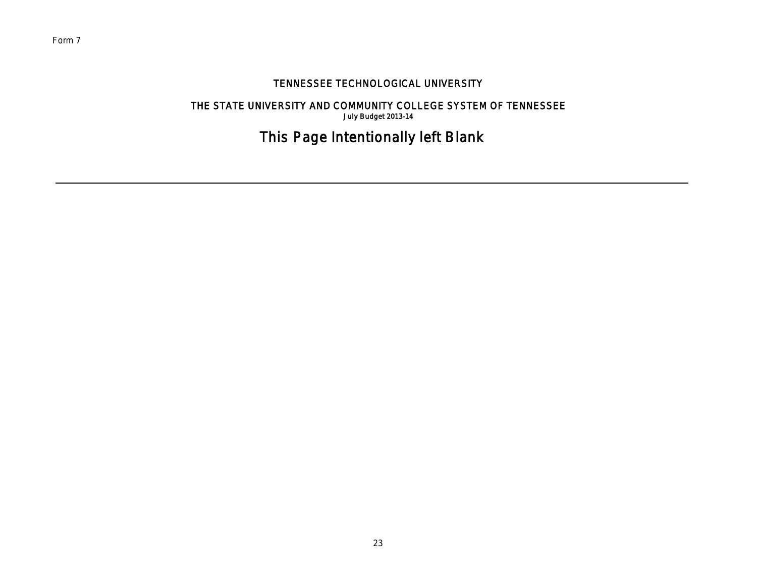Form 7

# TENNESSEE TECHNOLOGICAL UNIVERSITY

## THE STATE UNIVERSITY AND COMMUNITY COLLEGE SYSTEM OF TENNESSEE

July Budget 2013-14

This Page Intentionally left Blank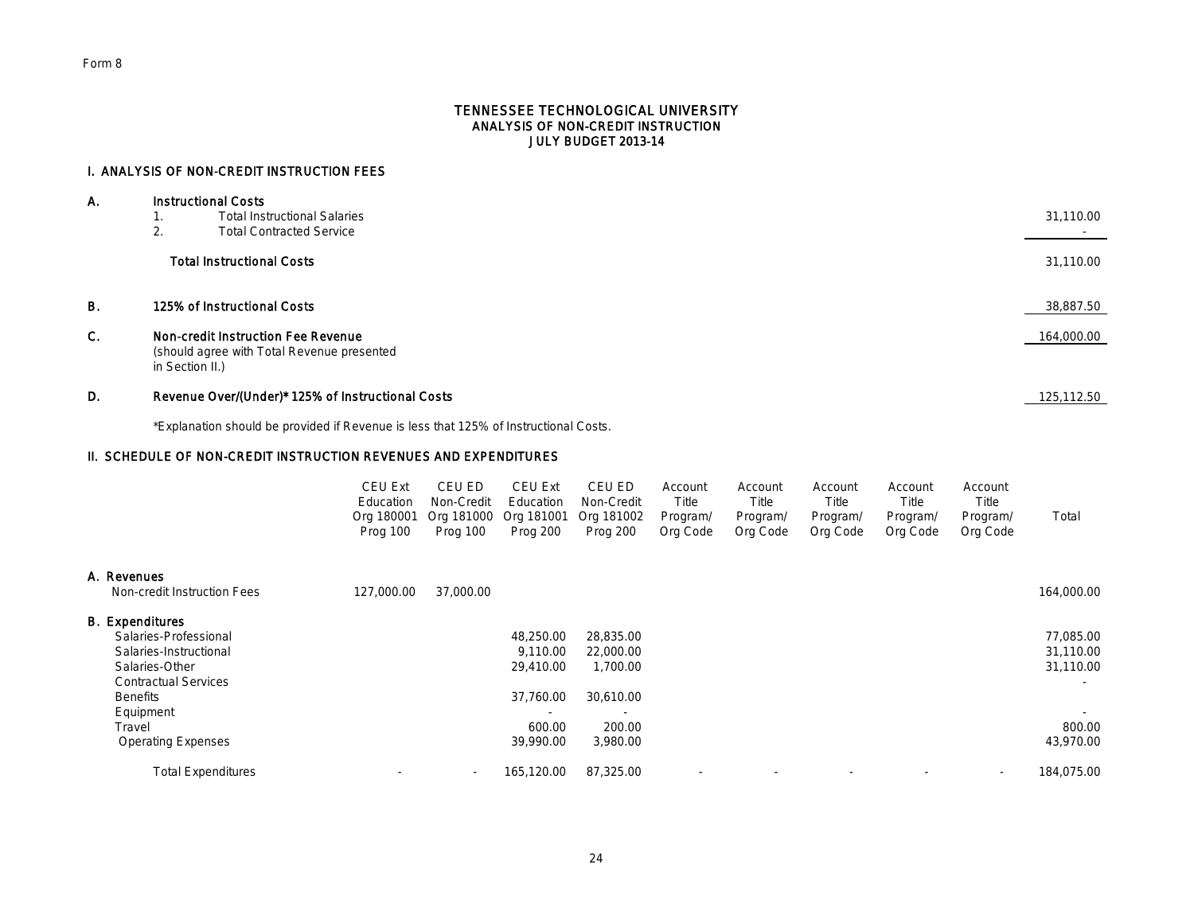Form 8

# TENNESSEE TECHNOLOGICAL UNIVERSITY
## ANALYSIS OF NON-CREDIT INSTRUCTION
## JULY BUDGET 2013-14

### I. ANALYSIS OF NON-CREDIT INSTRUCTION FEES

| | | |
|---|---|---|
| **A.** | **Instructional Costs** | |
| | 1. Total Instructional Salaries | 31,110.00 |
| | 2. Total Contracted Service | - |
| | **Total Instructional Costs** | 31,110.00 |
| **B.** | **125% of Instructional Costs** | 38,887.50 |
| **C.** | **Non-credit Instruction Fee Revenue** (should agree with Total Revenue presented in Section II.) | 164,000.00 |
| **D.** | **Revenue Over/(Under)* 125% of Instructional Costs** | 125,112.50 |

*Explanation should be provided if Revenue is less that 125% of Instructional Costs.

### II. SCHEDULE OF NON-CREDIT INSTRUCTION REVENUES AND EXPENDITURES

| | CEU Ext Education Org 180001 Prog 100 | CEU ED Non-Credit Org 181000 Prog 100 | CEU Ext Education Org 181001 Prog 200 | CEU ED Non-Credit Org 181002 Prog 200 | Account Title Program/ Org Code | Account Title Program/ Org Code | Account Title Program/ Org Code | Account Title Program/ Org Code | Account Title Program/ Org Code | Total |
|---|---|---|---|---|---|---|---|---|---|---|
| **A. Revenues** | | | | | | | | | | |
| Non-credit Instruction Fees | 127,000.00 | 37,000.00 | | | | | | | | 164,000.00 |
| **B. Expenditures** | | | | | | | | | | |
| Salaries-Professional | | | 48,250.00 | 28,835.00 | | | | | | 77,085.00 |
| Salaries-Instructional | | | 9,110.00 | 22,000.00 | | | | | | 31,110.00 |
| Salaries-Other | | | 29,410.00 | 1,700.00 | | | | | | 31,110.00 |
| Contractual Services | | | | | | | | | | - |
| Benefits | | | 37,760.00 | 30,610.00 | | | | | | |
| Equipment | | | - | - | | | | | | - |
| Travel | | | 600.00 | 200.00 | | | | | | 800.00 |
| Operating Expenses | | | 39,990.00 | 3,980.00 | | | | | | 43,970.00 |
| Total Expenditures | - | - | 165,120.00 | 87,325.00 | - | - | - | - | - | 184,075.00 |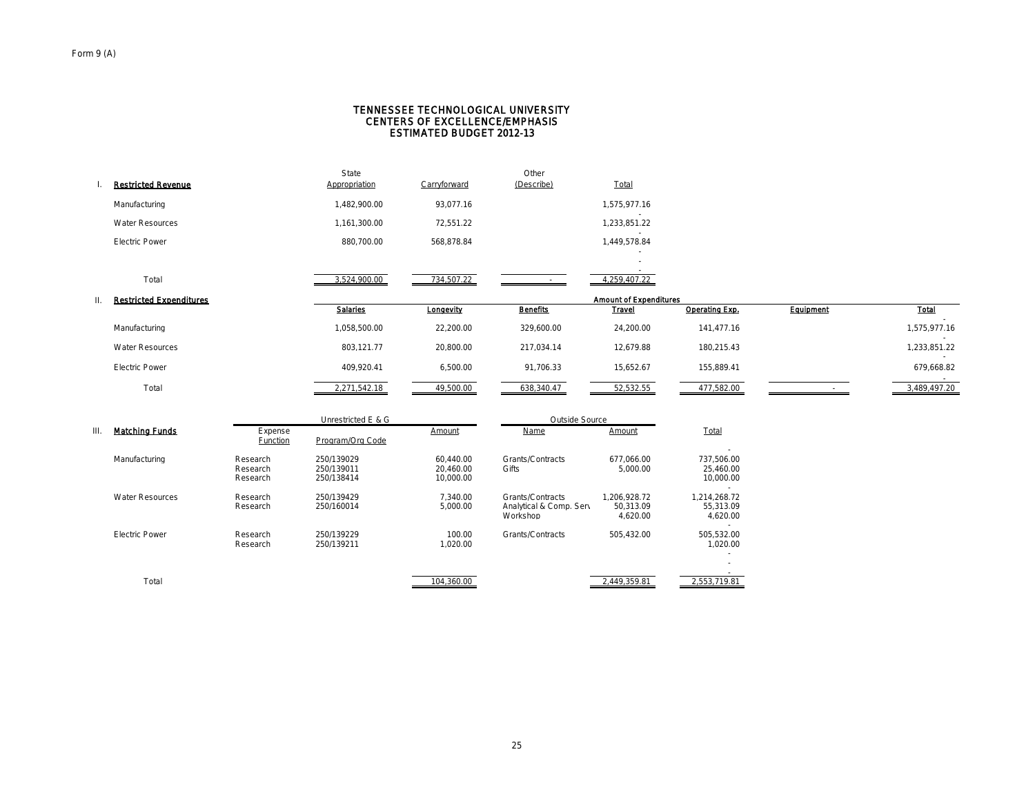Form 9 (A)

# TENNESSEE TECHNOLOGICAL UNIVERSITY
## CENTERS OF EXCELLENCE/EMPHASIS
## ESTIMATED BUDGET 2012-13

**I. Restricted Revenue**

| | State Appropriation | Carryforward | Other (Describe) | Total |
|---|---|---|---|---|
| Manufacturing | 1,482,900.00 | 93,077.16 | | 1,575,977.16 |
| Water Resources | 1,161,300.00 | 72,551.22 | | 1,233,851.22 |
| Electric Power | 880,700.00 | 568,878.84 | | 1,449,578.84 |
| Total | 3,524,900.00 | 734,507.22 | - | 4,259,407.22 |

**II. Restricted Expenditures**

| | Amount of Expenditures | | | | | | |
|---|---|---|---|---|---|---|---|
| | Salaries | Longevity | Benefits | Travel | Operating Exp. | Equipment | Total |
| Manufacturing | 1,058,500.00 | 22,200.00 | 329,600.00 | 24,200.00 | 141,477.16 | | 1,575,977.16 |
| Water Resources | 803,121.77 | 20,800.00 | 217,034.14 | 12,679.88 | 180,215.43 | | 1,233,851.22 |
| Electric Power | 409,920.41 | 6,500.00 | 91,706.33 | 15,652.67 | 155,889.41 | | 679,668.82 |
| Total | 2,271,542.18 | 49,500.00 | 638,340.47 | 52,532.55 | 477,582.00 | - | 3,489,497.20 |

**III. Matching Funds**

| | Unrestricted E & G | | | Outside Source | | |
|---|---|---|---|---|---|---|
| | Expense Function | Program/Org Code | Amount | Name | Amount | Total |
| Manufacturing | Research | 250/139029 | 60,440.00 | Grants/Contracts | 677,066.00 | 737,506.00 |
| | Research | 250/139011 | 20,460.00 | Gifts | 5,000.00 | 25,460.00 |
| | Research | 250/138414 | 10,000.00 | | | 10,000.00 |
| Water Resources | Research | 250/139429 | 7,340.00 | Grants/Contracts | 1,206,928.72 | 1,214,268.72 |
| | Research | 250/160014 | 5,000.00 | Analytical & Comp. Serv | 50,313.09 | 55,313.09 |
| | | | | Workshop | 4,620.00 | 4,620.00 |
| Electric Power | Research | 250/139229 | 100.00 | Grants/Contracts | 505,432.00 | 505,532.00 |
| | Research | 250/139211 | 1,020.00 | | | 1,020.00 |
| Total | | | 104,360.00 | | 2,449,359.81 | 2,553,719.81 |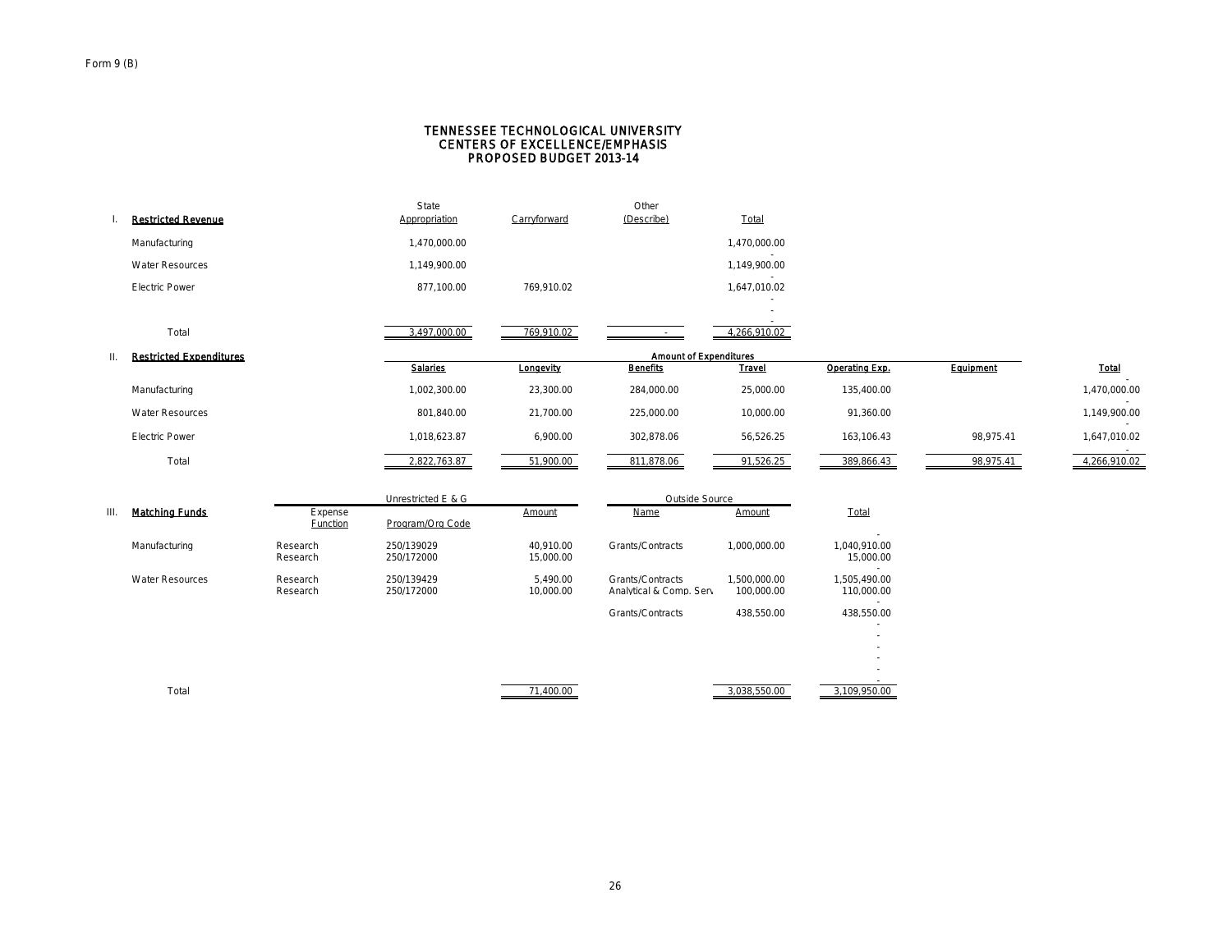Form 9 (B)

# TENNESSEE TECHNOLOGICAL UNIVERSITY
## CENTERS OF EXCELLENCE/EMPHASIS
## PROPOSED BUDGET 2013-14

### I. Restricted Revenue

| Restricted Revenue | State Appropriation | Carryforward | Other (Describe) | Total |
|---|---|---|---|---|
| Manufacturing | 1,470,000.00 | | | 1,470,000.00 |
| Water Resources | 1,149,900.00 | | | 1,149,900.00 |
| Electric Power | 877,100.00 | 769,910.02 | | 1,647,010.02 |
| Total | 3,497,000.00 | 769,910.02 | - | 4,266,910.02 |

### II. Restricted Expenditures

| Restricted Expenditures | Salaries | Longevity | Benefits | Travel | Operating Exp. | Equipment | Total |
|---|---|---|---|---|---|---|---|
| | Amount of Expenditures | | | | | | |
| Manufacturing | 1,002,300.00 | 23,300.00 | 284,000.00 | 25,000.00 | 135,400.00 | | 1,470,000.00 |
| Water Resources | 801,840.00 | 21,700.00 | 225,000.00 | 10,000.00 | 91,360.00 | | 1,149,900.00 |
| Electric Power | 1,018,623.87 | 6,900.00 | 302,878.06 | 56,526.25 | 163,106.43 | 98,975.41 | 1,647,010.02 |
| Total | 2,822,763.87 | 51,900.00 | 811,878.06 | 91,526.25 | 389,866.43 | 98,975.41 | 4,266,910.02 |

### III. Matching Funds

| Matching Funds | Expense Function | Unrestricted E & G Program/Org Code | Amount | Outside Source Name | Outside Source Amount | Total |
|---|---|---|---|---|---|---|
| Manufacturing | Research | 250/139029 | 40,910.00 | Grants/Contracts | 1,000,000.00 | 1,040,910.00 |
| | Research | 250/172000 | 15,000.00 | | | 15,000.00 |
| Water Resources | Research | 250/139429 | 5,490.00 | Grants/Contracts | 1,500,000.00 | 1,505,490.00 |
| | Research | 250/172000 | 10,000.00 | Analytical & Comp. Serv | 100,000.00 | 110,000.00 |
| | | | | Grants/Contracts | 438,550.00 | 438,550.00 |
| Total | | | 71,400.00 | | 3,038,550.00 | 3,109,950.00 |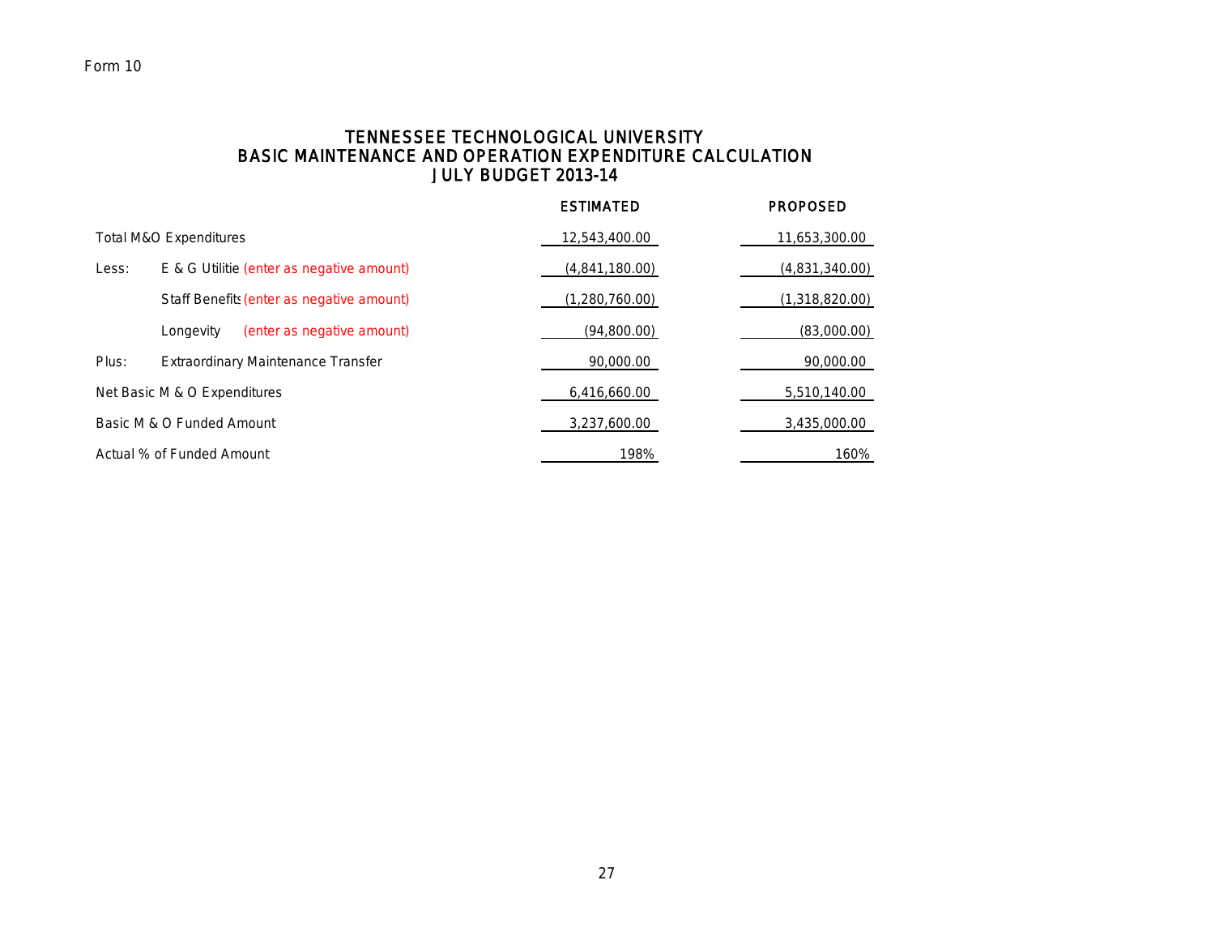Form 10

# TENNESSEE TECHNOLOGICAL UNIVERSITY
## BASIC MAINTENANCE AND OPERATION EXPENDITURE CALCULATION
## JULY BUDGET 2013-14

| | | ESTIMATED | PROPOSED |
|---|---|---|---|
| Total M&O Expenditures | | 12,543,400.00 | 11,653,300.00 |
| Less: | E & G Utilitie (enter as negative amount) | (4,841,180.00) | (4,831,340.00) |
| | Staff Benefit (enter as negative amount) | (1,280,760.00) | (1,318,820.00) |
| | Longevity (enter as negative amount) | (94,800.00) | (83,000.00) |
| Plus: | Extraordinary Maintenance Transfer | 90,000.00 | 90,000.00 |
| Net Basic M & O Expenditures | | 6,416,660.00 | 5,510,140.00 |
| Basic M & O Funded Amount | | 3,237,600.00 | 3,435,000.00 |
| Actual % of Funded Amount | | 198% | 160% |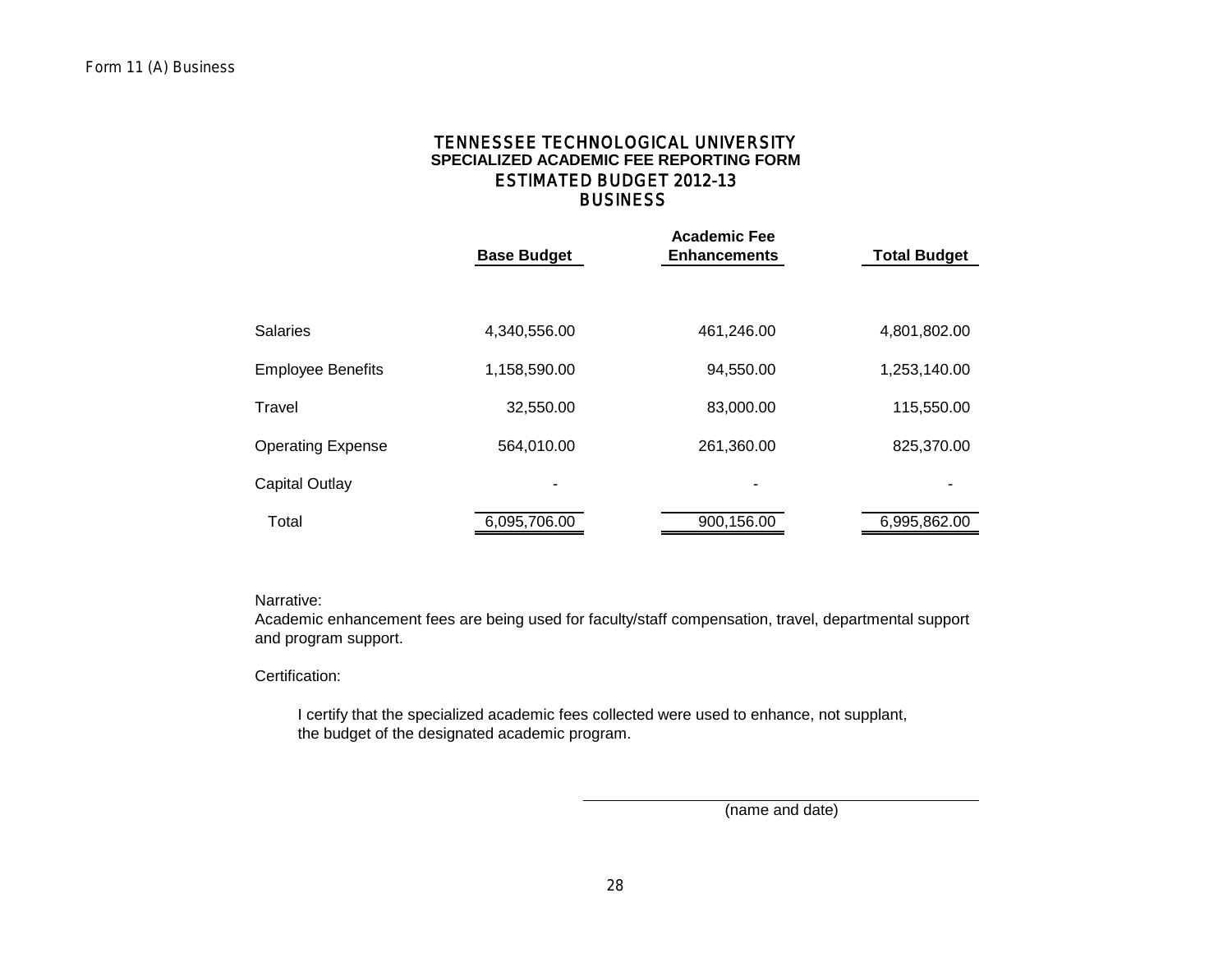Form 11 (A) Business

# TENNESSEE TECHNOLOGICAL UNIVERSITY
## SPECIALIZED ACADEMIC FEE REPORTING FORM
## ESTIMATED BUDGET 2012-13
## BUSINESS

| | Base Budget | Academic Fee Enhancements | Total Budget |
|---|---|---|---|
| Salaries | 4,340,556.00 | 461,246.00 | 4,801,802.00 |
| Employee Benefits | 1,158,590.00 | 94,550.00 | 1,253,140.00 |
| Travel | 32,550.00 | 83,000.00 | 115,550.00 |
| Operating Expense | 564,010.00 | 261,360.00 | 825,370.00 |
| Capital Outlay | - | - | - |
| Total | 6,095,706.00 | 900,156.00 | 6,995,862.00 |

Narrative:
Academic enhancement fees are being used for faculty/staff compensation, travel, departmental support and program support.

Certification:

I certify that the specialized academic fees collected were used to enhance, not supplant, the budget of the designated academic program.

______________________________
(name and date)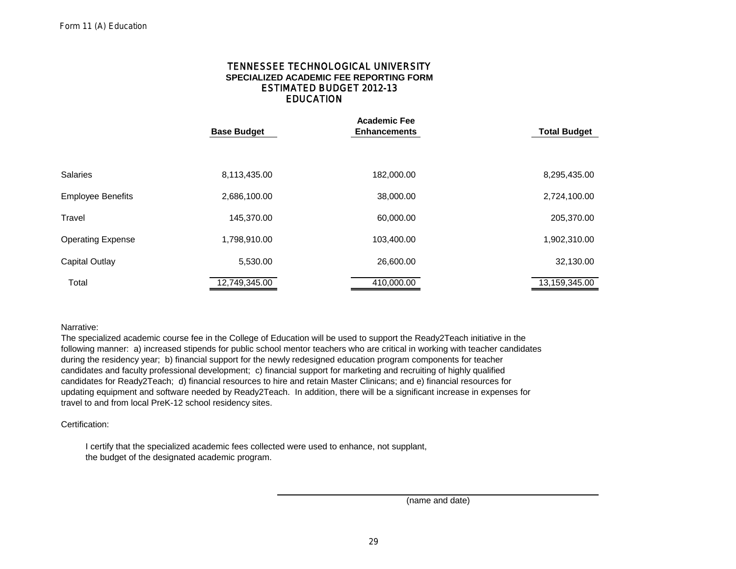Form 11 (A) Education

# TENNESSEE TECHNOLOGICAL UNIVERSITY

## SPECIALIZED ACADEMIC FEE REPORTING FORM

## ESTIMATED BUDGET 2012-13

## EDUCATION

| | Base Budget | Academic Fee Enhancements | Total Budget |
|---|---|---|---|
| Salaries | 8,113,435.00 | 182,000.00 | 8,295,435.00 |
| Employee Benefits | 2,686,100.00 | 38,000.00 | 2,724,100.00 |
| Travel | 145,370.00 | 60,000.00 | 205,370.00 |
| Operating Expense | 1,798,910.00 | 103,400.00 | 1,902,310.00 |
| Capital Outlay | 5,530.00 | 26,600.00 | 32,130.00 |
| Total | 12,749,345.00 | 410,000.00 | 13,159,345.00 |

Narrative:

The specialized academic course fee in the College of Education will be used to support the Ready2Teach initiative in the following manner: a) increased stipends for public school mentor teachers who are critical in working with teacher candidates during the residency year; b) financial support for the newly redesigned education program components for teacher candidates and faculty professional development; c) financial support for marketing and recruiting of highly qualified candidates for Ready2Teach; d) financial resources to hire and retain Master Clinicans; and e) financial resources for updating equipment and software needed by Ready2Teach. In addition, there will be a significant increase in expenses for travel to and from local PreK-12 school residency sites.

Certification:

I certify that the specialized academic fees collected were used to enhance, not supplant, the budget of the designated academic program.

(name and date)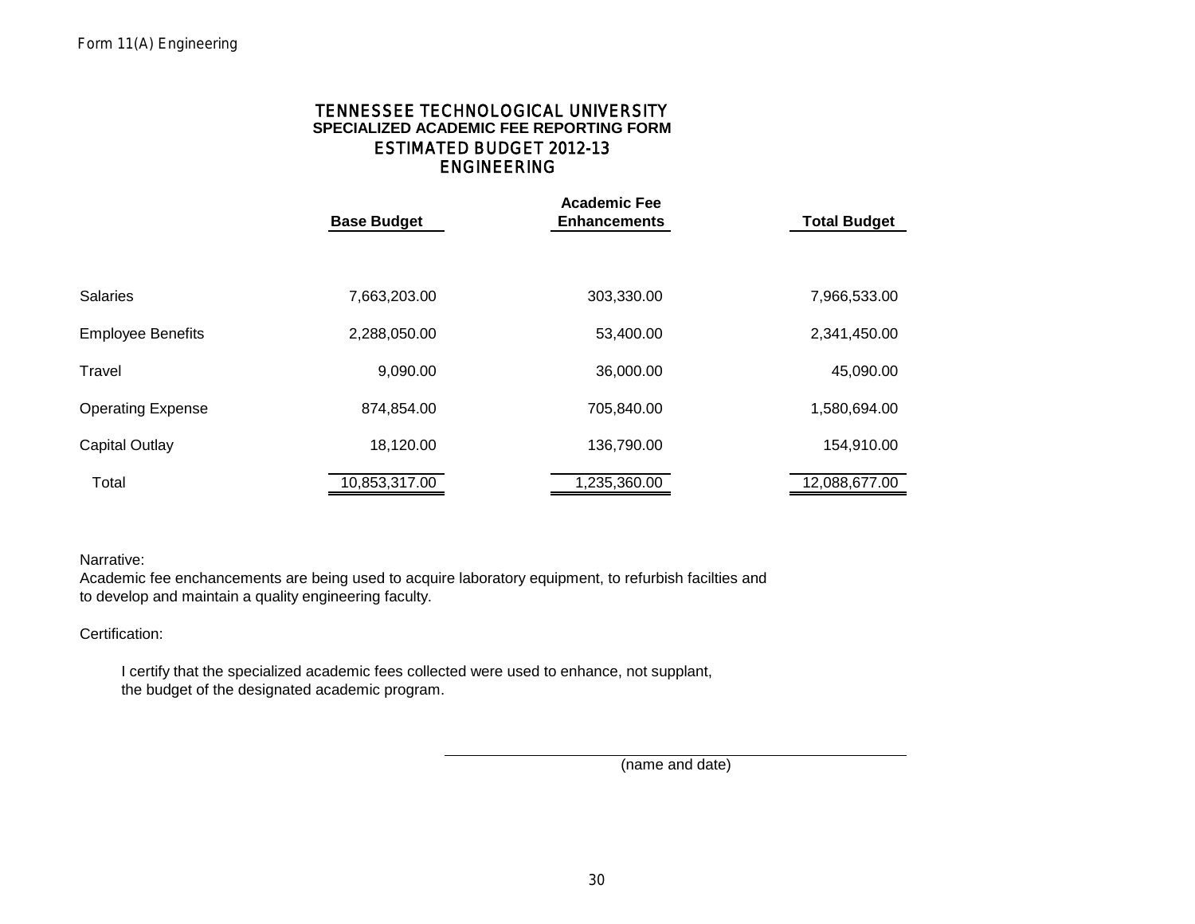Form 11(A) Engineering

# TENNESSEE TECHNOLOGICAL UNIVERSITY
## SPECIALIZED ACADEMIC FEE REPORTING FORM
## ESTIMATED BUDGET 2012-13
## ENGINEERING

| | Base Budget | Academic Fee Enhancements | Total Budget |
|---|---|---|---|
| Salaries | 7,663,203.00 | 303,330.00 | 7,966,533.00 |
| Employee Benefits | 2,288,050.00 | 53,400.00 | 2,341,450.00 |
| Travel | 9,090.00 | 36,000.00 | 45,090.00 |
| Operating Expense | 874,854.00 | 705,840.00 | 1,580,694.00 |
| Capital Outlay | 18,120.00 | 136,790.00 | 154,910.00 |
| Total | 10,853,317.00 | 1,235,360.00 | 12,088,677.00 |

Narrative:
Academic fee enchancements are being used to acquire laboratory equipment, to refurbish facilties and to develop and maintain a quality engineering faculty.

Certification:

I certify that the specialized academic fees collected were used to enhance, not supplant, the budget of the designated academic program.

_______________________________________________
(name and date)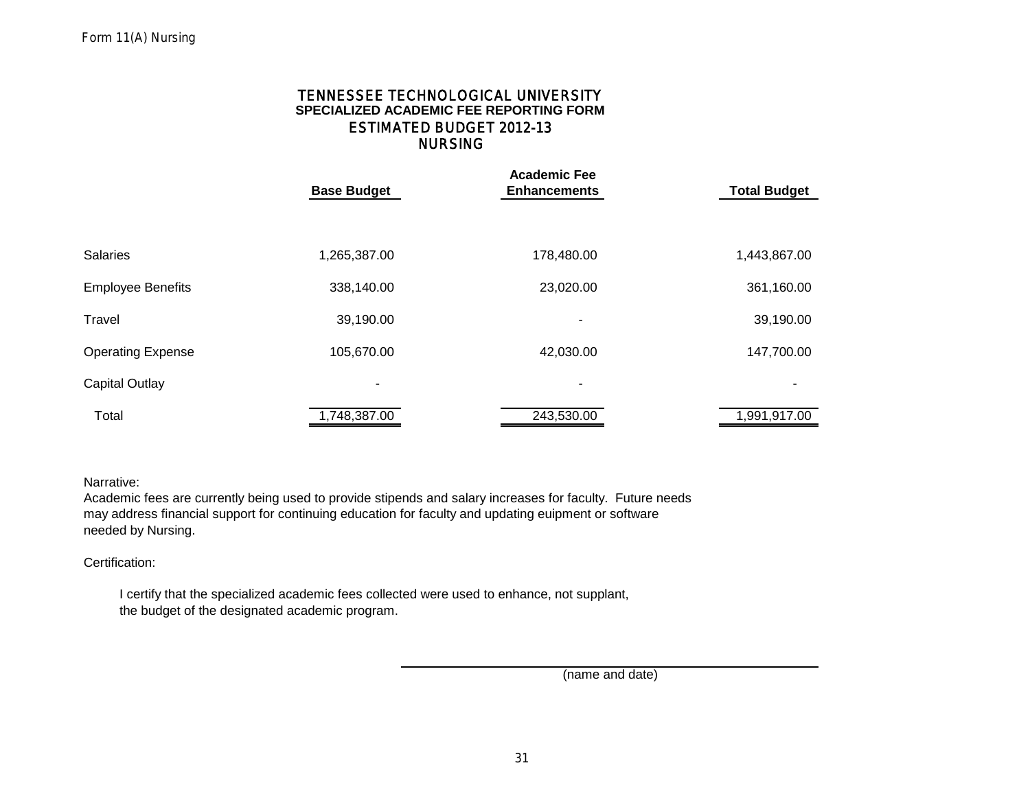Form 11(A) Nursing

# TENNESSEE TECHNOLOGICAL UNIVERSITY
## SPECIALIZED ACADEMIC FEE REPORTING FORM
## ESTIMATED BUDGET 2012-13
## NURSING

| | Base Budget | Academic Fee Enhancements | Total Budget |
|---|---|---|---|
| Salaries | 1,265,387.00 | 178,480.00 | 1,443,867.00 |
| Employee Benefits | 338,140.00 | 23,020.00 | 361,160.00 |
| Travel | 39,190.00 | - | 39,190.00 |
| Operating Expense | 105,670.00 | 42,030.00 | 147,700.00 |
| Capital Outlay | - | - | - |
| Total | 1,748,387.00 | 243,530.00 | 1,991,917.00 |

Narrative:
Academic fees are currently being used to provide stipends and salary increases for faculty. Future needs may address financial support for continuing education for faculty and updating euipment or software needed by Nursing.

Certification:

I certify that the specialized academic fees collected were used to enhance, not supplant, the budget of the designated academic program.

(name and date)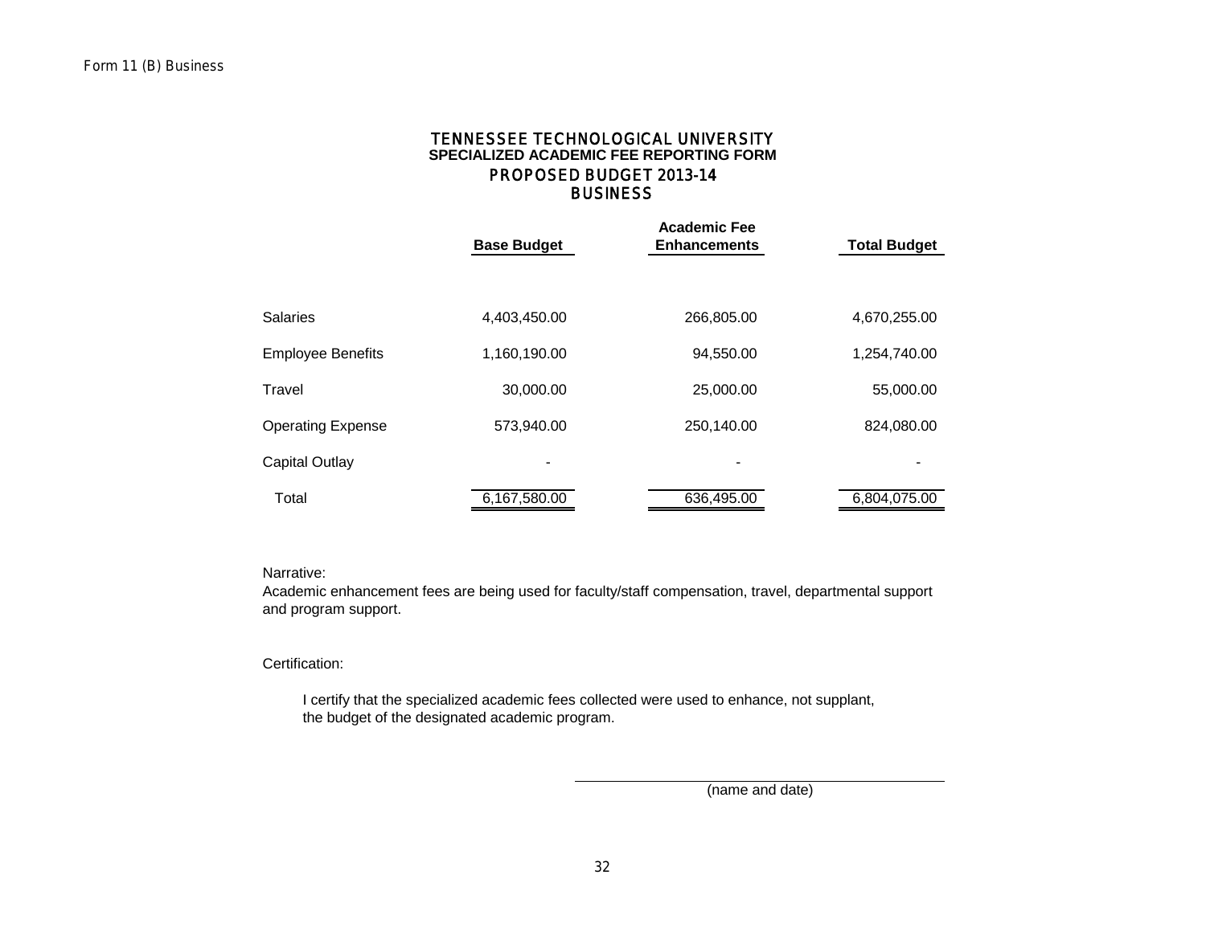Form 11 (B) Business

# TENNESSEE TECHNOLOGICAL UNIVERSITY
## SPECIALIZED ACADEMIC FEE REPORTING FORM
## PROPOSED BUDGET 2013-14
## BUSINESS

| | Base Budget | Academic Fee Enhancements | Total Budget |
|---|---|---|---|
| Salaries | 4,403,450.00 | 266,805.00 | 4,670,255.00 |
| Employee Benefits | 1,160,190.00 | 94,550.00 | 1,254,740.00 |
| Travel | 30,000.00 | 25,000.00 | 55,000.00 |
| Operating Expense | 573,940.00 | 250,140.00 | 824,080.00 |
| Capital Outlay | - | - | - |
| Total | 6,167,580.00 | 636,495.00 | 6,804,075.00 |

Narrative:
Academic enhancement fees are being used for faculty/staff compensation, travel, departmental support and program support.

Certification:

I certify that the specialized academic fees collected were used to enhance, not supplant, the budget of the designated academic program.

(name and date)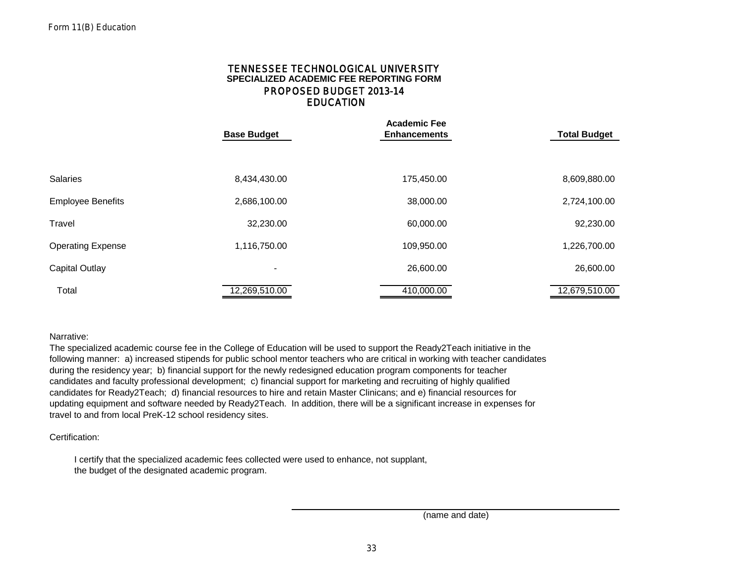Form 11(B) Education

# TENNESSEE TECHNOLOGICAL UNIVERSITY
## SPECIALIZED ACADEMIC FEE REPORTING FORM
## PROPOSED BUDGET 2013-14
## EDUCATION

| | Base Budget | Academic Fee Enhancements | Total Budget |
|---|---|---|---|
| Salaries | 8,434,430.00 | 175,450.00 | 8,609,880.00 |
| Employee Benefits | 2,686,100.00 | 38,000.00 | 2,724,100.00 |
| Travel | 32,230.00 | 60,000.00 | 92,230.00 |
| Operating Expense | 1,116,750.00 | 109,950.00 | 1,226,700.00 |
| Capital Outlay | - | 26,600.00 | 26,600.00 |
| Total | 12,269,510.00 | 410,000.00 | 12,679,510.00 |

Narrative:

The specialized academic course fee in the College of Education will be used to support the Ready2Teach initiative in the following manner: a) increased stipends for public school mentor teachers who are critical in working with teacher candidates during the residency year; b) financial support for the newly redesigned education program components for teacher candidates and faculty professional development; c) financial support for marketing and recruiting of highly qualified candidates for Ready2Teach; d) financial resources to hire and retain Master Clinicans; and e) financial resources for updating equipment and software needed by Ready2Teach. In addition, there will be a significant increase in expenses for travel to and from local PreK-12 school residency sites.

Certification:

I certify that the specialized academic fees collected were used to enhance, not supplant, the budget of the designated academic program.

______________________________________
(name and date)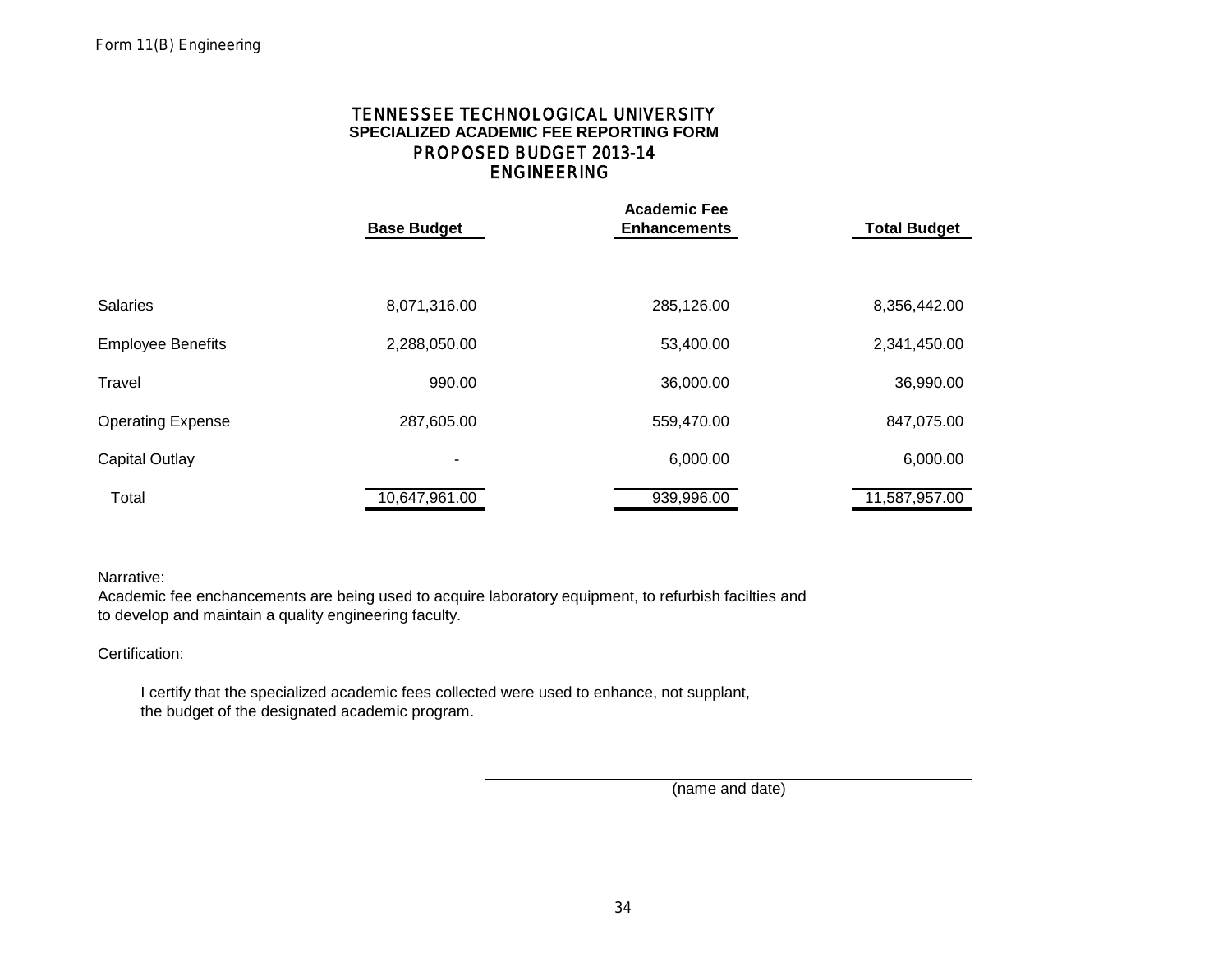Form 11(B) Engineering

# TENNESSEE TECHNOLOGICAL UNIVERSITY
## SPECIALIZED ACADEMIC FEE REPORTING FORM
## PROPOSED BUDGET 2013-14
## ENGINEERING

| | Base Budget | Academic Fee Enhancements | Total Budget |
|---|---|---|---|
| Salaries | 8,071,316.00 | 285,126.00 | 8,356,442.00 |
| Employee Benefits | 2,288,050.00 | 53,400.00 | 2,341,450.00 |
| Travel | 990.00 | 36,000.00 | 36,990.00 |
| Operating Expense | 287,605.00 | 559,470.00 | 847,075.00 |
| Capital Outlay | - | 6,000.00 | 6,000.00 |
| Total | 10,647,961.00 | 939,996.00 | 11,587,957.00 |

Narrative:
Academic fee enchancements are being used to acquire laboratory equipment, to refurbish facilties and to develop and maintain a quality engineering faculty.

Certification:

I certify that the specialized academic fees collected were used to enhance, not supplant, the budget of the designated academic program.

\_\_\_\_\_\_\_\_\_\_\_\_\_\_\_\_\_\_\_\_\_\_\_\_\_\_\_\_\_\_\_\_\_\_\_\_\_\_\_\_

(name and date)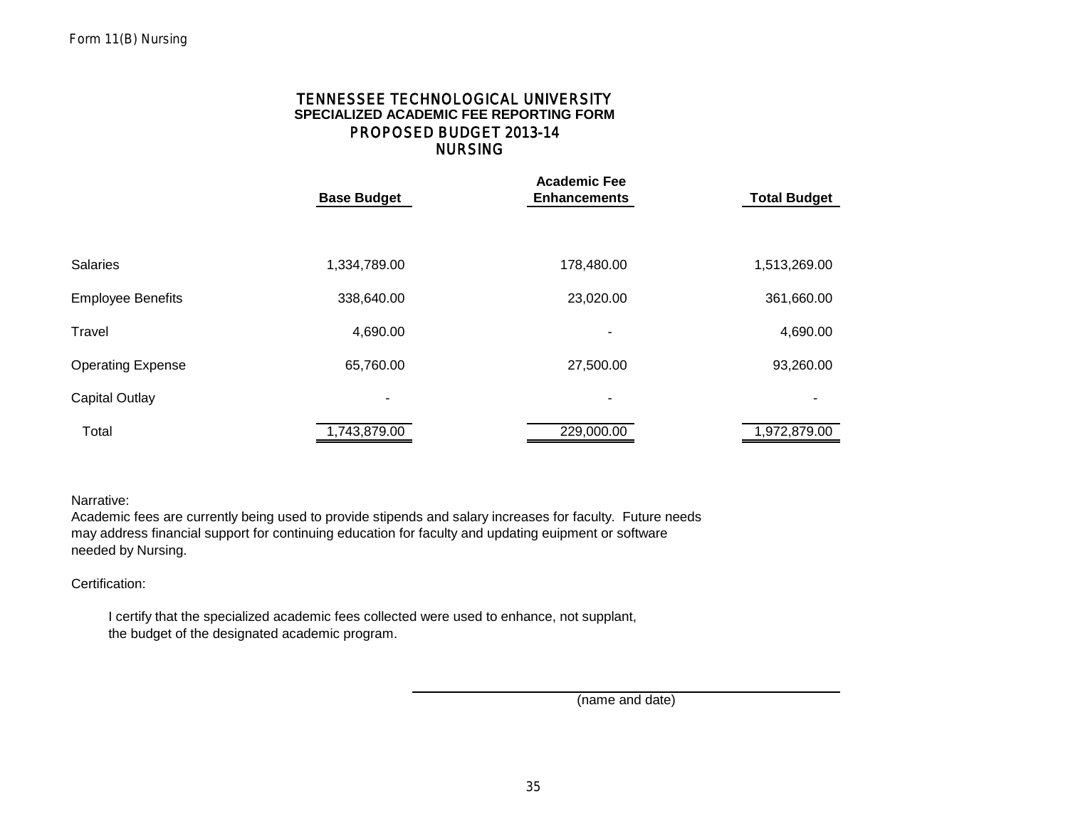Form 11(B) Nursing

# TENNESSEE TECHNOLOGICAL UNIVERSITY
## SPECIALIZED ACADEMIC FEE REPORTING FORM
## PROPOSED BUDGET 2013-14
## NURSING

| | Base Budget | Academic Fee Enhancements | Total Budget |
|---|---|---|---|
| Salaries | 1,334,789.00 | 178,480.00 | 1,513,269.00 |
| Employee Benefits | 338,640.00 | 23,020.00 | 361,660.00 |
| Travel | 4,690.00 | - | 4,690.00 |
| Operating Expense | 65,760.00 | 27,500.00 | 93,260.00 |
| Capital Outlay | - | - | - |
| Total | 1,743,879.00 | 229,000.00 | 1,972,879.00 |

Narrative:
Academic fees are currently being used to provide stipends and salary increases for faculty. Future needs may address financial support for continuing education for faculty and updating euipment or software needed by Nursing.

Certification:

I certify that the specialized academic fees collected were used to enhance, not supplant, the budget of the designated academic program.

(name and date)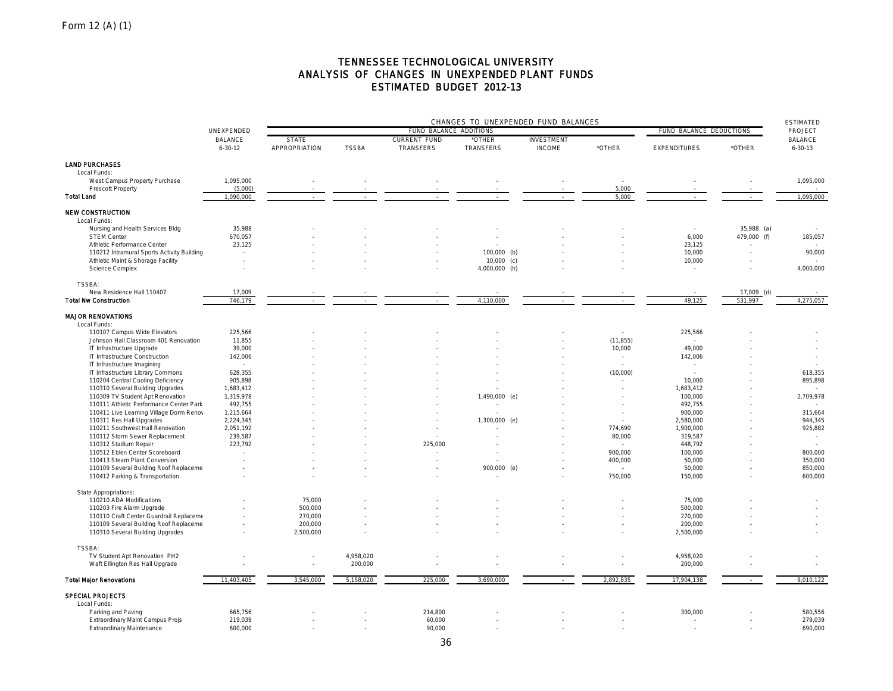Form 12 (A) (1)

# TENNESSEE TECHNOLOGICAL UNIVERSITY
## ANALYSIS OF CHANGES IN UNEXPENDED PLANT FUNDS
### ESTIMATED BUDGET 2012-13

| | UNEXPENDED BALANCE 6-30-12 | CHANGES TO UNEXPENDED FUND BALANCES | | | | | | | | ESTIMATED PROJECT BALANCE 6-30-13 |
|---|---|---|---|---|---|---|---|---|---|---|
| | | FUND BALANCE ADDITIONS | | | | | | FUND BALANCE DEDUCTIONS | | |
| | | STATE APPROPRIATION | TSSBA | CURRENT FUND TRANSFERS | *OTHER TRANSFERS | INVESTMENT INCOME | *OTHER | EXPENDITURES | *OTHER | |
| **LAND PURCHASES** | | | | | | | | | | |
| Local Funds: | | | | | | | | | | |
| West Campus Property Purchase | 1,095,000 | - | - | - | - | - | - | - | - | 1,095,000 |
| Prescott Property | (5,000) | - | - | - | - | - | 5,000 | - | - | - |
| **Total Land** | 1,090,000 | - | - | - | - | - | 5,000 | - | - | 1,095,000 |
| **NEW CONSTRUCTION** | | | | | | | | | | |
| Local Funds: | | | | | | | | | | |
| Nursing and Health Services Bldg | 35,988 | - | - | - | - | - | - | - | 35,988 (a) | - |
| STEM Center | 670,057 | - | - | - | - | - | - | 6,000 | 479,000 (f) | 185,057 |
| Athletic Performance Center | 23,125 | - | - | - | - | - | - | 23,125 | - | - |
| 110212 Intramural Sports Activity Building | - | - | - | - | 100,000 (b) | - | - | 10,000 | - | 90,000 |
| Athletic Maint & Shorage Facility | - | - | - | - | 10,000 (c) | - | - | 10,000 | - | - |
| Science Complex | - | - | - | - | 4,000,000 (h) | - | - | - | - | 4,000,000 |
| TSSBA: | | | | | | | | | | |
| New Residence Hall 110407 | 17,009 | - | - | - | - | - | - | - | 17,009 (d) | - |
| **Total Nw Construction** | 746,179 | - | - | - | 4,110,000 | - | - | 49,125 | 531,997 | 4,275,057 |
| **MAJOR RENOVATIONS** | | | | | | | | | | |
| Local Funds: | | | | | | | | | | |
| 110107 Campus Wide Elevators | 225,566 | - | - | - | - | - | - | 225,566 | - | - |
| Johnson Hall Classroom 401 Renovation | 11,855 | - | - | - | - | - | (11,855) | - | - | - |
| IT Infrastructure Upgrade | 39,000 | - | - | - | - | - | 10,000 | 49,000 | - | - |
| IT Infrastructure Construction | 142,006 | - | - | - | - | - | - | 142,006 | - | - |
| IT Infrastructure Imagining | - | - | - | - | - | - | - | - | - | - |
| IT Infrastructure Library Commons | 628,355 | - | - | - | - | - | (10,000) | - | - | 618,355 |
| 110204 Central Cooling Deficiency | 905,898 | - | - | - | - | - | - | 10,000 | - | 895,898 |
| 110310 Several Building Upgrades | 1,683,412 | - | - | - | - | - | - | 1,683,412 | - | - |
| 110309 TV Student Apt Renovation | 1,319,978 | - | - | - | 1,490,000 (e) | - | - | 100,000 | - | 2,709,978 |
| 110111 Athletic Performance Center Park | 492,755 | - | - | - | - | - | - | 492,755 | - | - |
| 110411 Live Learning Village Dorm Renov | 1,215,664 | - | - | - | - | - | - | 900,000 | - | 315,664 |
| 110311 Res Hall Upgrades | 2,224,345 | - | - | - | 1,300,000 (e) | - | - | 2,580,000 | - | 944,345 |
| 110211 Southwest Hall Renovation | 2,051,192 | - | - | - | - | - | 774,690 | 1,900,000 | - | 925,882 |
| 110112 Storm Sewer Replacement | 239,587 | - | - | - | - | - | 80,000 | 319,587 | - | - |
| 110312 Stadium Repair | 223,792 | - | - | 225,000 | - | - | - | 448,792 | - | - |
| 110512 Eblen Center Scoreboard | - | - | - | - | - | - | 900,000 | 100,000 | - | 800,000 |
| 110413 Steam Plant Conversion | - | - | - | - | - | - | 400,000 | 50,000 | - | 350,000 |
| 110109 Several Building Roof Replaceme | - | - | - | - | 900,000 (e) | - | - | 50,000 | - | 850,000 |
| 110412 Parking & Transportation | - | - | - | - | - | - | 750,000 | 150,000 | - | 600,000 |
| State Appropriations: | | | | | | | | | | |
| 110210 ADA Modifications | - | 75,000 | - | - | - | - | - | 75,000 | - | - |
| 110203 Fire Alarm Upgrade | - | 500,000 | - | - | - | - | - | 500,000 | - | - |
| 110110 Craft Center Guardrail Replaceme | - | 270,000 | - | - | - | - | - | 270,000 | - | - |
| 110109 Several Building Roof Replaceme | - | 200,000 | - | - | - | - | - | 200,000 | - | - |
| 110310 Several Building Upgrades | - | 2,500,000 | - | - | - | - | - | 2,500,000 | - | - |
| TSSBA: | | | | | | | | | | |
| TV Student Apt Renovation PH2 | - | - | 4,958,020 | - | - | - | - | 4,958,020 | - | - |
| Waft Ellington Res Hall Upgrade | - | - | 200,000 | - | - | - | - | 200,000 | - | - |
| **Total Major Renovations** | 11,403,405 | 3,545,000 | 5,158,020 | 225,000 | 3,690,000 | - | 2,892,835 | 17,904,138 | - | 9,010,122 |
| **SPECIAL PROJECTS** | | | | | | | | | | |
| Local Funds: | | | | | | | | | | |
| Parking and Paving | 665,756 | - | - | 214,800 | - | - | - | 300,000 | - | 580,556 |
| Extraordinary Maint Campus Projs | 219,039 | - | - | 60,000 | - | - | - | - | - | 279,039 |
| Extraordinary Maintenance | 600,000 | - | - | 90,000 | - | - | - | - | - | 690,000 |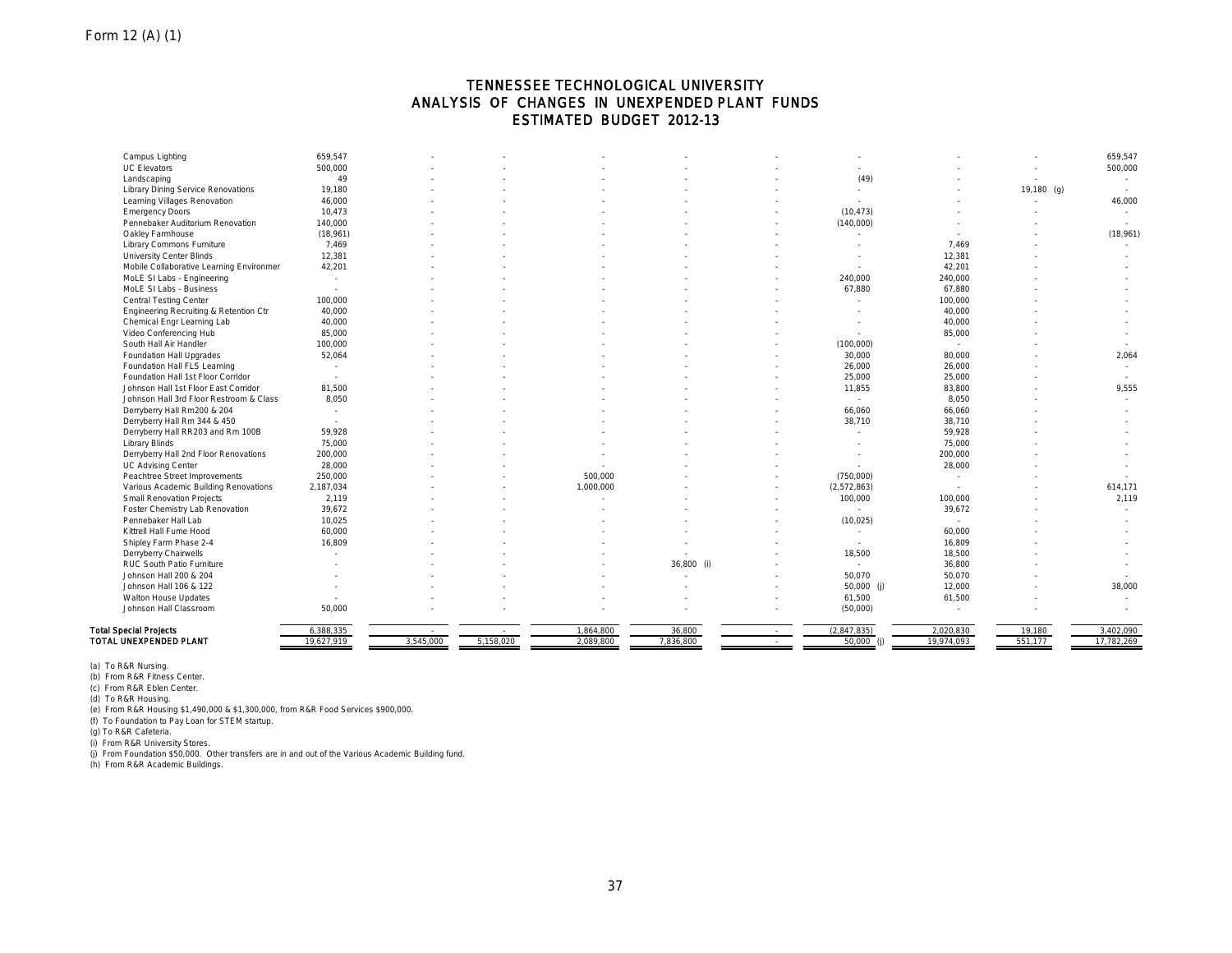Form 12 (A) (1)

# TENNESSEE TECHNOLOGICAL UNIVERSITY
## ANALYSIS OF CHANGES IN UNEXPENDED PLANT FUNDS
## ESTIMATED BUDGET 2012-13

| | | | | | | | | | | |
|---|---|---|---|---|---|---|---|---|---|---|
| Campus Lighting | 659,547 | - | - | - | - | - | - | - | - | 659,547 |
| UC Elevators | 500,000 | - | - | - | - | - | - | - | - | 500,000 |
| Landscaping | 49 | - | - | - | - | - | (49) | - | - | - |
| Library Dining Service Renovations | 19,180 | - | - | - | - | - | - | - | 19,180 (g) | - |
| Learning Villages Renovation | 46,000 | - | - | - | - | - | - | - | - | 46,000 |
| Emergency Doors | 10,473 | - | - | - | - | - | (10,473) | - | - | - |
| Pennebaker Auditorium Renovation | 140,000 | - | - | - | - | - | (140,000) | - | - | - |
| Oakley Farmhouse | (18,961) | - | - | - | - | - | - | - | - | (18,961) |
| Library Commons Furniture | 7,469 | - | - | - | - | - | - | 7,469 | - | - |
| University Center Blinds | 12,381 | - | - | - | - | - | - | 12,381 | - | - |
| Mobile Collaborative Learning Environmer | 42,201 | - | - | - | - | - | - | 42,201 | - | - |
| MoLE SI Labs - Engineering | - | - | - | - | - | - | 240,000 | 240,000 | - | - |
| MoLE SI Labs - Business | - | - | - | - | - | - | 67,880 | 67,880 | - | - |
| Central Testing Center | 100,000 | - | - | - | - | - | - | 100,000 | - | - |
| Engineering Recruiting & Retention Ctr | 40,000 | - | - | - | - | - | - | 40,000 | - | - |
| Chemical Engr Learning Lab | 40,000 | - | - | - | - | - | - | 40,000 | - | - |
| Video Conferencing Hub | 85,000 | - | - | - | - | - | - | 85,000 | - | - |
| South Hall Air Handler | 100,000 | - | - | - | - | - | (100,000) | - | - | - |
| Foundation Hall Upgrades | 52,064 | - | - | - | - | - | 30,000 | 80,000 | - | 2,064 |
| Foundation Hall FLS Learning | - | - | - | - | - | - | 26,000 | 26,000 | - | - |
| Foundation Hall 1st Floor Corridor | - | - | - | - | - | - | 25,000 | 25,000 | - | - |
| Johnson Hall 1st Floor East Corridor | 81,500 | - | - | - | - | - | 11,855 | 83,800 | - | 9,555 |
| Johnson Hall 3rd Floor Restroom & Class | 8,050 | - | - | - | - | - | - | 8,050 | - | - |
| Derryberry Hall Rm200 & 204 | - | - | - | - | - | - | 66,060 | 66,060 | - | - |
| Derryberry Hall Rm 344 & 450 | - | - | - | - | - | - | 38,710 | 38,710 | - | - |
| Derryberry Hall RR203 and Rm 100B | 59,928 | - | - | - | - | - | - | 59,928 | - | - |
| Library Blinds | 75,000 | - | - | - | - | - | - | 75,000 | - | - |
| Derryberry Hall 2nd Floor Renovations | 200,000 | - | - | - | - | - | - | 200,000 | - | - |
| UC Advising Center | 28,000 | - | - | - | - | - | - | 28,000 | - | - |
| Peachtree Street Improvements | 250,000 | - | - | 500,000 | - | - | (750,000) | - | - | - |
| Various Academic Building Renovations | 2,187,034 | - | - | 1,000,000 | - | - | (2,572,863) | - | - | 614,171 |
| Small Renovation Projects | 2,119 | - | - | - | - | - | 100,000 | 100,000 | - | 2,119 |
| Foster Chemistry Lab Renovation | 39,672 | - | - | - | - | - | - | 39,672 | - | - |
| Pennebaker Hall Lab | 10,025 | - | - | - | - | - | (10,025) | - | - | - |
| Kittrell Hall Fume Hood | 60,000 | - | - | - | - | - | - | 60,000 | - | - |
| Shipley Farm Phase 2-4 | 16,809 | - | - | - | - | - | - | 16,809 | - | - |
| Derryberry Chairwells | - | - | - | - | - | - | 18,500 | 18,500 | - | - |
| RUC South Patio Furniture | - | - | - | - | 36,800 (i) | - | - | 36,800 | - | - |
| Johnson Hall 200 & 204 | - | - | - | - | - | - | 50,070 | 50,070 | - | - |
| Johnson Hall 106 & 122 | - | - | - | - | - | - | 50,000 (j) | 12,000 | - | 38,000 |
| Walton House Updates | - | - | - | - | - | - | 61,500 | 61,500 | - | - |
| Johnson Hall Classroom | 50,000 | - | - | - | - | - | (50,000) | - | - | - |
| **Total Special Projects** | 6,388,335 | - | - | 1,864,800 | 36,800 | - | (2,847,835) | 2,020,830 | 19,180 | 3,402,090 |
| **TOTAL UNEXPENDED PLANT** | 19,627,919 | 3,545,000 | 5,158,020 | 2,089,800 | 7,836,800 | - | 50,000 (j) | 19,974,093 | 551,177 | 17,782,269 |

(a) To R&R Nursing.
(b) From R&R Fitness Center.
(c) From R&R Eblen Center.
(d) To R&R Housing.
(e) From R&R Housing $1,490,000 & $1,300,000, from R&R Food Services $900,000.
(f) To Foundation to Pay Loan for STEM startup.
(g) To R&R Cafeteria.
(i) From R&R University Stores.
(j) From Foundation $50,000. Other transfers are in and out of the Various Academic Building fund.
(h) From R&R Academic Buildings.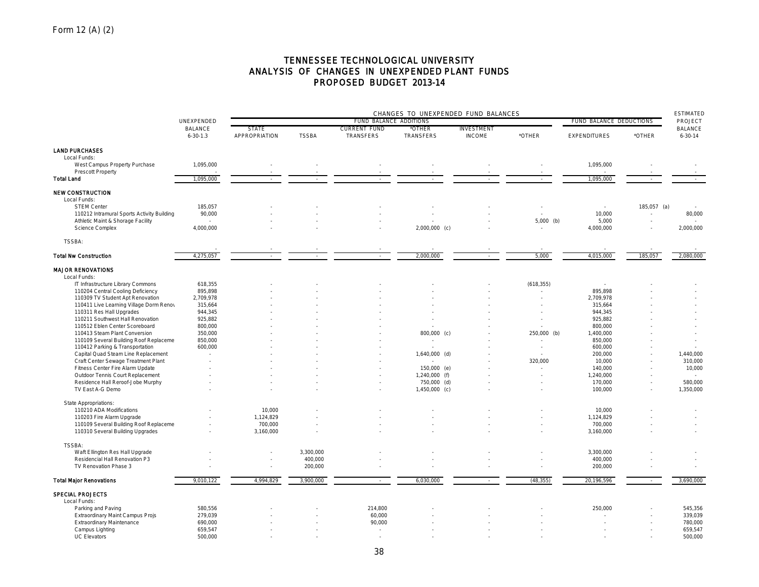Form 12 (A) (2)

# TENNESSEE TECHNOLOGICAL UNIVERSITY
## ANALYSIS OF CHANGES IN UNEXPENDED PLANT FUNDS
## PROPOSED BUDGET 2013-14

| | UNEXPENDED BALANCE 6-30-1.3 | CHANGES TO UNEXPENDED FUND BALANCES — FUND BALANCE ADDITIONS: STATE APPROPRIATION | TSSBA | CURRENT FUND TRANSFERS | *OTHER TRANSFERS | INVESTMENT INCOME | *OTHER | FUND BALANCE DEDUCTIONS: EXPENDITURES | *OTHER | ESTIMATED PROJECT BALANCE 6-30-14 |
|---|---|---|---|---|---|---|---|---|---|---|
| **LAND PURCHASES** | | | | | | | | | | |
| Local Funds: | | | | | | | | | | |
| West Campus Property Purchase | 1,095,000 | - | - | - | - | - | - | 1,095,000 | - | - |
| Prescott Property | - | - | - | - | - | - | - | - | - | - |
| **Total Land** | 1,095,000 | - | - | - | - | - | - | 1,095,000 | - | - |
| **NEW CONSTRUCTION** | | | | | | | | | | |
| Local Funds: | | | | | | | | | | |
| STEM Center | 185,057 | - | - | - | - | - | - | - | 185,057 (a) | - |
| 110212 Intramural Sports Activity Building | 90,000 | - | - | - | - | - | - | 10,000 | - | 80,000 |
| Athletic Maint & Shorage Facility | - | - | - | - | - | - | 5,000 (b) | 5,000 | - | - |
| Science Complex | 4,000,000 | - | - | - | 2,000,000 (c) | - | - | 4,000,000 | - | 2,000,000 |
| TSSBA: | | | | | | | | | | |
| | - | - | - | - | - | - | - | - | - | - |
| **Total Nw Construction** | 4,275,057 | - | - | - | 2,000,000 | - | 5,000 | 4,015,000 | 185,057 | 2,080,000 |
| **MAJOR RENOVATIONS** | | | | | | | | | | |
| Local Funds: | | | | | | | | | | |
| IT Infrastructure Library Commons | 618,355 | - | - | - | - | - | (618,355) | - | - | - |
| 110204 Central Cooling Deficiency | 895,898 | - | - | - | - | - | - | 895,898 | - | - |
| 110309 TV Student Apt Renovation | 2,709,978 | - | - | - | - | - | - | 2,709,978 | - | - |
| 110411 Live Learning Village Dorm Renov | 315,664 | - | - | - | - | - | - | 315,664 | - | - |
| 110311 Res Hall Upgrades | 944,345 | - | - | - | - | - | - | 944,345 | - | - |
| 110211 Southwest Hall Renovation | 925,882 | - | - | - | - | - | - | 925,882 | - | - |
| 110512 Eblen Center Scoreboard | 800,000 | - | - | - | - | - | - | 800,000 | - | - |
| 110413 Steam Plant Conversion | 350,000 | - | - | - | 800,000 (c) | - | 250,000 (b) | 1,400,000 | - | - |
| 110109 Several Building Roof Replaceme | 850,000 | - | - | - | - | - | - | 850,000 | - | - |
| 110412 Parking & Transportation | 600,000 | - | - | - | - | - | - | 600,000 | - | - |
| Capital Quad Steam Line Replacement | - | - | - | - | 1,640,000 (d) | - | - | 200,000 | - | 1,440,000 |
| Craft Center Sewage Treatment Plant | - | - | - | - | - | - | 320,000 | 10,000 | - | 310,000 |
| Fitness Center Fire Alarm Update | - | - | - | - | 150,000 (e) | - | - | 140,000 | - | 10,000 |
| Outdoor Tennis Court Replacement | - | - | - | - | 1,240,000 (f) | - | - | 1,240,000 | - | - |
| Residence Hall Reroof-Jobe Murphy | - | - | - | - | 750,000 (d) | - | - | 170,000 | - | 580,000 |
| TV East A-G Demo | - | - | - | - | 1,450,000 (c) | - | - | 100,000 | - | 1,350,000 |
| State Appropriations: | | | | | | | | | | |
| 110210 ADA Modifications | - | 10,000 | - | - | - | - | - | 10,000 | - | - |
| 110203 Fire Alarm Upgrade | - | 1,124,829 | - | - | - | - | - | 1,124,829 | - | - |
| 110109 Several Building Roof Replaceme | - | 700,000 | - | - | - | - | - | 700,000 | - | - |
| 110310 Several Building Upgrades | - | 3,160,000 | - | - | - | - | - | 3,160,000 | - | - |
| TSSBA: | | | | | | | | | | |
| Waft Ellington Res Hall Upgrade | - | - | 3,300,000 | - | - | - | - | 3,300,000 | - | - |
| Residencial Hall Renovation P3 | - | - | 400,000 | - | - | - | - | 400,000 | - | - |
| TV Renovation Phase 3 | - | - | 200,000 | - | - | - | - | 200,000 | - | - |
| **Total Major Renovations** | 9,010,122 | 4,994,829 | 3,900,000 | - | 6,030,000 | - | (48,355) | 20,196,596 | - | 3,690,000 |
| **SPECIAL PROJECTS** | | | | | | | | | | |
| Local Funds: | | | | | | | | | | |
| Parking and Paving | 580,556 | - | - | 214,800 | - | - | - | 250,000 | - | 545,356 |
| Extraordinary Maint Campus Projs | 279,039 | - | - | 60,000 | - | - | - | - | - | 339,039 |
| Extraordinary Maintenance | 690,000 | - | - | 90,000 | - | - | - | - | - | 780,000 |
| Campus Lighting | 659,547 | - | - | - | - | - | - | - | - | 659,547 |
| UC Elevators | 500,000 | - | - | - | - | - | - | - | - | 500,000 |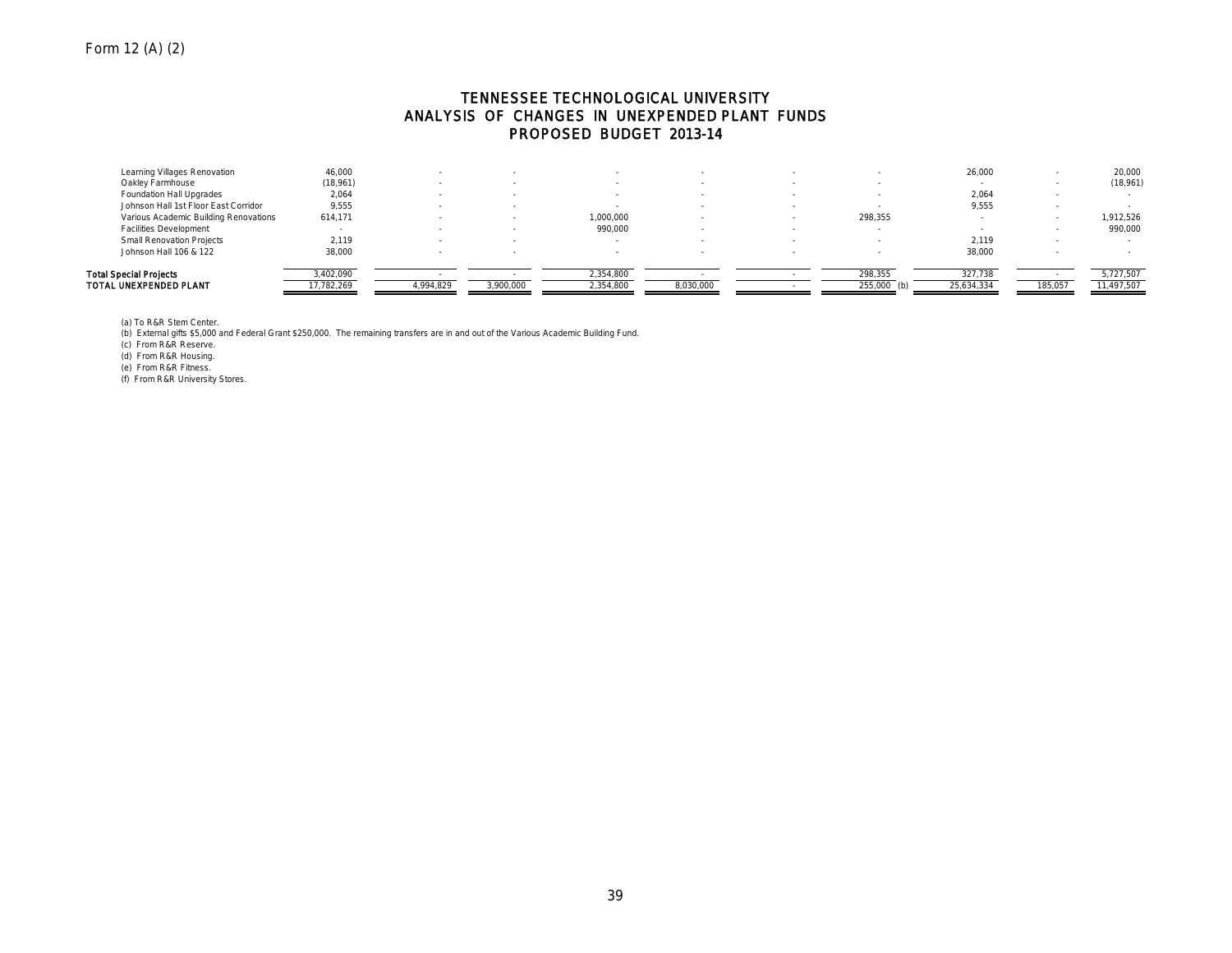Form 12 (A) (2)

# TENNESSEE TECHNOLOGICAL UNIVERSITY
## ANALYSIS OF CHANGES IN UNEXPENDED PLANT FUNDS
## PROPOSED BUDGET 2013-14

| | | | | | | | | | | |
|---|---|---|---|---|---|---|---|---|---|---|
| Learning Villages Renovation | 46,000 | - | - | - | - | - | - | 26,000 | - | 20,000 |
| Oakley Farmhouse | (18,961) | - | - | - | - | - | - | - | - | (18,961) |
| Foundation Hall Upgrades | 2,064 | - | - | - | - | - | - | 2,064 | - | - |
| Johnson Hall 1st Floor East Corridor | 9,555 | - | - | - | - | - | - | 9,555 | - | - |
| Various Academic Building Renovations | 614,171 | - | - | 1,000,000 | - | - | 298,355 | - | - | 1,912,526 |
| Facilities Development | - | - | - | 990,000 | - | - | - | - | - | 990,000 |
| Small Renovation Projects | 2,119 | - | - | - | - | - | - | 2,119 | - | - |
| Johnson Hall 106 & 122 | 38,000 | - | - | - | - | - | - | 38,000 | - | - |
| **Total Special Projects** | 3,402,090 | - | - | 2,354,800 | - | - | 298,355 | 327,738 | - | 5,727,507 |
| **TOTAL UNEXPENDED PLANT** | 17,782,269 | 4,994,829 | 3,900,000 | 2,354,800 | 8,030,000 | - | 255,000 (b) | 25,634,334 | 185,057 | 11,497,507 |

(a) To R&R Stem Center.
(b) External gifts $5,000 and Federal Grant $250,000. The remaining transfers are in and out of the Various Academic Building Fund.
(c) From R&R Reserve.
(d) From R&R Housing.
(e) From R&R Fitness.
(f) From R&R University Stores.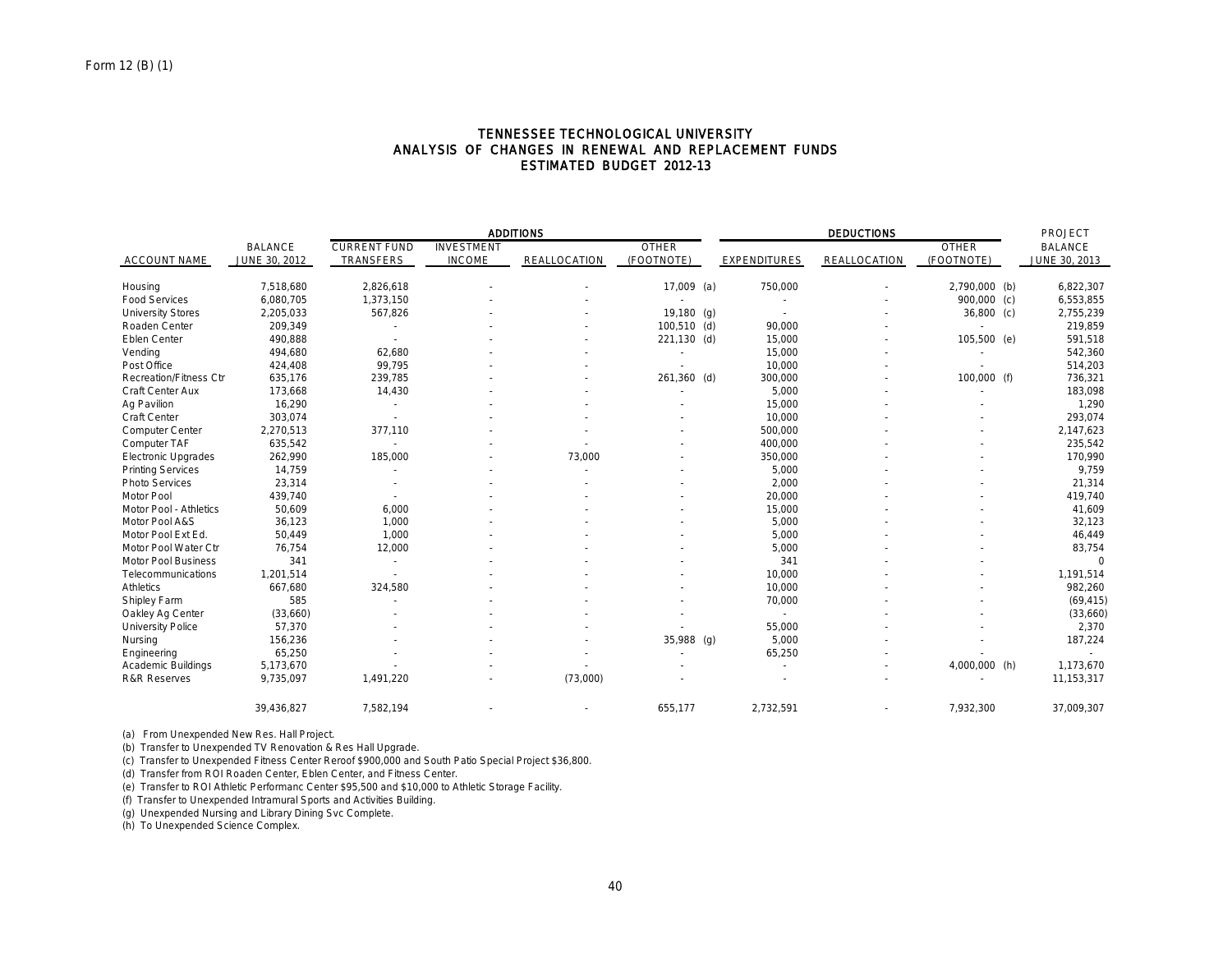Form 12 (B) (1)

# TENNESSEE TECHNOLOGICAL UNIVERSITY
## ANALYSIS OF CHANGES IN RENEWAL AND REPLACEMENT FUNDS
### ESTIMATED BUDGET 2012-13

| | | ADDITIONS | | | | DEDUCTIONS | | | PROJECT |
|---|---|---|---|---|---|---|---|---|---|
| ACCOUNT NAME | BALANCE JUNE 30, 2012 | CURRENT FUND TRANSFERS | INVESTMENT INCOME | REALLOCATION | OTHER (FOOTNOTE) | EXPENDITURES | REALLOCATION | OTHER (FOOTNOTE) | BALANCE JUNE 30, 2013 |
| Housing | 7,518,680 | 2,826,618 | - | - | 17,009 (a) | 750,000 | - | 2,790,000 (b) | 6,822,307 |
| Food Services | 6,080,705 | 1,373,150 | - | - | - | - | - | 900,000 (c) | 6,553,855 |
| University Stores | 2,205,033 | 567,826 | - | - | 19,180 (g) | - | - | 36,800 (c) | 2,755,239 |
| Roaden Center | 209,349 | - | - | - | 100,510 (d) | 90,000 | - | - | 219,859 |
| Eblen Center | 490,888 | - | - | - | 221,130 (d) | 15,000 | - | 105,500 (e) | 591,518 |
| Vending | 494,680 | 62,680 | - | - | - | 15,000 | - | - | 542,360 |
| Post Office | 424,408 | 99,795 | - | - | - | 10,000 | - | - | 514,203 |
| Recreation/Fitness Ctr | 635,176 | 239,785 | - | - | 261,360 (d) | 300,000 | - | 100,000 (f) | 736,321 |
| Craft Center Aux | 173,668 | 14,430 | - | - | - | 5,000 | - | - | 183,098 |
| Ag Pavilion | 16,290 | - | - | - | - | 15,000 | - | - | 1,290 |
| Craft Center | 303,074 | - | - | - | - | 10,000 | - | - | 293,074 |
| Computer Center | 2,270,513 | 377,110 | - | - | - | 500,000 | - | - | 2,147,623 |
| Computer TAF | 635,542 | - | - | - | - | 400,000 | - | - | 235,542 |
| Electronic Upgrades | 262,990 | 185,000 | - | 73,000 | - | 350,000 | - | - | 170,990 |
| Printing Services | 14,759 | - | - | - | - | 5,000 | - | - | 9,759 |
| Photo Services | 23,314 | - | - | - | - | 2,000 | - | - | 21,314 |
| Motor Pool | 439,740 | - | - | - | - | 20,000 | - | - | 419,740 |
| Motor Pool - Athletics | 50,609 | 6,000 | - | - | - | 15,000 | - | - | 41,609 |
| Motor Pool A&S | 36,123 | 1,000 | - | - | - | 5,000 | - | - | 32,123 |
| Motor Pool Ext Ed. | 50,449 | 1,000 | - | - | - | 5,000 | - | - | 46,449 |
| Motor Pool Water Ctr | 76,754 | 12,000 | - | - | - | 5,000 | - | - | 83,754 |
| Motor Pool Business | 341 | - | - | - | - | 341 | - | - | 0 |
| Telecommunications | 1,201,514 | - | - | - | - | 10,000 | - | - | 1,191,514 |
| Athletics | 667,680 | 324,580 | - | - | - | 10,000 | - | - | 982,260 |
| Shipley Farm | 585 | - | - | - | - | 70,000 | - | - | (69,415) |
| Oakley Ag Center | (33,660) | - | - | - | - | - | - | - | (33,660) |
| University Police | 57,370 | - | - | - | - | 55,000 | - | - | 2,370 |
| Nursing | 156,236 | - | - | - | 35,988 (g) | 5,000 | - | - | 187,224 |
| Engineering | 65,250 | - | - | - | - | 65,250 | - | - | - |
| Academic Buildings | 5,173,670 | - | - | - | - | - | - | 4,000,000 (h) | 1,173,670 |
| R&R Reserves | 9,735,097 | 1,491,220 | - | (73,000) | - | - | - | - | 11,153,317 |
| | 39,436,827 | 7,582,194 | - | - | 655,177 | 2,732,591 | - | 7,932,300 | 37,009,307 |

(a) From Unexpended New Res. Hall Project.
(b) Transfer to Unexpended TV Renovation & Res Hall Upgrade.
(c) Transfer to Unexpended Fitness Center Reroof $900,000 and South Patio Special Project $36,800.
(d) Transfer from ROI Roaden Center, Eblen Center, and Fitness Center.
(e) Transfer to ROI Athletic Performanc Center $95,500 and $10,000 to Athletic Storage Facility.
(f) Transfer to Unexpended Intramural Sports and Activities Building.
(g) Unexpended Nursing and Library Dining Svc Complete.
(h) To Unexpended Science Complex.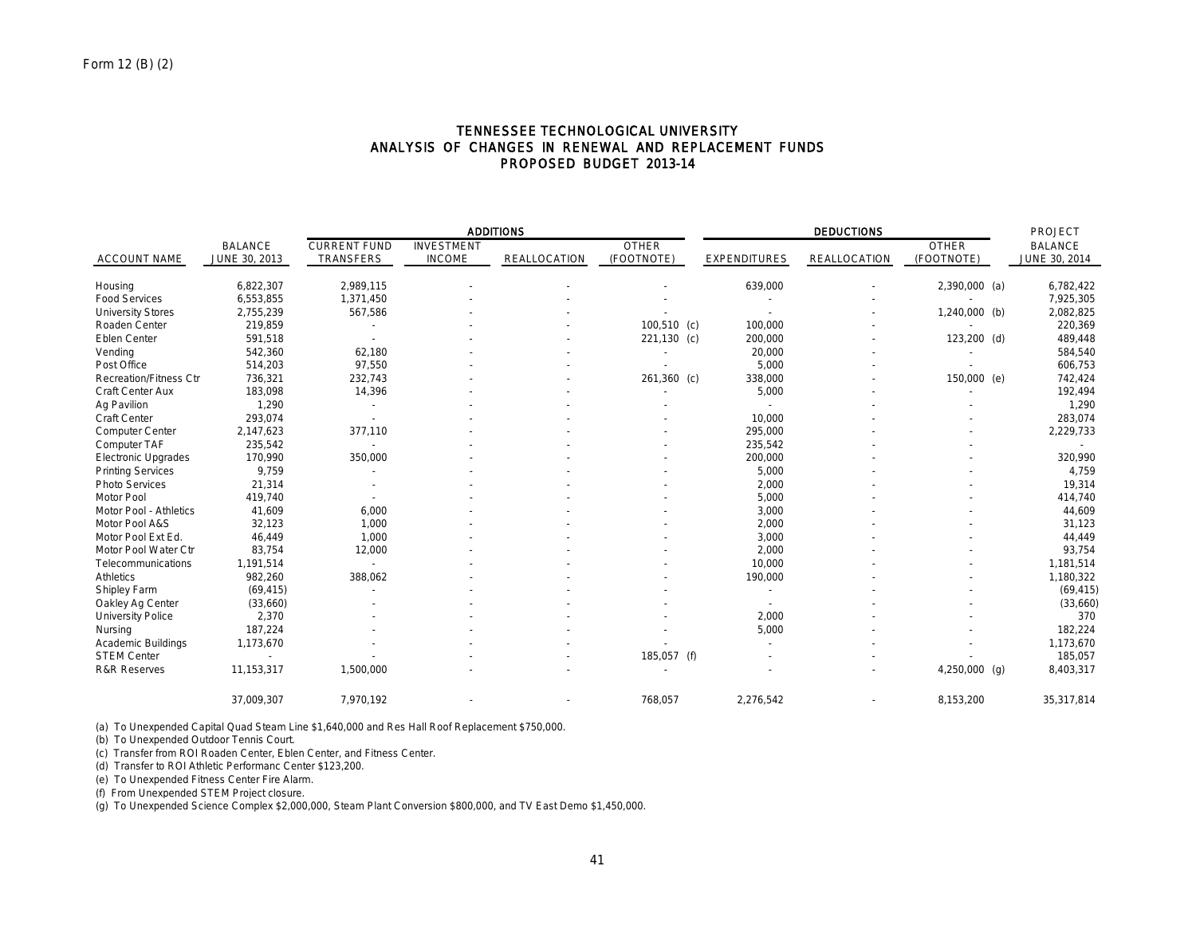Form 12 (B) (2)

# TENNESSEE TECHNOLOGICAL UNIVERSITY
## ANALYSIS OF CHANGES IN RENEWAL AND REPLACEMENT FUNDS
### PROPOSED BUDGET 2013-14

| | | ADDITIONS | | | | DEDUCTIONS | | | PROJECT |
|---|---|---|---|---|---|---|---|---|---|
| ACCOUNT NAME | BALANCE JUNE 30, 2013 | CURRENT FUND TRANSFERS | INVESTMENT INCOME | REALLOCATION | OTHER (FOOTNOTE) | EXPENDITURES | REALLOCATION | OTHER (FOOTNOTE) | BALANCE JUNE 30, 2014 |
| Housing | 6,822,307 | 2,989,115 | - | - | - | 639,000 | - | 2,390,000 (a) | 6,782,422 |
| Food Services | 6,553,855 | 1,371,450 | - | - | - | - | - | - | 7,925,305 |
| University Stores | 2,755,239 | 567,586 | - | - | - | - | - | 1,240,000 (b) | 2,082,825 |
| Roaden Center | 219,859 | - | - | - | 100,510 (c) | 100,000 | - | - | 220,369 |
| Eblen Center | 591,518 | - | - | - | 221,130 (c) | 200,000 | - | 123,200 (d) | 489,448 |
| Vending | 542,360 | 62,180 | - | - | - | 20,000 | - | - | 584,540 |
| Post Office | 514,203 | 97,550 | - | - | - | 5,000 | - | - | 606,753 |
| Recreation/Fitness Ctr | 736,321 | 232,743 | - | - | 261,360 (c) | 338,000 | - | 150,000 (e) | 742,424 |
| Craft Center Aux | 183,098 | 14,396 | - | - | - | 5,000 | - | - | 192,494 |
| Ag Pavilion | 1,290 | - | - | - | - | - | - | - | 1,290 |
| Craft Center | 293,074 | - | - | - | - | 10,000 | - | - | 283,074 |
| Computer Center | 2,147,623 | 377,110 | - | - | - | 295,000 | - | - | 2,229,733 |
| Computer TAF | 235,542 | - | - | - | - | 235,542 | - | - | - |
| Electronic Upgrades | 170,990 | 350,000 | - | - | - | 200,000 | - | - | 320,990 |
| Printing Services | 9,759 | - | - | - | - | 5,000 | - | - | 4,759 |
| Photo Services | 21,314 | - | - | - | - | 2,000 | - | - | 19,314 |
| Motor Pool | 419,740 | - | - | - | - | 5,000 | - | - | 414,740 |
| Motor Pool - Athletics | 41,609 | 6,000 | - | - | - | 3,000 | - | - | 44,609 |
| Motor Pool A&S | 32,123 | 1,000 | - | - | - | 2,000 | - | - | 31,123 |
| Motor Pool Ext Ed. | 46,449 | 1,000 | - | - | - | 3,000 | - | - | 44,449 |
| Motor Pool Water Ctr | 83,754 | 12,000 | - | - | - | 2,000 | - | - | 93,754 |
| Telecommunications | 1,191,514 | - | - | - | - | 10,000 | - | - | 1,181,514 |
| Athletics | 982,260 | 388,062 | - | - | - | 190,000 | - | - | 1,180,322 |
| Shipley Farm | (69,415) | - | - | - | - | - | - | - | (69,415) |
| Oakley Ag Center | (33,660) | - | - | - | - | - | - | - | (33,660) |
| University Police | 2,370 | - | - | - | - | 2,000 | - | - | 370 |
| Nursing | 187,224 | - | - | - | - | 5,000 | - | - | 182,224 |
| Academic Buildings | 1,173,670 | - | - | - | - | - | - | - | 1,173,670 |
| STEM Center | - | - | - | - | 185,057 (f) | - | - | - | 185,057 |
| R&R Reserves | 11,153,317 | 1,500,000 | - | - | - | - | - | 4,250,000 (g) | 8,403,317 |
| | 37,009,307 | 7,970,192 | - | - | 768,057 | 2,276,542 | - | 8,153,200 | 35,317,814 |

(a) To Unexpended Capital Quad Steam Line $1,640,000 and Res Hall Roof Replacement $750,000.
(b) To Unexpended Outdoor Tennis Court.
(c) Transfer from ROI Roaden Center, Eblen Center, and Fitness Center.
(d) Transfer to ROI Athletic Performanc Center $123,200.
(e) To Unexpended Fitness Center Fire Alarm.
(f) From Unexpended STEM Project closure.
(g) To Unexpended Science Complex $2,000,000, Steam Plant Conversion $800,000, and TV East Demo $1,450,000.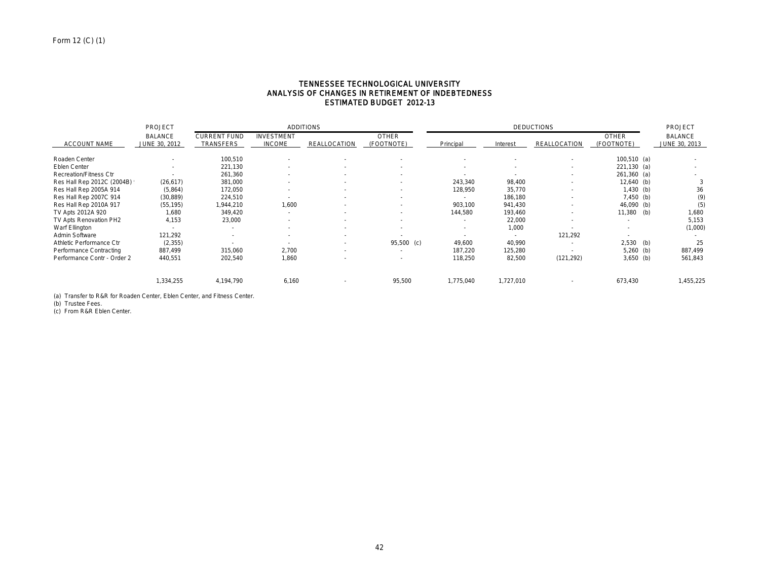Form 12 (C) (1)

# TENNESSEE TECHNOLOGICAL UNIVERSITY
## ANALYSIS OF CHANGES IN RETIREMENT OF INDEBTEDNESS
## ESTIMATED BUDGET 2012-13

| ACCOUNT NAME | PROJECT BALANCE JUNE 30, 2012 | ADDITIONS CURRENT FUND TRANSFERS | INVESTMENT INCOME | REALLOCATION | OTHER (FOOTNOTE) | DEDUCTIONS Principal | Interest | REALLOCATION | OTHER (FOOTNOTE) | PROJECT BALANCE JUNE 30, 2013 |
|---|---|---|---|---|---|---|---|---|---|---|
| Roaden Center | - | 100,510 | - | - | - | - | - | - | 100,510 (a) | - |
| Eblen Center | - | 221,130 | - | - | - | - | - | - | 221,130 (a) | - |
| Recreation/Fitness Ctr | - | 261,360 | - | - | - | - | - | - | 261,360 (a) | - |
| Res Hall Rep 2012C (2004B) | (26,617) | 381,000 | - | - | - | 243,340 | 98,400 | - | 12,640 (b) | 3 |
| Res Hall Rep 2005A 914 | (5,864) | 172,050 | - | - | - | 128,950 | 35,770 | - | 1,430 (b) | 36 |
| Res Hall Rep 2007C 914 | (30,889) | 224,510 | - | - | - | - | 186,180 | - | 7,450 (b) | (9) |
| Res Hall Rep 2010A 917 | (55,195) | 1,944,210 | 1,600 | - | - | 903,100 | 941,430 | - | 46,090 (b) | (5) |
| TV Apts 2012A 920 | 1,680 | 349,420 | - | - | - | 144,580 | 193,460 | - | 11,380 (b) | 1,680 |
| TV Apts Renovation PH2 | 4,153 | 23,000 | - | - | - | - | 22,000 | - | - | 5,153 |
| Warf Ellington | - | - | - | - | - | - | 1,000 | - | - | (1,000) |
| Admin Software | 121,292 | - | - | - | - | - | - | 121,292 | - | - |
| Athletic Performance Ctr | (2,355) | - | - | - | 95,500 (c) | 49,600 | 40,990 | - | 2,530 (b) | 25 |
| Performance Contracting | 887,499 | 315,060 | 2,700 | - | - | 187,220 | 125,280 | - | 5,260 (b) | 887,499 |
| Performance Contr - Order 2 | 440,551 | 202,540 | 1,860 | - | - | 118,250 | 82,500 | (121,292) | 3,650 (b) | 561,843 |
| | 1,334,255 | 4,194,790 | 6,160 | - | 95,500 | 1,775,040 | 1,727,010 | - | 673,430 | 1,455,225 |

(a) Transfer to R&R for Roaden Center, Eblen Center, and Fitness Center.
(b) Trustee Fees.
(c) From R&R Eblen Center.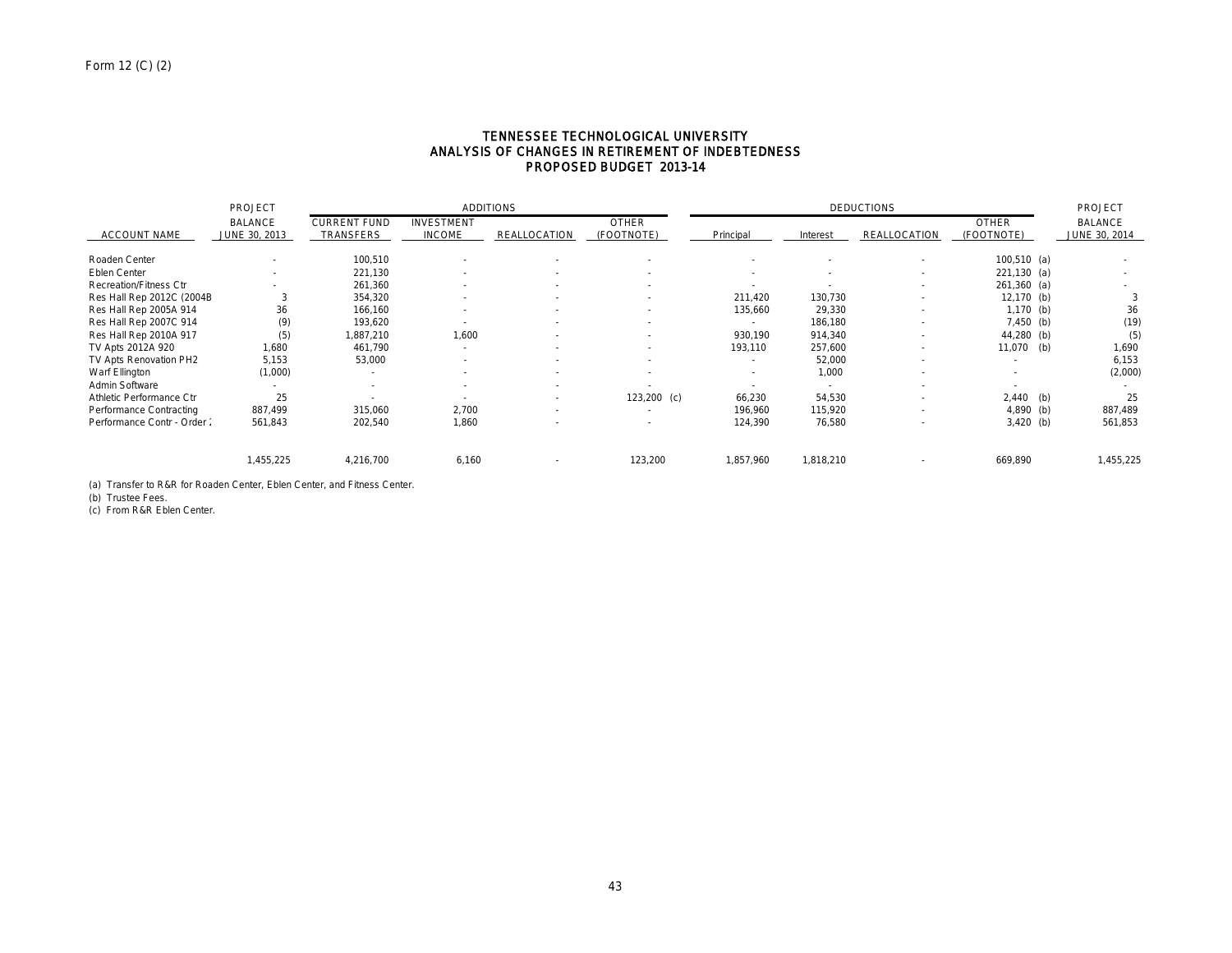Form 12 (C) (2)

## TENNESSEE TECHNOLOGICAL UNIVERSITY
## ANALYSIS OF CHANGES IN RETIREMENT OF INDEBTEDNESS
## PROPOSED BUDGET 2013-14

| | PROJECT | ADDITIONS | | | | DEDUCTIONS | | | | PROJECT |
|---|---|---|---|---|---|---|---|---|---|---|
| ACCOUNT NAME | BALANCE JUNE 30, 2013 | CURRENT FUND TRANSFERS | INVESTMENT INCOME | REALLOCATION | OTHER (FOOTNOTE) | Principal | Interest | REALLOCATION | OTHER (FOOTNOTE) | BALANCE JUNE 30, 2014 |
| Roaden Center | - | 100,510 | - | - | - | - | - | - | 100,510 (a) | - |
| Eblen Center | - | 221,130 | - | - | - | - | - | - | 221,130 (a) | - |
| Recreation/Fitness Ctr | - | 261,360 | - | - | - | - | - | - | 261,360 (a) | - |
| Res Hall Rep 2012C (2004B | 3 | 354,320 | - | - | - | 211,420 | 130,730 | - | 12,170 (b) | 3 |
| Res Hall Rep 2005A 914 | 36 | 166,160 | - | - | - | 135,660 | 29,330 | - | 1,170 (b) | 36 |
| Res Hall Rep 2007C 914 | (9) | 193,620 | - | - | - | - | 186,180 | - | 7,450 (b) | (19) |
| Res Hall Rep 2010A 917 | (5) | 1,887,210 | 1,600 | - | - | 930,190 | 914,340 | - | 44,280 (b) | (5) |
| TV Apts 2012A 920 | 1,680 | 461,790 | - | - | - | 193,110 | 257,600 | - | 11,070 (b) | 1,690 |
| TV Apts Renovation PH2 | 5,153 | 53,000 | - | - | - | - | 52,000 | - | - | 6,153 |
| Warf Ellington | (1,000) | - | - | - | - | - | 1,000 | - | - | (2,000) |
| Admin Software | - | - | - | - | - | - | - | - | - | - |
| Athletic Performance Ctr | 25 | - | - | - | 123,200 (c) | 66,230 | 54,530 | - | 2,440 (b) | 25 |
| Performance Contracting | 887,499 | 315,060 | 2,700 | - | - | 196,960 | 115,920 | - | 4,890 (b) | 887,489 |
| Performance Contr - Order 2 | 561,843 | 202,540 | 1,860 | - | - | 124,390 | 76,580 | - | 3,420 (b) | 561,853 |
| | 1,455,225 | 4,216,700 | 6,160 | - | 123,200 | 1,857,960 | 1,818,210 | - | 669,890 | 1,455,225 |

(a) Transfer to R&R for Roaden Center, Eblen Center, and Fitness Center.
(b) Trustee Fees.
(c) From R&R Eblen Center.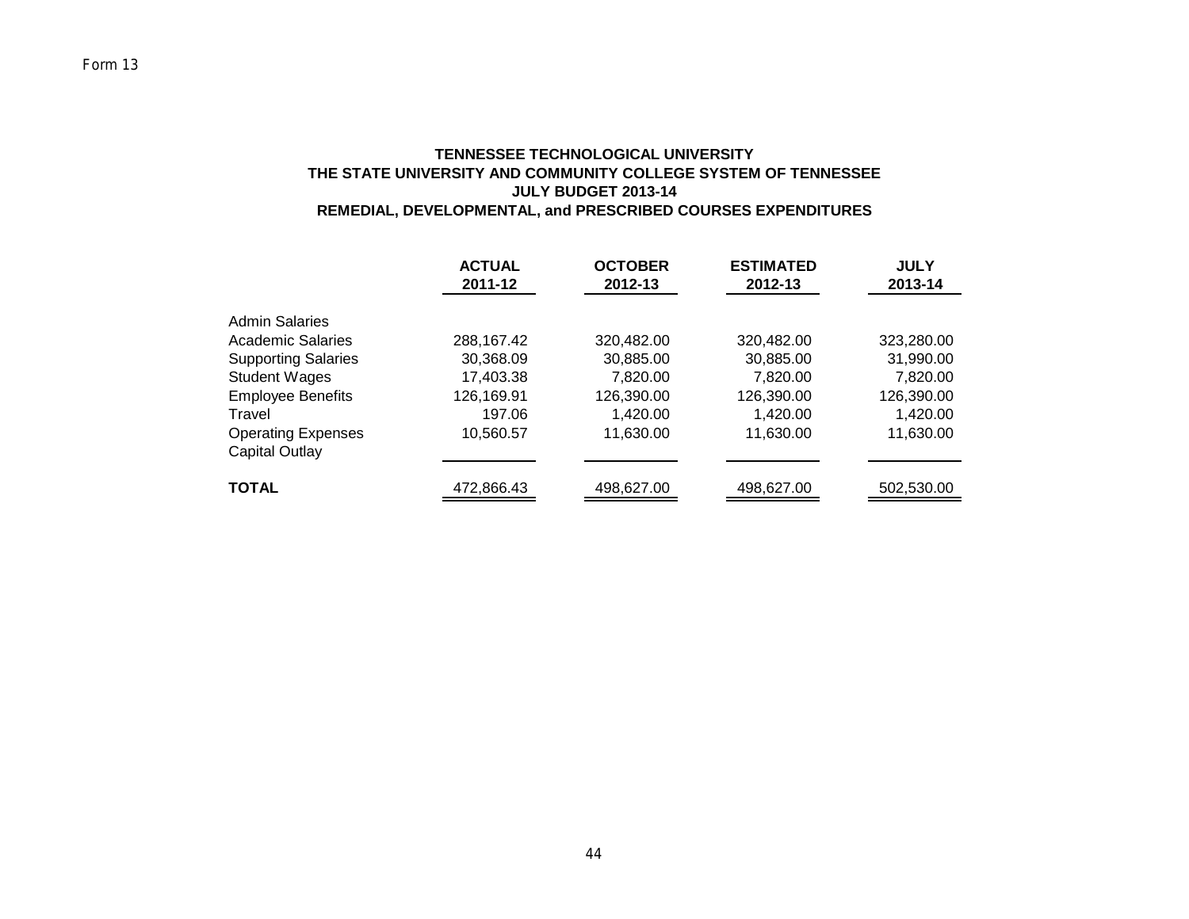Form 13

# TENNESSEE TECHNOLOGICAL UNIVERSITY
## THE STATE UNIVERSITY AND COMMUNITY COLLEGE SYSTEM OF TENNESSEE
## JULY BUDGET 2013-14
## REMEDIAL, DEVELOPMENTAL, and PRESCRIBED COURSES EXPENDITURES

| | ACTUAL 2011-12 | OCTOBER 2012-13 | ESTIMATED 2012-13 | JULY 2013-14 |
|---|---|---|---|---|
| Admin Salaries | | | | |
| Academic Salaries | 288,167.42 | 320,482.00 | 320,482.00 | 323,280.00 |
| Supporting Salaries | 30,368.09 | 30,885.00 | 30,885.00 | 31,990.00 |
| Student Wages | 17,403.38 | 7,820.00 | 7,820.00 | 7,820.00 |
| Employee Benefits | 126,169.91 | 126,390.00 | 126,390.00 | 126,390.00 |
| Travel | 197.06 | 1,420.00 | 1,420.00 | 1,420.00 |
| Operating Expenses | 10,560.57 | 11,630.00 | 11,630.00 | 11,630.00 |
| Capital Outlay | | | | |
| **TOTAL** | 472,866.43 | 498,627.00 | 498,627.00 | 502,530.00 |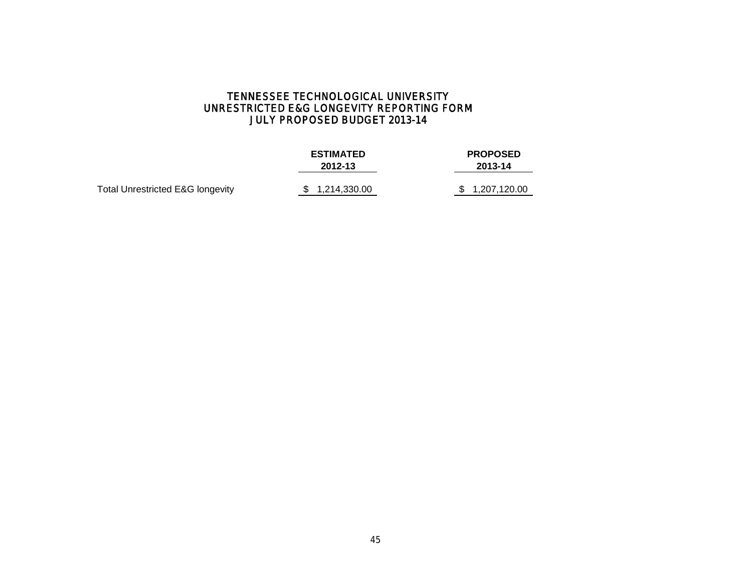# TENNESSEE TECHNOLOGICAL UNIVERSITY
## UNRESTRICTED E&G LONGEVITY REPORTING FORM
## JULY PROPOSED BUDGET 2013-14

| | ESTIMATED 2012-13 | PROPOSED 2013-14 |
|---|---|---|
| Total Unrestricted E&G longevity | $ 1,214,330.00 | $ 1,207,120.00 |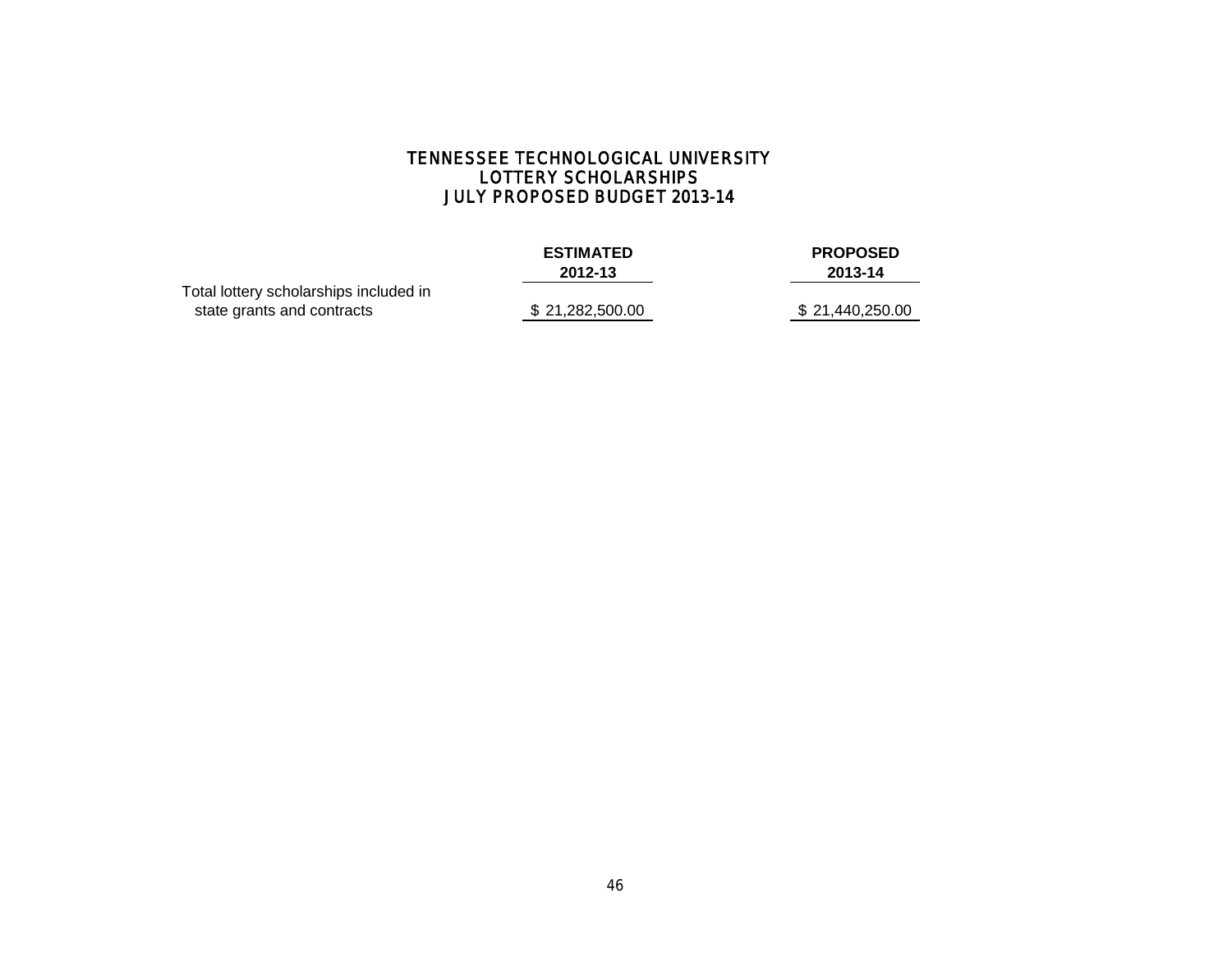# TENNESSEE TECHNOLOGICAL UNIVERSITY
## LOTTERY SCHOLARSHIPS
## JULY PROPOSED BUDGET 2013-14

| | ESTIMATED 2012-13 | PROPOSED 2013-14 |
|---|---|---|
| Total lottery scholarships included in state grants and contracts | $ 21,282,500.00 | $ 21,440,250.00 |